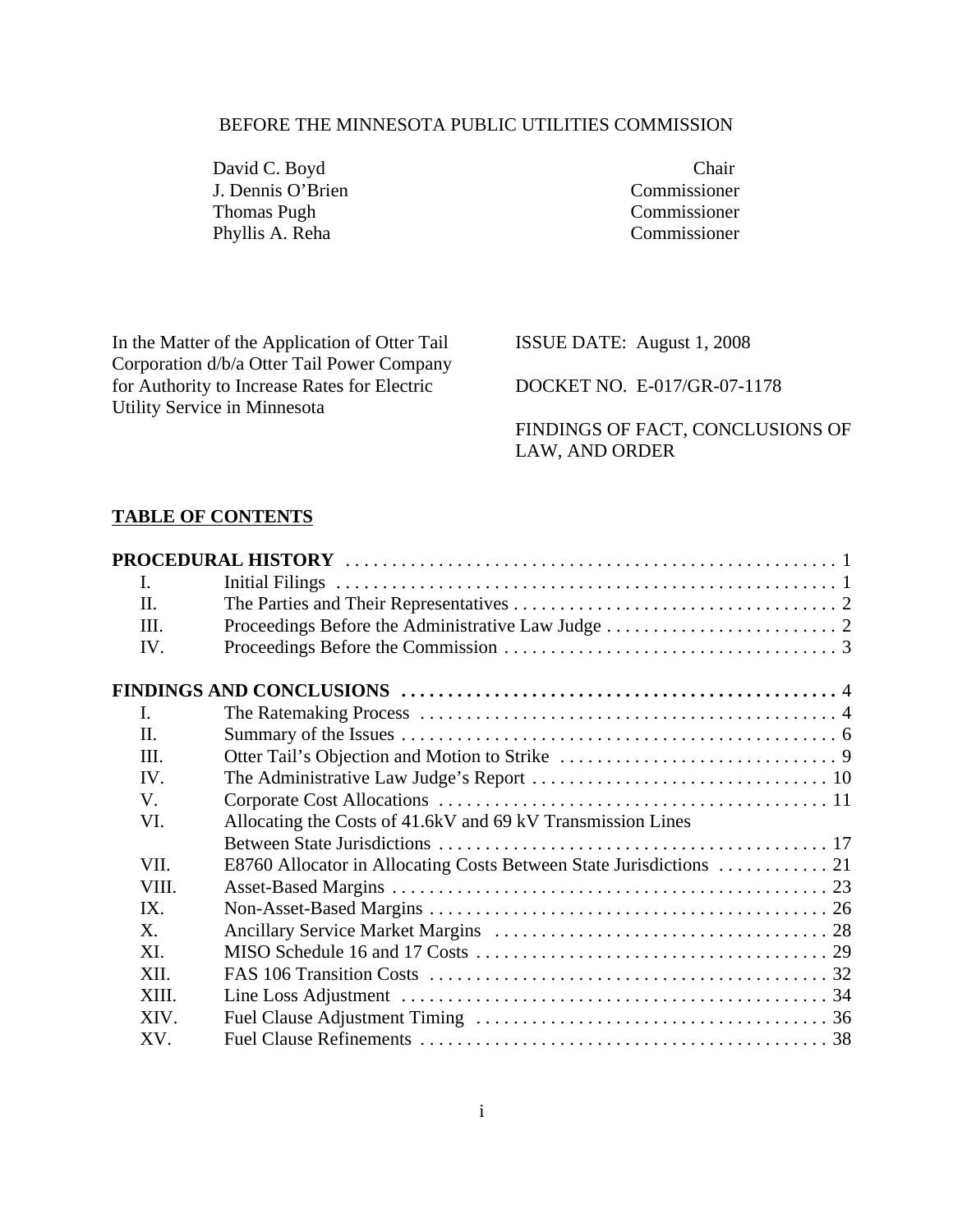BEFORE THE MINNESOTA PUBLIC UTILITIES COMMISSION

| | |
|---|---|
| David C. Boyd | Chair |
| J. Dennis O'Brien | Commissioner |
| Thomas Pugh | Commissioner |
| Phyllis A. Reha | Commissioner |

In the Matter of the Application of Otter Tail Corporation d/b/a Otter Tail Power Company for Authority to Increase Rates for Electric Utility Service in Minnesota

ISSUE DATE: August 1, 2008

DOCKET NO. E-017/GR-07-1178

FINDINGS OF FACT, CONCLUSIONS OF LAW, AND ORDER

## TABLE OF CONTENTS

| | | |
|---|---|---|
| **PROCEDURAL HISTORY** | | 1 |
| I. | Initial Filings | 1 |
| II. | The Parties and Their Representatives | 2 |
| III. | Proceedings Before the Administrative Law Judge | 2 |
| IV. | Proceedings Before the Commission | 3 |
| **FINDINGS AND CONCLUSIONS** | | 4 |
| I. | The Ratemaking Process | 4 |
| II. | Summary of the Issues | 6 |
| III. | Otter Tail's Objection and Motion to Strike | 9 |
| IV. | The Administrative Law Judge's Report | 10 |
| V. | Corporate Cost Allocations | 11 |
| VI. | Allocating the Costs of 41.6kV and 69 kV Transmission Lines Between State Jurisdictions | 17 |
| VII. | E8760 Allocator in Allocating Costs Between State Jurisdictions | 21 |
| VIII. | Asset-Based Margins | 23 |
| IX. | Non-Asset-Based Margins | 26 |
| X. | Ancillary Service Market Margins | 28 |
| XI. | MISO Schedule 16 and 17 Costs | 29 |
| XII. | FAS 106 Transition Costs | 32 |
| XIII. | Line Loss Adjustment | 34 |
| XIV. | Fuel Clause Adjustment Timing | 36 |
| XV. | Fuel Clause Refinements | 38 |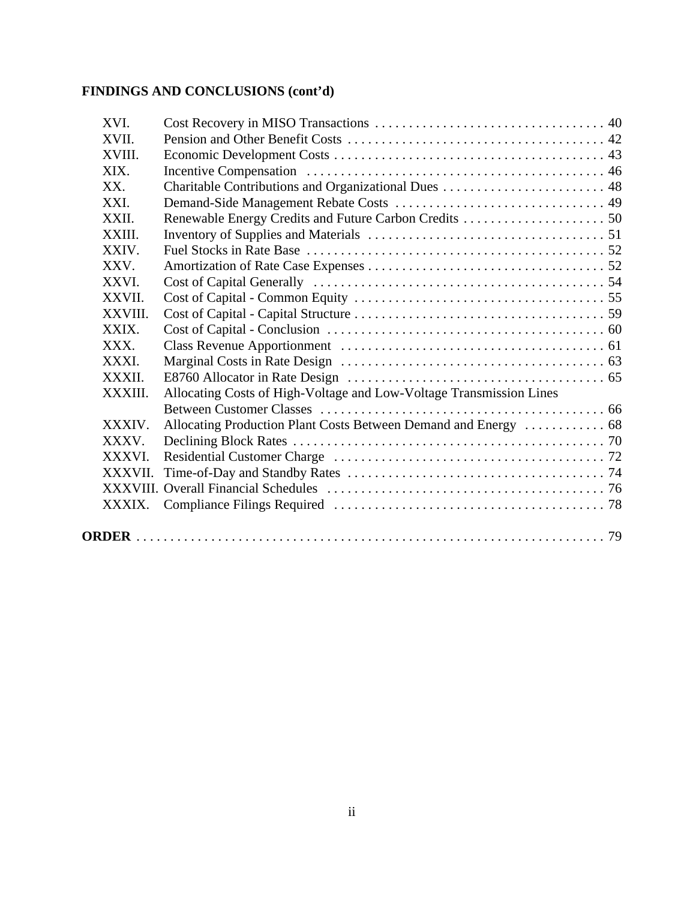**FINDINGS AND CONCLUSIONS (cont'd)**

| | | |
|---|---|---|
| XVI. | Cost Recovery in MISO Transactions | 40 |
| XVII. | Pension and Other Benefit Costs | 42 |
| XVIII. | Economic Development Costs | 43 |
| XIX. | Incentive Compensation | 46 |
| XX. | Charitable Contributions and Organizational Dues | 48 |
| XXI. | Demand-Side Management Rebate Costs | 49 |
| XXII. | Renewable Energy Credits and Future Carbon Credits | 50 |
| XXIII. | Inventory of Supplies and Materials | 51 |
| XXIV. | Fuel Stocks in Rate Base | 52 |
| XXV. | Amortization of Rate Case Expenses | 52 |
| XXVI. | Cost of Capital Generally | 54 |
| XXVII. | Cost of Capital - Common Equity | 55 |
| XXVIII. | Cost of Capital - Capital Structure | 59 |
| XXIX. | Cost of Capital - Conclusion | 60 |
| XXX. | Class Revenue Apportionment | 61 |
| XXXI. | Marginal Costs in Rate Design | 63 |
| XXXII. | E8760 Allocator in Rate Design | 65 |
| XXXIII. | Allocating Costs of High-Voltage and Low-Voltage Transmission Lines Between Customer Classes | 66 |
| XXXIV. | Allocating Production Plant Costs Between Demand and Energy | 68 |
| XXXV. | Declining Block Rates | 70 |
| XXXVI. | Residential Customer Charge | 72 |
| XXXVII. | Time-of-Day and Standby Rates | 74 |
| XXXVIII. | Overall Financial Schedules | 76 |
| XXXIX. | Compliance Filings Required | 78 |

**ORDER** . . . . . . . . . . . . . . . . . . . . . . . . . . . . . . . . . . . . . . . . . . . . . . . . . . . . . . . . . . 79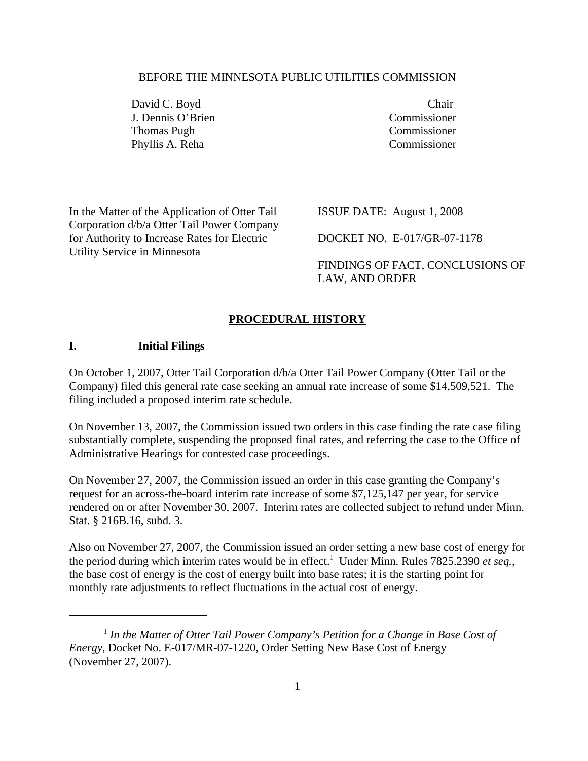BEFORE THE MINNESOTA PUBLIC UTILITIES COMMISSION

| | |
|---|---|
| David C. Boyd | Chair |
| J. Dennis O'Brien | Commissioner |
| Thomas Pugh | Commissioner |
| Phyllis A. Reha | Commissioner |

In the Matter of the Application of Otter Tail Corporation d/b/a Otter Tail Power Company for Authority to Increase Rates for Electric Utility Service in Minnesota

ISSUE DATE: August 1, 2008

DOCKET NO. E-017/GR-07-1178

FINDINGS OF FACT, CONCLUSIONS OF LAW, AND ORDER

## PROCEDURAL HISTORY

### I. Initial Filings

On October 1, 2007, Otter Tail Corporation d/b/a Otter Tail Power Company (Otter Tail or the Company) filed this general rate case seeking an annual rate increase of some $14,509,521. The filing included a proposed interim rate schedule.

On November 13, 2007, the Commission issued two orders in this case finding the rate case filing substantially complete, suspending the proposed final rates, and referring the case to the Office of Administrative Hearings for contested case proceedings.

On November 27, 2007, the Commission issued an order in this case granting the Company's request for an across-the-board interim rate increase of some $7,125,147 per year, for service rendered on or after November 30, 2007. Interim rates are collected subject to refund under Minn. Stat. § 216B.16, subd. 3.

Also on November 27, 2007, the Commission issued an order setting a new base cost of energy for the period during which interim rates would be in effect.[1] Under Minn. Rules 7825.2390 *et seq.*, the base cost of energy is the cost of energy built into base rates; it is the starting point for monthly rate adjustments to reflect fluctuations in the actual cost of energy.

---

[1] *In the Matter of Otter Tail Power Company's Petition for a Change in Base Cost of Energy*, Docket No. E-017/MR-07-1220, Order Setting New Base Cost of Energy (November 27, 2007).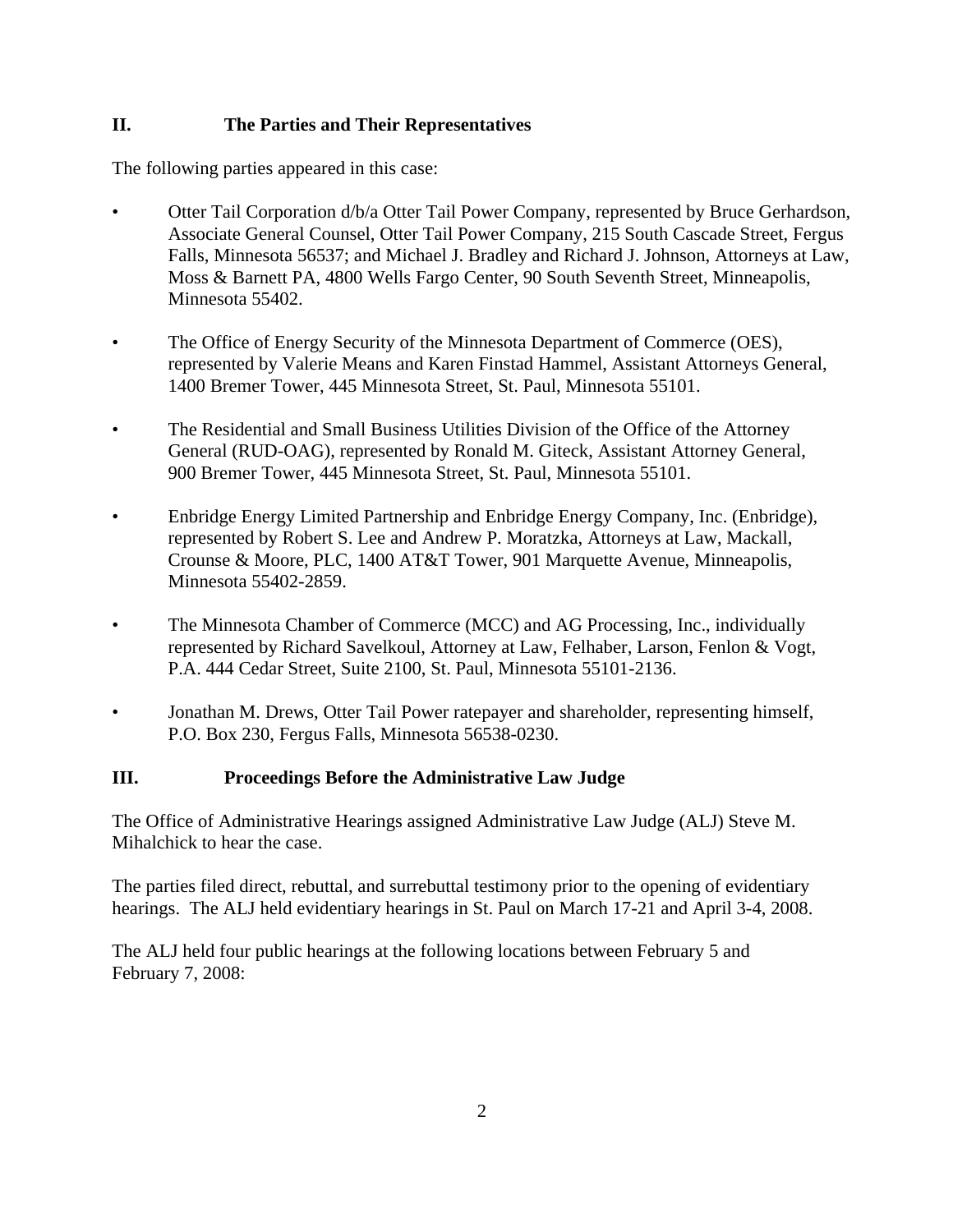## II. The Parties and Their Representatives

The following parties appeared in this case:

- Otter Tail Corporation d/b/a Otter Tail Power Company, represented by Bruce Gerhardson, Associate General Counsel, Otter Tail Power Company, 215 South Cascade Street, Fergus Falls, Minnesota 56537; and Michael J. Bradley and Richard J. Johnson, Attorneys at Law, Moss & Barnett PA, 4800 Wells Fargo Center, 90 South Seventh Street, Minneapolis, Minnesota 55402.

- The Office of Energy Security of the Minnesota Department of Commerce (OES), represented by Valerie Means and Karen Finstad Hammel, Assistant Attorneys General, 1400 Bremer Tower, 445 Minnesota Street, St. Paul, Minnesota 55101.

- The Residential and Small Business Utilities Division of the Office of the Attorney General (RUD-OAG), represented by Ronald M. Giteck, Assistant Attorney General, 900 Bremer Tower, 445 Minnesota Street, St. Paul, Minnesota 55101.

- Enbridge Energy Limited Partnership and Enbridge Energy Company, Inc. (Enbridge), represented by Robert S. Lee and Andrew P. Moratzka, Attorneys at Law, Mackall, Crounse & Moore, PLC, 1400 AT&T Tower, 901 Marquette Avenue, Minneapolis, Minnesota 55402-2859.

- The Minnesota Chamber of Commerce (MCC) and AG Processing, Inc., individually represented by Richard Savelkoul, Attorney at Law, Felhaber, Larson, Fenlon & Vogt, P.A. 444 Cedar Street, Suite 2100, St. Paul, Minnesota 55101-2136.

- Jonathan M. Drews, Otter Tail Power ratepayer and shareholder, representing himself, P.O. Box 230, Fergus Falls, Minnesota 56538-0230.

## III. Proceedings Before the Administrative Law Judge

The Office of Administrative Hearings assigned Administrative Law Judge (ALJ) Steve M. Mihalchick to hear the case.

The parties filed direct, rebuttal, and surrebuttal testimony prior to the opening of evidentiary hearings. The ALJ held evidentiary hearings in St. Paul on March 17-21 and April 3-4, 2008.

The ALJ held four public hearings at the following locations between February 5 and February 7, 2008: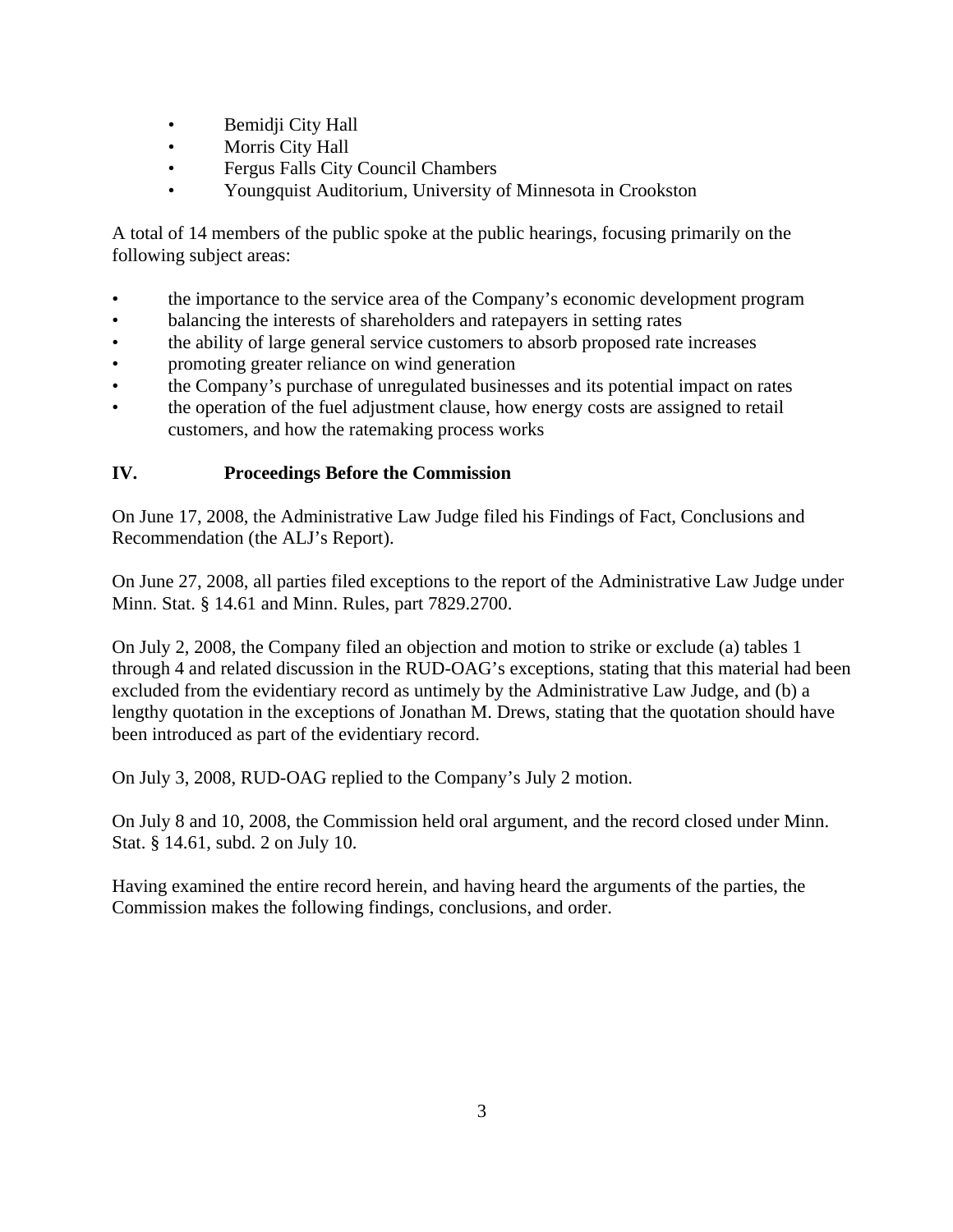- Bemidji City Hall
- Morris City Hall
- Fergus Falls City Council Chambers
- Youngquist Auditorium, University of Minnesota in Crookston

A total of 14 members of the public spoke at the public hearings, focusing primarily on the following subject areas:

- the importance to the service area of the Company's economic development program
- balancing the interests of shareholders and ratepayers in setting rates
- the ability of large general service customers to absorb proposed rate increases
- promoting greater reliance on wind generation
- the Company's purchase of unregulated businesses and its potential impact on rates
- the operation of the fuel adjustment clause, how energy costs are assigned to retail customers, and how the ratemaking process works

## IV. Proceedings Before the Commission

On June 17, 2008, the Administrative Law Judge filed his Findings of Fact, Conclusions and Recommendation (the ALJ's Report).

On June 27, 2008, all parties filed exceptions to the report of the Administrative Law Judge under Minn. Stat. § 14.61 and Minn. Rules, part 7829.2700.

On July 2, 2008, the Company filed an objection and motion to strike or exclude (a) tables 1 through 4 and related discussion in the RUD-OAG's exceptions, stating that this material had been excluded from the evidentiary record as untimely by the Administrative Law Judge, and (b) a lengthy quotation in the exceptions of Jonathan M. Drews, stating that the quotation should have been introduced as part of the evidentiary record.

On July 3, 2008, RUD-OAG replied to the Company's July 2 motion.

On July 8 and 10, 2008, the Commission held oral argument, and the record closed under Minn. Stat. § 14.61, subd. 2 on July 10.

Having examined the entire record herein, and having heard the arguments of the parties, the Commission makes the following findings, conclusions, and order.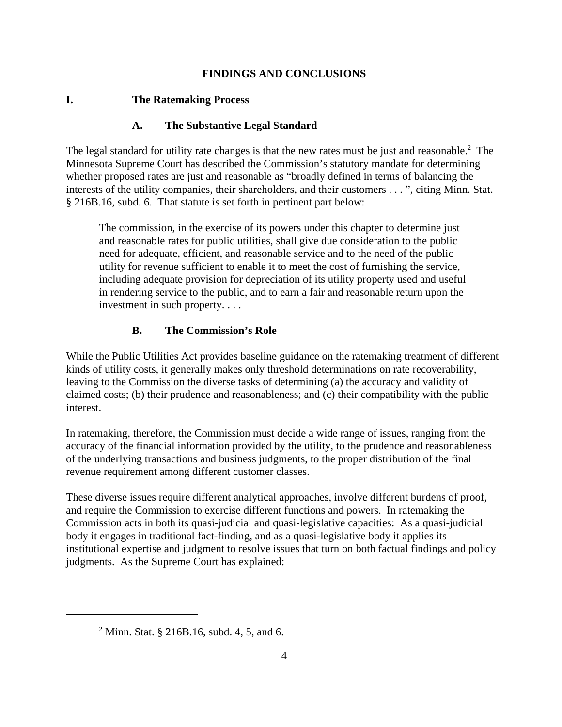## FINDINGS AND CONCLUSIONS

### I. The Ratemaking Process

#### A. The Substantive Legal Standard

The legal standard for utility rate changes is that the new rates must be just and reasonable.[2] The Minnesota Supreme Court has described the Commission's statutory mandate for determining whether proposed rates are just and reasonable as "broadly defined in terms of balancing the interests of the utility companies, their shareholders, and their customers . . . ", citing Minn. Stat. § 216B.16, subd. 6. That statute is set forth in pertinent part below:

> The commission, in the exercise of its powers under this chapter to determine just and reasonable rates for public utilities, shall give due consideration to the public need for adequate, efficient, and reasonable service and to the need of the public utility for revenue sufficient to enable it to meet the cost of furnishing the service, including adequate provision for depreciation of its utility property used and useful in rendering service to the public, and to earn a fair and reasonable return upon the investment in such property. . . .

#### B. The Commission's Role

While the Public Utilities Act provides baseline guidance on the ratemaking treatment of different kinds of utility costs, it generally makes only threshold determinations on rate recoverability, leaving to the Commission the diverse tasks of determining (a) the accuracy and validity of claimed costs; (b) their prudence and reasonableness; and (c) their compatibility with the public interest.

In ratemaking, therefore, the Commission must decide a wide range of issues, ranging from the accuracy of the financial information provided by the utility, to the prudence and reasonableness of the underlying transactions and business judgments, to the proper distribution of the final revenue requirement among different customer classes.

These diverse issues require different analytical approaches, involve different burdens of proof, and require the Commission to exercise different functions and powers. In ratemaking the Commission acts in both its quasi-judicial and quasi-legislative capacities: As a quasi-judicial body it engages in traditional fact-finding, and as a quasi-legislative body it applies its institutional expertise and judgment to resolve issues that turn on both factual findings and policy judgments. As the Supreme Court has explained:

---

[2] Minn. Stat. § 216B.16, subd. 4, 5, and 6.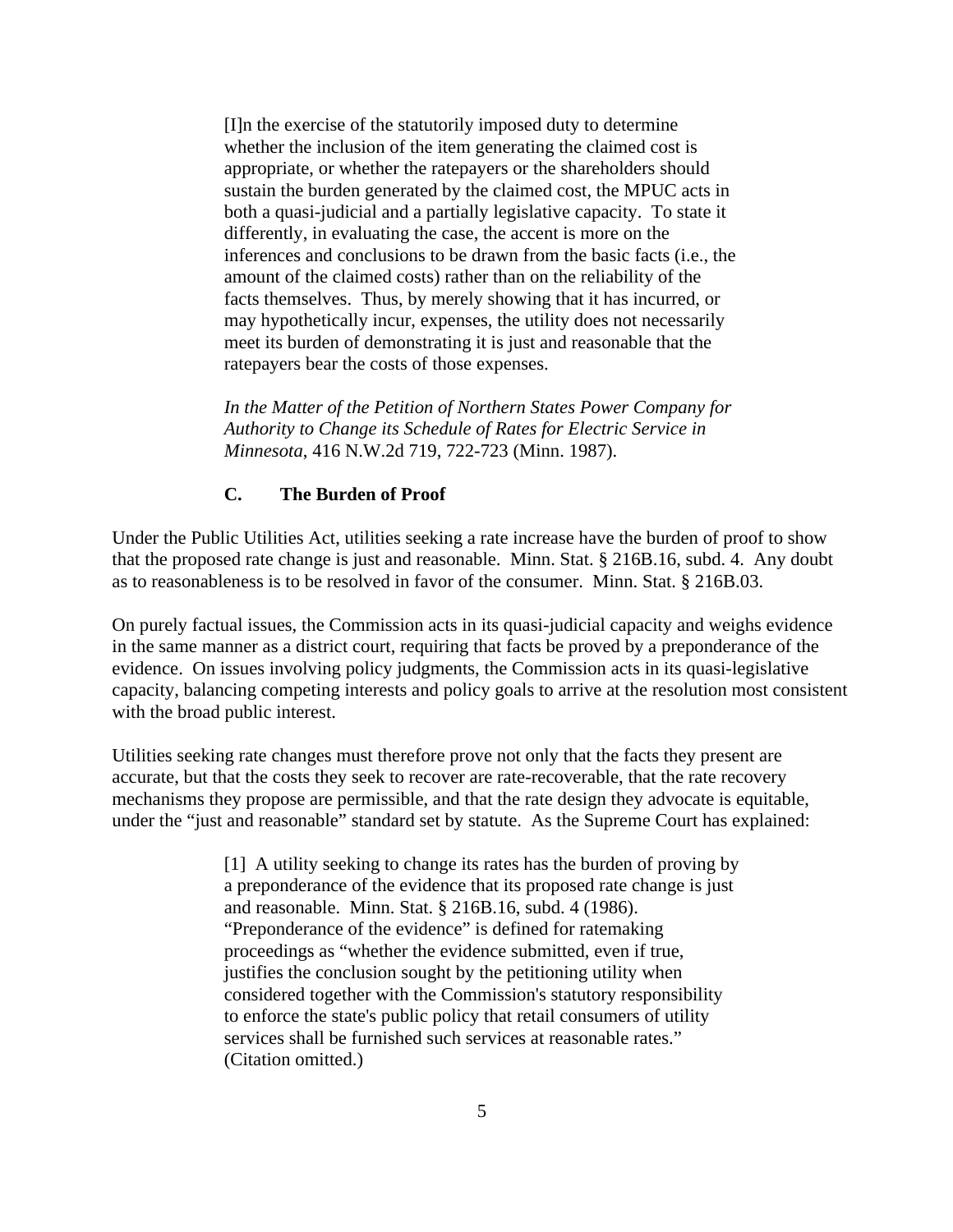> [I]n the exercise of the statutorily imposed duty to determine whether the inclusion of the item generating the claimed cost is appropriate, or whether the ratepayers or the shareholders should sustain the burden generated by the claimed cost, the MPUC acts in both a quasi-judicial and a partially legislative capacity. To state it differently, in evaluating the case, the accent is more on the inferences and conclusions to be drawn from the basic facts (i.e., the amount of the claimed costs) rather than on the reliability of the facts themselves. Thus, by merely showing that it has incurred, or may hypothetically incur, expenses, the utility does not necessarily meet its burden of demonstrating it is just and reasonable that the ratepayers bear the costs of those expenses.
>
> *In the Matter of the Petition of Northern States Power Company for Authority to Change its Schedule of Rates for Electric Service in Minnesota*, 416 N.W.2d 719, 722-723 (Minn. 1987).

### C. The Burden of Proof

Under the Public Utilities Act, utilities seeking a rate increase have the burden of proof to show that the proposed rate change is just and reasonable. Minn. Stat. § 216B.16, subd. 4. Any doubt as to reasonableness is to be resolved in favor of the consumer. Minn. Stat. § 216B.03.

On purely factual issues, the Commission acts in its quasi-judicial capacity and weighs evidence in the same manner as a district court, requiring that facts be proved by a preponderance of the evidence. On issues involving policy judgments, the Commission acts in its quasi-legislative capacity, balancing competing interests and policy goals to arrive at the resolution most consistent with the broad public interest.

Utilities seeking rate changes must therefore prove not only that the facts they present are accurate, but that the costs they seek to recover are rate-recoverable, that the rate recovery mechanisms they propose are permissible, and that the rate design they advocate is equitable, under the "just and reasonable" standard set by statute. As the Supreme Court has explained:

> [1] A utility seeking to change its rates has the burden of proving by a preponderance of the evidence that its proposed rate change is just and reasonable. Minn. Stat. § 216B.16, subd. 4 (1986). "Preponderance of the evidence" is defined for ratemaking proceedings as "whether the evidence submitted, even if true, justifies the conclusion sought by the petitioning utility when considered together with the Commission's statutory responsibility to enforce the state's public policy that retail consumers of utility services shall be furnished such services at reasonable rates." (Citation omitted.)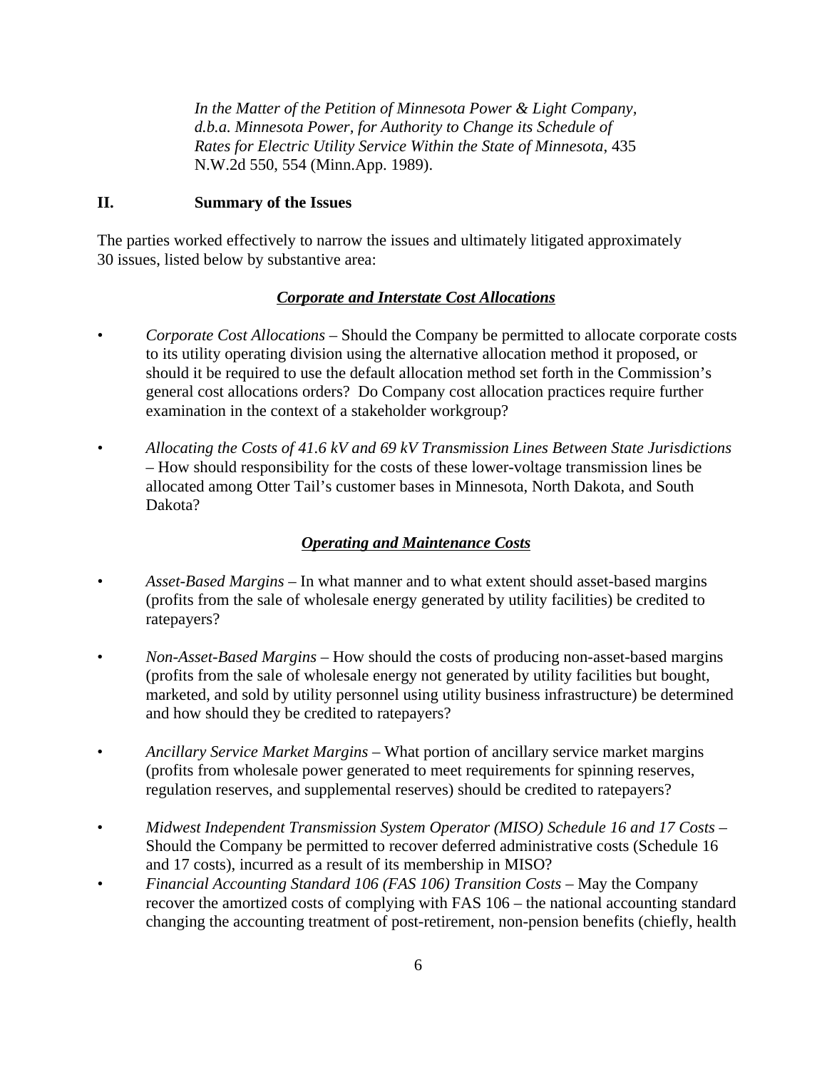*In the Matter of the Petition of Minnesota Power & Light Company, d.b.a. Minnesota Power, for Authority to Change its Schedule of Rates for Electric Utility Service Within the State of Minnesota*, 435 N.W.2d 550, 554 (Minn.App. 1989).

## II. Summary of the Issues

The parties worked effectively to narrow the issues and ultimately litigated approximately 30 issues, listed below by substantive area:

***<u>Corporate and Interstate Cost Allocations</u>***

- *Corporate Cost Allocations* – Should the Company be permitted to allocate corporate costs to its utility operating division using the alternative allocation method it proposed, or should it be required to use the default allocation method set forth in the Commission's general cost allocations orders? Do Company cost allocation practices require further examination in the context of a stakeholder workgroup?

- *Allocating the Costs of 41.6 kV and 69 kV Transmission Lines Between State Jurisdictions* – How should responsibility for the costs of these lower-voltage transmission lines be allocated among Otter Tail's customer bases in Minnesota, North Dakota, and South Dakota?

***<u>Operating and Maintenance Costs</u>***

- *Asset-Based Margins* – In what manner and to what extent should asset-based margins (profits from the sale of wholesale energy generated by utility facilities) be credited to ratepayers?

- *Non-Asset-Based Margins* – How should the costs of producing non-asset-based margins (profits from the sale of wholesale energy not generated by utility facilities but bought, marketed, and sold by utility personnel using utility business infrastructure) be determined and how should they be credited to ratepayers?

- *Ancillary Service Market Margins* – What portion of ancillary service market margins (profits from wholesale power generated to meet requirements for spinning reserves, regulation reserves, and supplemental reserves) should be credited to ratepayers?

- *Midwest Independent Transmission System Operator (MISO) Schedule 16 and 17 Costs* – Should the Company be permitted to recover deferred administrative costs (Schedule 16 and 17 costs), incurred as a result of its membership in MISO?
- *Financial Accounting Standard 106 (FAS 106) Transition Costs* – May the Company recover the amortized costs of complying with FAS 106 – the national accounting standard changing the accounting treatment of post-retirement, non-pension benefits (chiefly, health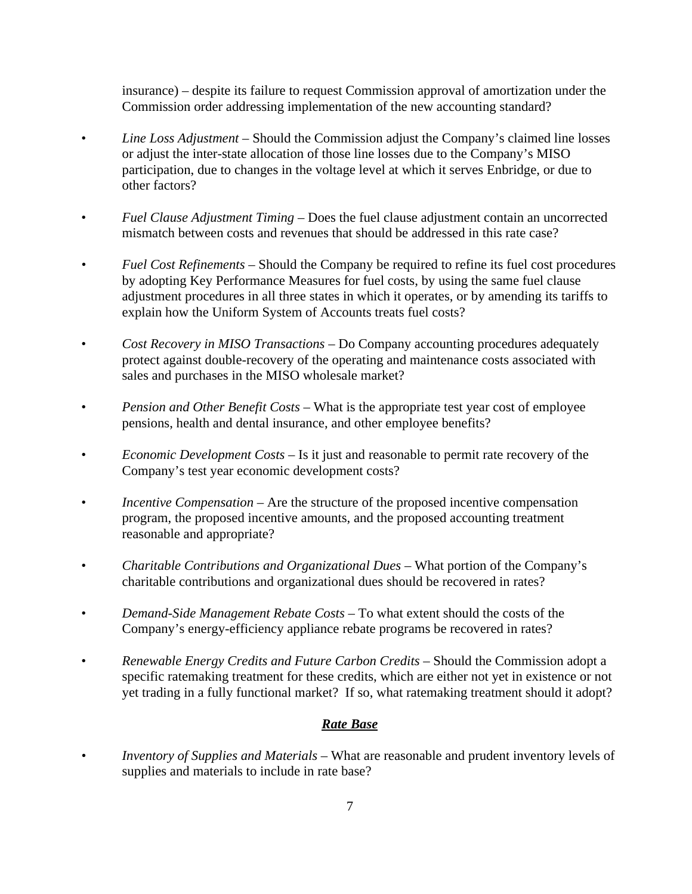insurance) – despite its failure to request Commission approval of amortization under the Commission order addressing implementation of the new accounting standard?

- *Line Loss Adjustment* – Should the Commission adjust the Company's claimed line losses or adjust the inter-state allocation of those line losses due to the Company's MISO participation, due to changes in the voltage level at which it serves Enbridge, or due to other factors?

- *Fuel Clause Adjustment Timing* – Does the fuel clause adjustment contain an uncorrected mismatch between costs and revenues that should be addressed in this rate case?

- *Fuel Cost Refinements* – Should the Company be required to refine its fuel cost procedures by adopting Key Performance Measures for fuel costs, by using the same fuel clause adjustment procedures in all three states in which it operates, or by amending its tariffs to explain how the Uniform System of Accounts treats fuel costs?

- *Cost Recovery in MISO Transactions* – Do Company accounting procedures adequately protect against double-recovery of the operating and maintenance costs associated with sales and purchases in the MISO wholesale market?

- *Pension and Other Benefit Costs* – What is the appropriate test year cost of employee pensions, health and dental insurance, and other employee benefits?

- *Economic Development Costs* – Is it just and reasonable to permit rate recovery of the Company's test year economic development costs?

- *Incentive Compensation* – Are the structure of the proposed incentive compensation program, the proposed incentive amounts, and the proposed accounting treatment reasonable and appropriate?

- *Charitable Contributions and Organizational Dues* – What portion of the Company's charitable contributions and organizational dues should be recovered in rates?

- *Demand-Side Management Rebate Costs* – To what extent should the costs of the Company's energy-efficiency appliance rebate programs be recovered in rates?

- *Renewable Energy Credits and Future Carbon Credits* – Should the Commission adopt a specific ratemaking treatment for these credits, which are either not yet in existence or not yet trading in a fully functional market? If so, what ratemaking treatment should it adopt?

## ***Rate Base***

- *Inventory of Supplies and Materials* – What are reasonable and prudent inventory levels of supplies and materials to include in rate base?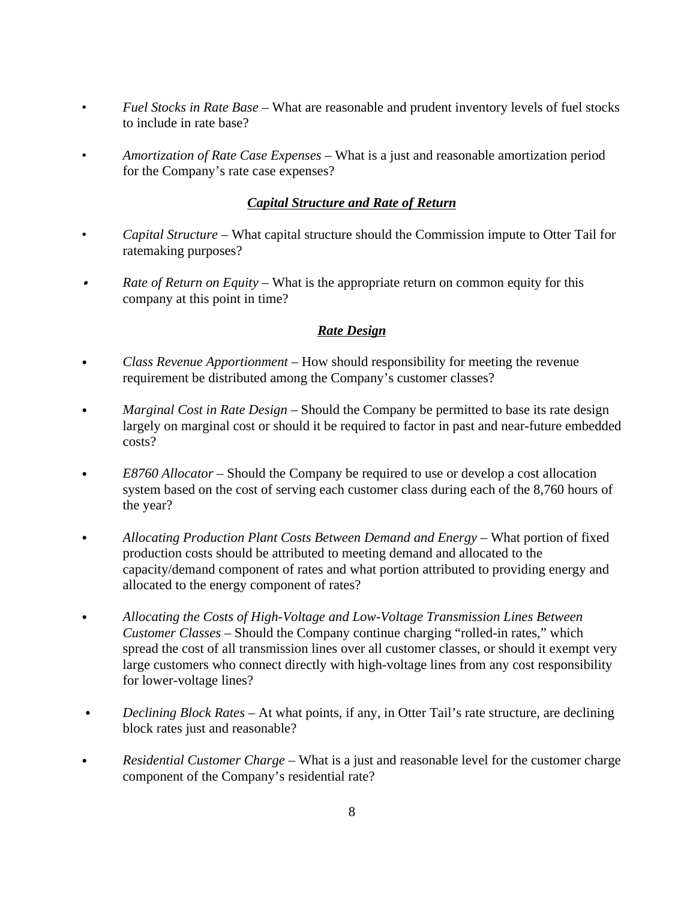- *Fuel Stocks in Rate Base* – What are reasonable and prudent inventory levels of fuel stocks to include in rate base?

- *Amortization of Rate Case Expenses* – What is a just and reasonable amortization period for the Company's rate case expenses?

### ***Capital Structure and Rate of Return***

- *Capital Structure* – What capital structure should the Commission impute to Otter Tail for ratemaking purposes?

- *Rate of Return on Equity* – What is the appropriate return on common equity for this company at this point in time?

### ***Rate Design***

- *Class Revenue Apportionment* – How should responsibility for meeting the revenue requirement be distributed among the Company's customer classes?

- *Marginal Cost in Rate Design* – Should the Company be permitted to base its rate design largely on marginal cost or should it be required to factor in past and near-future embedded costs?

- *E8760 Allocator* – Should the Company be required to use or develop a cost allocation system based on the cost of serving each customer class during each of the 8,760 hours of the year?

- *Allocating Production Plant Costs Between Demand and Energy* – What portion of fixed production costs should be attributed to meeting demand and allocated to the capacity/demand component of rates and what portion attributed to providing energy and allocated to the energy component of rates?

- *Allocating the Costs of High-Voltage and Low-Voltage Transmission Lines Between Customer Classes* – Should the Company continue charging "rolled-in rates," which spread the cost of all transmission lines over all customer classes, or should it exempt very large customers who connect directly with high-voltage lines from any cost responsibility for lower-voltage lines?

- *Declining Block Rates* – At what points, if any, in Otter Tail's rate structure, are declining block rates just and reasonable?

- *Residential Customer Charge* – What is a just and reasonable level for the customer charge component of the Company's residential rate?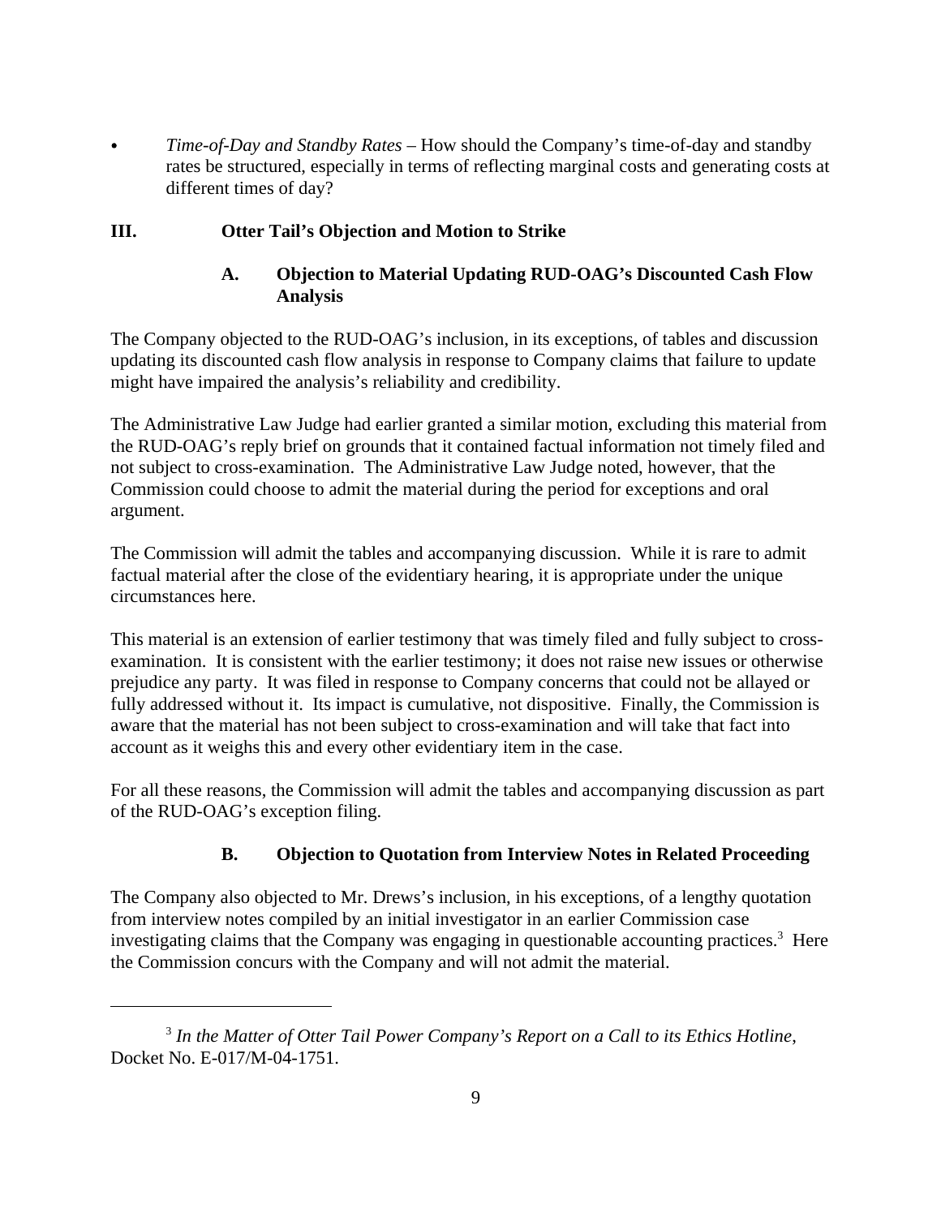- *Time-of-Day and Standby Rates* – How should the Company's time-of-day and standby rates be structured, especially in terms of reflecting marginal costs and generating costs at different times of day?

## III. Otter Tail's Objection and Motion to Strike

### A. Objection to Material Updating RUD-OAG's Discounted Cash Flow Analysis

The Company objected to the RUD-OAG's inclusion, in its exceptions, of tables and discussion updating its discounted cash flow analysis in response to Company claims that failure to update might have impaired the analysis's reliability and credibility.

The Administrative Law Judge had earlier granted a similar motion, excluding this material from the RUD-OAG's reply brief on grounds that it contained factual information not timely filed and not subject to cross-examination. The Administrative Law Judge noted, however, that the Commission could choose to admit the material during the period for exceptions and oral argument.

The Commission will admit the tables and accompanying discussion. While it is rare to admit factual material after the close of the evidentiary hearing, it is appropriate under the unique circumstances here.

This material is an extension of earlier testimony that was timely filed and fully subject to cross-examination. It is consistent with the earlier testimony; it does not raise new issues or otherwise prejudice any party. It was filed in response to Company concerns that could not be allayed or fully addressed without it. Its impact is cumulative, not dispositive. Finally, the Commission is aware that the material has not been subject to cross-examination and will take that fact into account as it weighs this and every other evidentiary item in the case.

For all these reasons, the Commission will admit the tables and accompanying discussion as part of the RUD-OAG's exception filing.

### B. Objection to Quotation from Interview Notes in Related Proceeding

The Company also objected to Mr. Drews's inclusion, in his exceptions, of a lengthy quotation from interview notes compiled by an initial investigator in an earlier Commission case investigating claims that the Company was engaging in questionable accounting practices.[3] Here the Commission concurs with the Company and will not admit the material.

---

[3] *In the Matter of Otter Tail Power Company's Report on a Call to its Ethics Hotline*, Docket No. E-017/M-04-1751.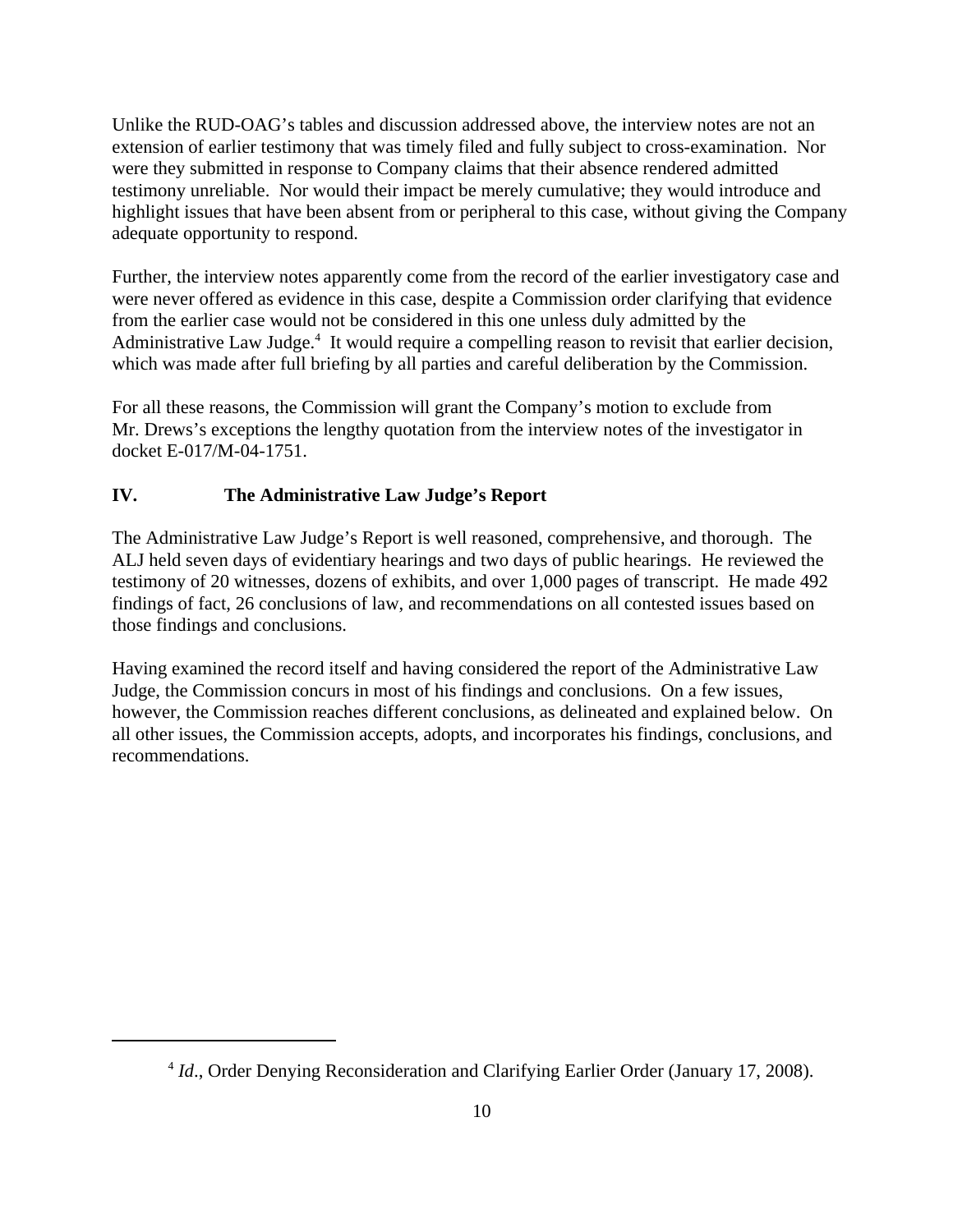Unlike the RUD-OAG's tables and discussion addressed above, the interview notes are not an extension of earlier testimony that was timely filed and fully subject to cross-examination. Nor were they submitted in response to Company claims that their absence rendered admitted testimony unreliable. Nor would their impact be merely cumulative; they would introduce and highlight issues that have been absent from or peripheral to this case, without giving the Company adequate opportunity to respond.

Further, the interview notes apparently come from the record of the earlier investigatory case and were never offered as evidence in this case, despite a Commission order clarifying that evidence from the earlier case would not be considered in this one unless duly admitted by the Administrative Law Judge.[4] It would require a compelling reason to revisit that earlier decision, which was made after full briefing by all parties and careful deliberation by the Commission.

For all these reasons, the Commission will grant the Company's motion to exclude from Mr. Drews's exceptions the lengthy quotation from the interview notes of the investigator in docket E-017/M-04-1751.

## IV. The Administrative Law Judge's Report

The Administrative Law Judge's Report is well reasoned, comprehensive, and thorough. The ALJ held seven days of evidentiary hearings and two days of public hearings. He reviewed the testimony of 20 witnesses, dozens of exhibits, and over 1,000 pages of transcript. He made 492 findings of fact, 26 conclusions of law, and recommendations on all contested issues based on those findings and conclusions.

Having examined the record itself and having considered the report of the Administrative Law Judge, the Commission concurs in most of his findings and conclusions. On a few issues, however, the Commission reaches different conclusions, as delineated and explained below. On all other issues, the Commission accepts, adopts, and incorporates his findings, conclusions, and recommendations.

---

[4] *Id*., Order Denying Reconsideration and Clarifying Earlier Order (January 17, 2008).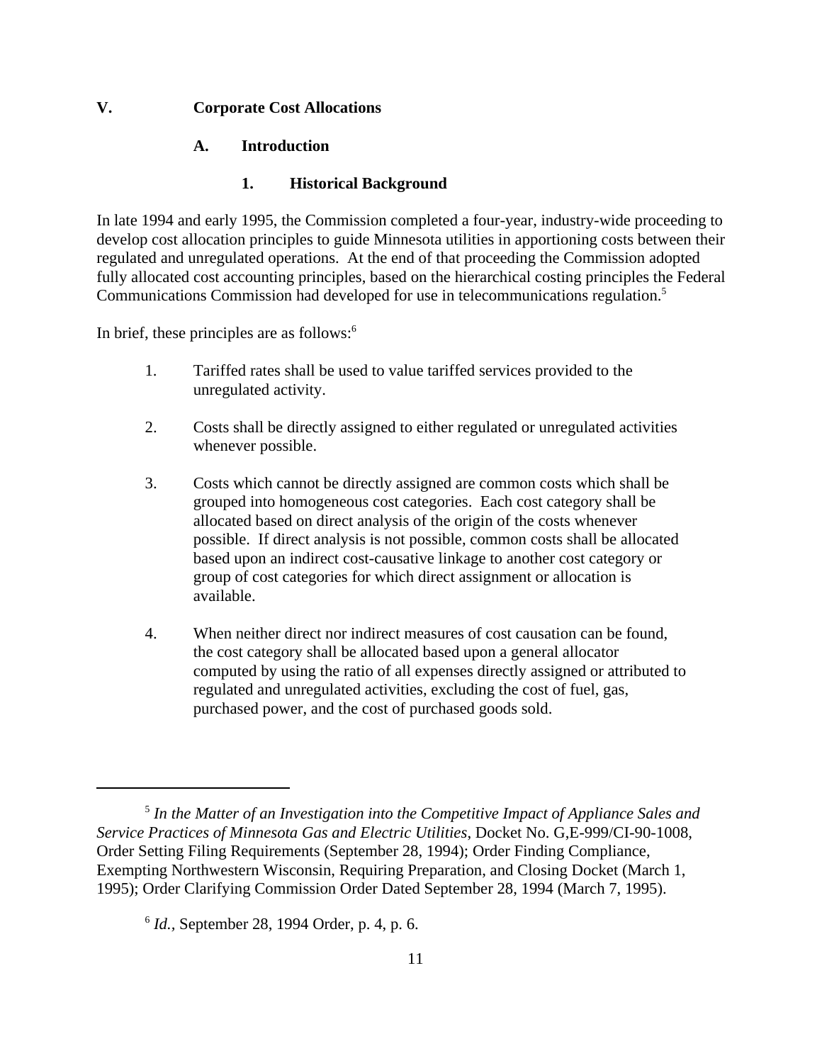## V. Corporate Cost Allocations

### A. Introduction

#### 1. Historical Background

In late 1994 and early 1995, the Commission completed a four-year, industry-wide proceeding to develop cost allocation principles to guide Minnesota utilities in apportioning costs between their regulated and unregulated operations. At the end of that proceeding the Commission adopted fully allocated cost accounting principles, based on the hierarchical costing principles the Federal Communications Commission had developed for use in telecommunications regulation.[5]

In brief, these principles are as follows:[6]

1. Tariffed rates shall be used to value tariffed services provided to the unregulated activity.

2. Costs shall be directly assigned to either regulated or unregulated activities whenever possible.

3. Costs which cannot be directly assigned are common costs which shall be grouped into homogeneous cost categories. Each cost category shall be allocated based on direct analysis of the origin of the costs whenever possible. If direct analysis is not possible, common costs shall be allocated based upon an indirect cost-causative linkage to another cost category or group of cost categories for which direct assignment or allocation is available.

4. When neither direct nor indirect measures of cost causation can be found, the cost category shall be allocated based upon a general allocator computed by using the ratio of all expenses directly assigned or attributed to regulated and unregulated activities, excluding the cost of fuel, gas, purchased power, and the cost of purchased goods sold.

---

[5] *In the Matter of an Investigation into the Competitive Impact of Appliance Sales and Service Practices of Minnesota Gas and Electric Utilities*, Docket No. G,E-999/CI-90-1008, Order Setting Filing Requirements (September 28, 1994); Order Finding Compliance, Exempting Northwestern Wisconsin, Requiring Preparation, and Closing Docket (March 1, 1995); Order Clarifying Commission Order Dated September 28, 1994 (March 7, 1995).

[6] *Id.*, September 28, 1994 Order, p. 4, p. 6.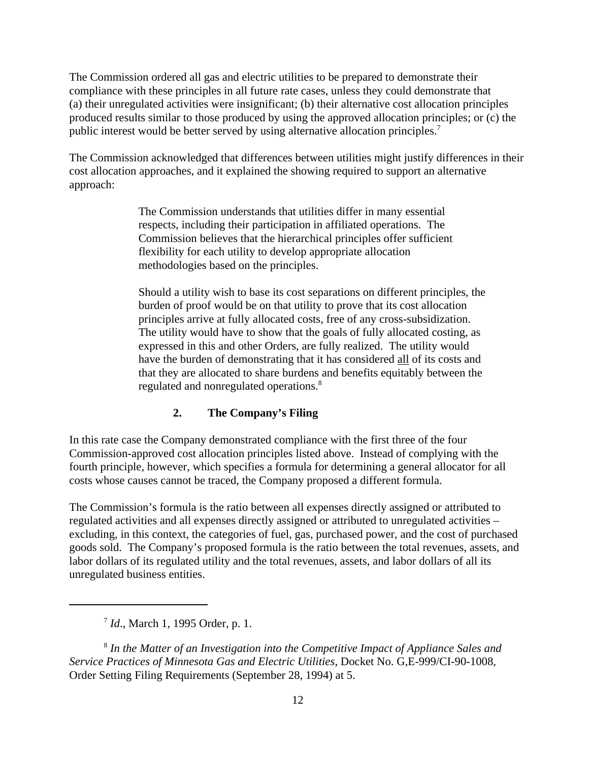The Commission ordered all gas and electric utilities to be prepared to demonstrate their compliance with these principles in all future rate cases, unless they could demonstrate that (a) their unregulated activities were insignificant; (b) their alternative cost allocation principles produced results similar to those produced by using the approved allocation principles; or (c) the public interest would be better served by using alternative allocation principles.[7]

The Commission acknowledged that differences between utilities might justify differences in their cost allocation approaches, and it explained the showing required to support an alternative approach:

> The Commission understands that utilities differ in many essential respects, including their participation in affiliated operations. The Commission believes that the hierarchical principles offer sufficient flexibility for each utility to develop appropriate allocation methodologies based on the principles.
>
> Should a utility wish to base its cost separations on different principles, the burden of proof would be on that utility to prove that its cost allocation principles arrive at fully allocated costs, free of any cross-subsidization. The utility would have to show that the goals of fully allocated costing, as expressed in this and other Orders, are fully realized. The utility would have the burden of demonstrating that it has considered <u>all</u> of its costs and that they are allocated to share burdens and benefits equitably between the regulated and nonregulated operations.[8]

### 2. The Company's Filing

In this rate case the Company demonstrated compliance with the first three of the four Commission-approved cost allocation principles listed above. Instead of complying with the fourth principle, however, which specifies a formula for determining a general allocator for all costs whose causes cannot be traced, the Company proposed a different formula.

The Commission's formula is the ratio between all expenses directly assigned or attributed to regulated activities and all expenses directly assigned or attributed to unregulated activities – excluding, in this context, the categories of fuel, gas, purchased power, and the cost of purchased goods sold. The Company's proposed formula is the ratio between the total revenues, assets, and labor dollars of its regulated utility and the total revenues, assets, and labor dollars of all its unregulated business entities.

---

[7] *Id*., March 1, 1995 Order, p. 1.

[8] *In the Matter of an Investigation into the Competitive Impact of Appliance Sales and Service Practices of Minnesota Gas and Electric Utilities*, Docket No. G,E-999/CI-90-1008, Order Setting Filing Requirements (September 28, 1994) at 5.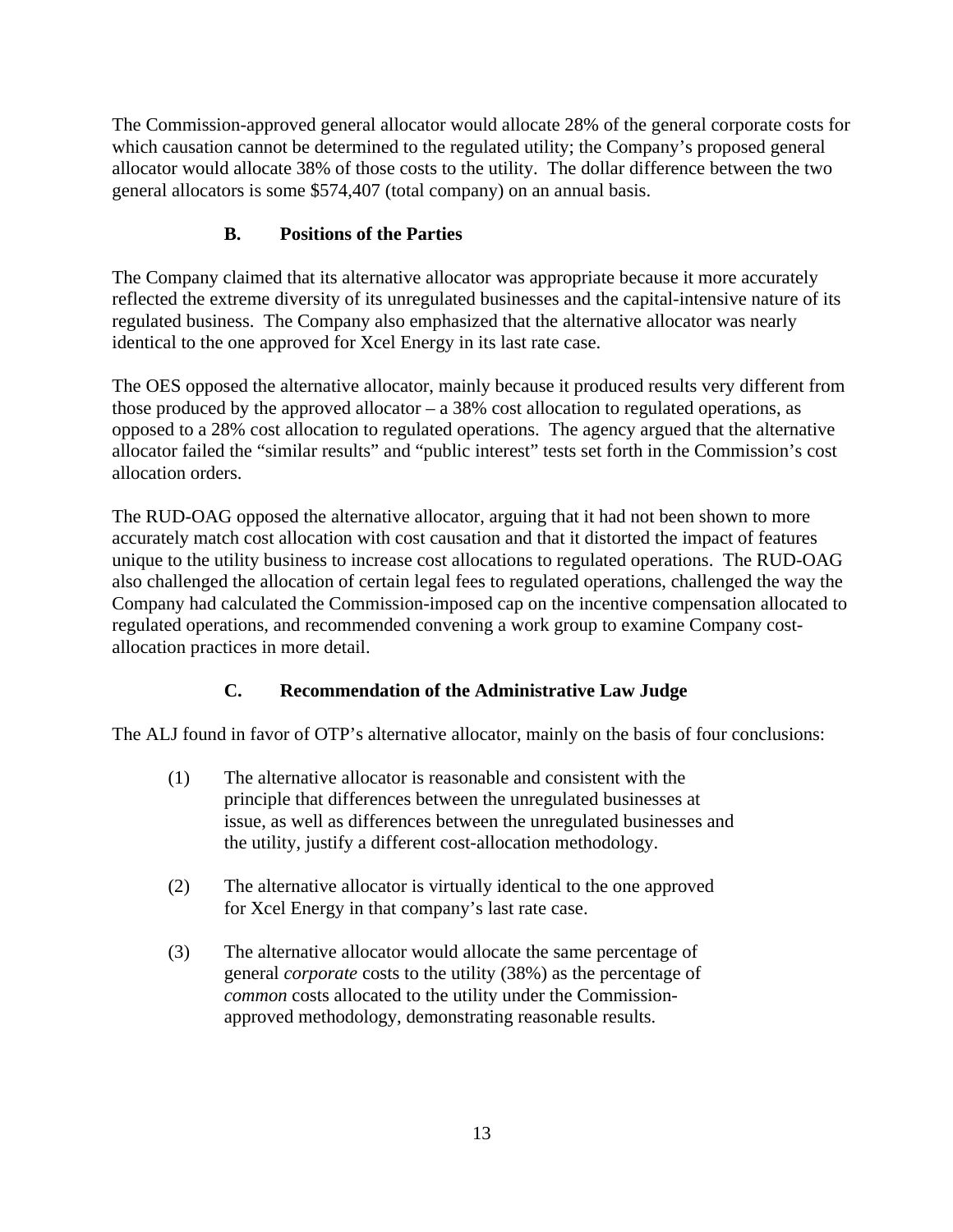The Commission-approved general allocator would allocate 28% of the general corporate costs for which causation cannot be determined to the regulated utility; the Company's proposed general allocator would allocate 38% of those costs to the utility. The dollar difference between the two general allocators is some $574,407 (total company) on an annual basis.

### B. Positions of the Parties

The Company claimed that its alternative allocator was appropriate because it more accurately reflected the extreme diversity of its unregulated businesses and the capital-intensive nature of its regulated business. The Company also emphasized that the alternative allocator was nearly identical to the one approved for Xcel Energy in its last rate case.

The OES opposed the alternative allocator, mainly because it produced results very different from those produced by the approved allocator – a 38% cost allocation to regulated operations, as opposed to a 28% cost allocation to regulated operations. The agency argued that the alternative allocator failed the "similar results" and "public interest" tests set forth in the Commission's cost allocation orders.

The RUD-OAG opposed the alternative allocator, arguing that it had not been shown to more accurately match cost allocation with cost causation and that it distorted the impact of features unique to the utility business to increase cost allocations to regulated operations. The RUD-OAG also challenged the allocation of certain legal fees to regulated operations, challenged the way the Company had calculated the Commission-imposed cap on the incentive compensation allocated to regulated operations, and recommended convening a work group to examine Company cost-allocation practices in more detail.

### C. Recommendation of the Administrative Law Judge

The ALJ found in favor of OTP's alternative allocator, mainly on the basis of four conclusions:

(1) The alternative allocator is reasonable and consistent with the principle that differences between the unregulated businesses at issue, as well as differences between the unregulated businesses and the utility, justify a different cost-allocation methodology.

(2) The alternative allocator is virtually identical to the one approved for Xcel Energy in that company's last rate case.

(3) The alternative allocator would allocate the same percentage of general *corporate* costs to the utility (38%) as the percentage of *common* costs allocated to the utility under the Commission-approved methodology, demonstrating reasonable results.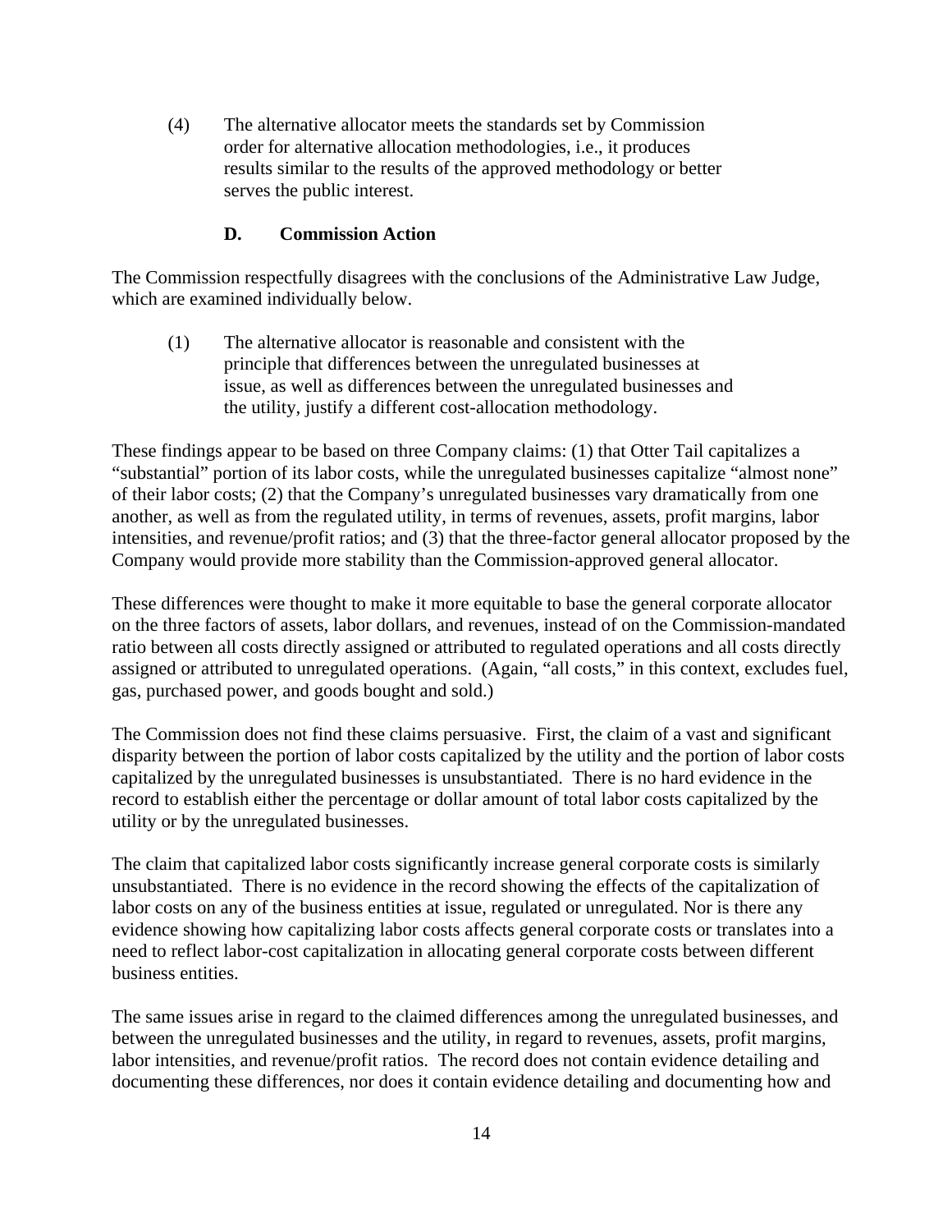(4) The alternative allocator meets the standards set by Commission order for alternative allocation methodologies, i.e., it produces results similar to the results of the approved methodology or better serves the public interest.

### D. Commission Action

The Commission respectfully disagrees with the conclusions of the Administrative Law Judge, which are examined individually below.

(1) The alternative allocator is reasonable and consistent with the principle that differences between the unregulated businesses at issue, as well as differences between the unregulated businesses and the utility, justify a different cost-allocation methodology.

These findings appear to be based on three Company claims: (1) that Otter Tail capitalizes a "substantial" portion of its labor costs, while the unregulated businesses capitalize "almost none" of their labor costs; (2) that the Company's unregulated businesses vary dramatically from one another, as well as from the regulated utility, in terms of revenues, assets, profit margins, labor intensities, and revenue/profit ratios; and (3) that the three-factor general allocator proposed by the Company would provide more stability than the Commission-approved general allocator.

These differences were thought to make it more equitable to base the general corporate allocator on the three factors of assets, labor dollars, and revenues, instead of on the Commission-mandated ratio between all costs directly assigned or attributed to regulated operations and all costs directly assigned or attributed to unregulated operations. (Again, "all costs," in this context, excludes fuel, gas, purchased power, and goods bought and sold.)

The Commission does not find these claims persuasive. First, the claim of a vast and significant disparity between the portion of labor costs capitalized by the utility and the portion of labor costs capitalized by the unregulated businesses is unsubstantiated. There is no hard evidence in the record to establish either the percentage or dollar amount of total labor costs capitalized by the utility or by the unregulated businesses.

The claim that capitalized labor costs significantly increase general corporate costs is similarly unsubstantiated. There is no evidence in the record showing the effects of the capitalization of labor costs on any of the business entities at issue, regulated or unregulated. Nor is there any evidence showing how capitalizing labor costs affects general corporate costs or translates into a need to reflect labor-cost capitalization in allocating general corporate costs between different business entities.

The same issues arise in regard to the claimed differences among the unregulated businesses, and between the unregulated businesses and the utility, in regard to revenues, assets, profit margins, labor intensities, and revenue/profit ratios. The record does not contain evidence detailing and documenting these differences, nor does it contain evidence detailing and documenting how and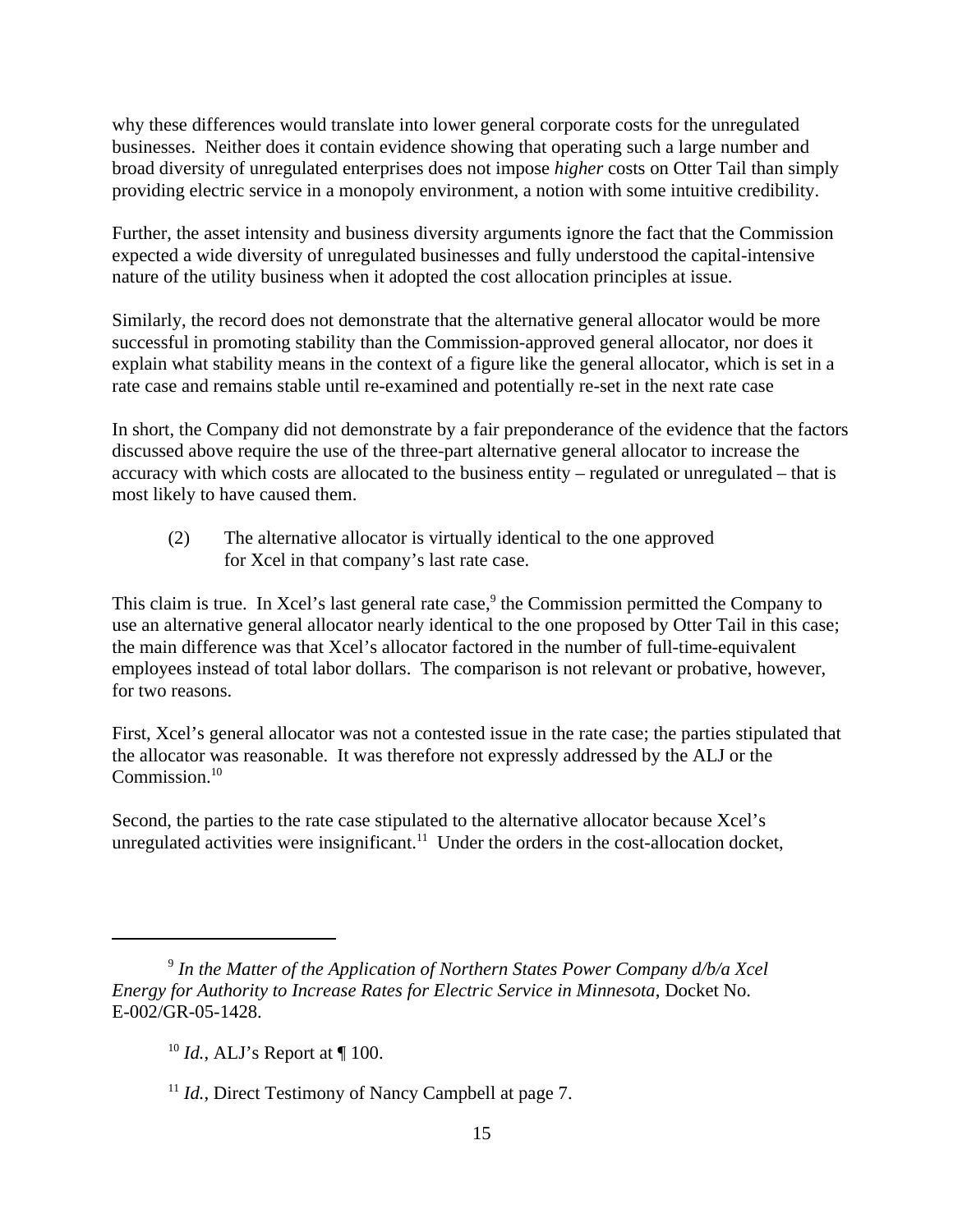why these differences would translate into lower general corporate costs for the unregulated businesses. Neither does it contain evidence showing that operating such a large number and broad diversity of unregulated enterprises does not impose *higher* costs on Otter Tail than simply providing electric service in a monopoly environment, a notion with some intuitive credibility.

Further, the asset intensity and business diversity arguments ignore the fact that the Commission expected a wide diversity of unregulated businesses and fully understood the capital-intensive nature of the utility business when it adopted the cost allocation principles at issue.

Similarly, the record does not demonstrate that the alternative general allocator would be more successful in promoting stability than the Commission-approved general allocator, nor does it explain what stability means in the context of a figure like the general allocator, which is set in a rate case and remains stable until re-examined and potentially re-set in the next rate case

In short, the Company did not demonstrate by a fair preponderance of the evidence that the factors discussed above require the use of the three-part alternative general allocator to increase the accuracy with which costs are allocated to the business entity – regulated or unregulated – that is most likely to have caused them.

(2) The alternative allocator is virtually identical to the one approved for Xcel in that company's last rate case.

This claim is true. In Xcel's last general rate case,[9] the Commission permitted the Company to use an alternative general allocator nearly identical to the one proposed by Otter Tail in this case; the main difference was that Xcel's allocator factored in the number of full-time-equivalent employees instead of total labor dollars. The comparison is not relevant or probative, however, for two reasons.

First, Xcel's general allocator was not a contested issue in the rate case; the parties stipulated that the allocator was reasonable. It was therefore not expressly addressed by the ALJ or the Commission.[10]

Second, the parties to the rate case stipulated to the alternative allocator because Xcel's unregulated activities were insignificant.[11] Under the orders in the cost-allocation docket,

---

[9] *In the Matter of the Application of Northern States Power Company d/b/a Xcel Energy for Authority to Increase Rates for Electric Service in Minnesota*, Docket No. E-002/GR-05-1428.

[10] *Id.*, ALJ's Report at ¶ 100.

[11] *Id.*, Direct Testimony of Nancy Campbell at page 7.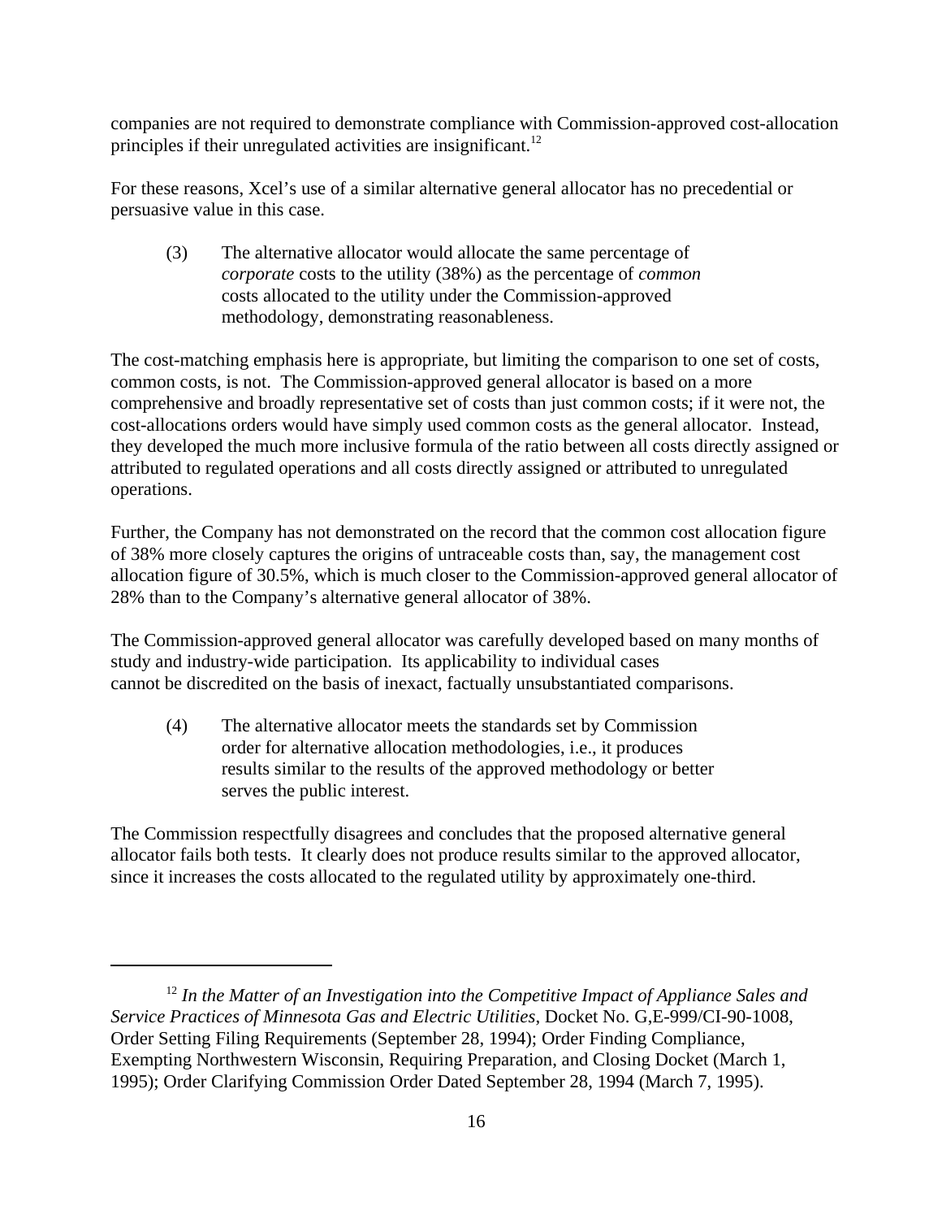companies are not required to demonstrate compliance with Commission-approved cost-allocation principles if their unregulated activities are insignificant.[12]

For these reasons, Xcel's use of a similar alternative general allocator has no precedential or persuasive value in this case.

> (3) The alternative allocator would allocate the same percentage of *corporate* costs to the utility (38%) as the percentage of *common* costs allocated to the utility under the Commission-approved methodology, demonstrating reasonableness.

The cost-matching emphasis here is appropriate, but limiting the comparison to one set of costs, common costs, is not. The Commission-approved general allocator is based on a more comprehensive and broadly representative set of costs than just common costs; if it were not, the cost-allocations orders would have simply used common costs as the general allocator. Instead, they developed the much more inclusive formula of the ratio between all costs directly assigned or attributed to regulated operations and all costs directly assigned or attributed to unregulated operations.

Further, the Company has not demonstrated on the record that the common cost allocation figure of 38% more closely captures the origins of untraceable costs than, say, the management cost allocation figure of 30.5%, which is much closer to the Commission-approved general allocator of 28% than to the Company's alternative general allocator of 38%.

The Commission-approved general allocator was carefully developed based on many months of study and industry-wide participation. Its applicability to individual cases cannot be discredited on the basis of inexact, factually unsubstantiated comparisons.

> (4) The alternative allocator meets the standards set by Commission order for alternative allocation methodologies, i.e., it produces results similar to the results of the approved methodology or better serves the public interest.

The Commission respectfully disagrees and concludes that the proposed alternative general allocator fails both tests. It clearly does not produce results similar to the approved allocator, since it increases the costs allocated to the regulated utility by approximately one-third.

---

[12] *In the Matter of an Investigation into the Competitive Impact of Appliance Sales and Service Practices of Minnesota Gas and Electric Utilities*, Docket No. G,E-999/CI-90-1008, Order Setting Filing Requirements (September 28, 1994); Order Finding Compliance, Exempting Northwestern Wisconsin, Requiring Preparation, and Closing Docket (March 1, 1995); Order Clarifying Commission Order Dated September 28, 1994 (March 7, 1995).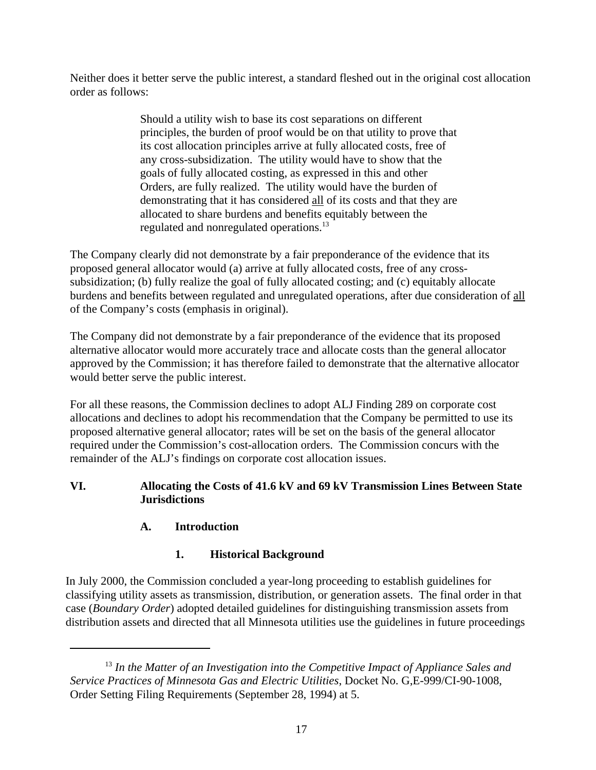Neither does it better serve the public interest, a standard fleshed out in the original cost allocation order as follows:

> Should a utility wish to base its cost separations on different principles, the burden of proof would be on that utility to prove that its cost allocation principles arrive at fully allocated costs, free of any cross-subsidization. The utility would have to show that the goals of fully allocated costing, as expressed in this and other Orders, are fully realized. The utility would have the burden of demonstrating that it has considered <u>all</u> of its costs and that they are allocated to share burdens and benefits equitably between the regulated and nonregulated operations.[13]

The Company clearly did not demonstrate by a fair preponderance of the evidence that its proposed general allocator would (a) arrive at fully allocated costs, free of any cross-subsidization; (b) fully realize the goal of fully allocated costing; and (c) equitably allocate burdens and benefits between regulated and unregulated operations, after due consideration of <u>all</u> of the Company's costs (emphasis in original).

The Company did not demonstrate by a fair preponderance of the evidence that its proposed alternative allocator would more accurately trace and allocate costs than the general allocator approved by the Commission; it has therefore failed to demonstrate that the alternative allocator would better serve the public interest.

For all these reasons, the Commission declines to adopt ALJ Finding 289 on corporate cost allocations and declines to adopt his recommendation that the Company be permitted to use its proposed alternative general allocator; rates will be set on the basis of the general allocator required under the Commission's cost-allocation orders. The Commission concurs with the remainder of the ALJ's findings on corporate cost allocation issues.

## VI. Allocating the Costs of 41.6 kV and 69 kV Transmission Lines Between State Jurisdictions

### A. Introduction

#### 1. Historical Background

In July 2000, the Commission concluded a year-long proceeding to establish guidelines for classifying utility assets as transmission, distribution, or generation assets. The final order in that case (*Boundary Order*) adopted detailed guidelines for distinguishing transmission assets from distribution assets and directed that all Minnesota utilities use the guidelines in future proceedings

---

[13] *In the Matter of an Investigation into the Competitive Impact of Appliance Sales and Service Practices of Minnesota Gas and Electric Utilities*, Docket No. G,E-999/CI-90-1008, Order Setting Filing Requirements (September 28, 1994) at 5.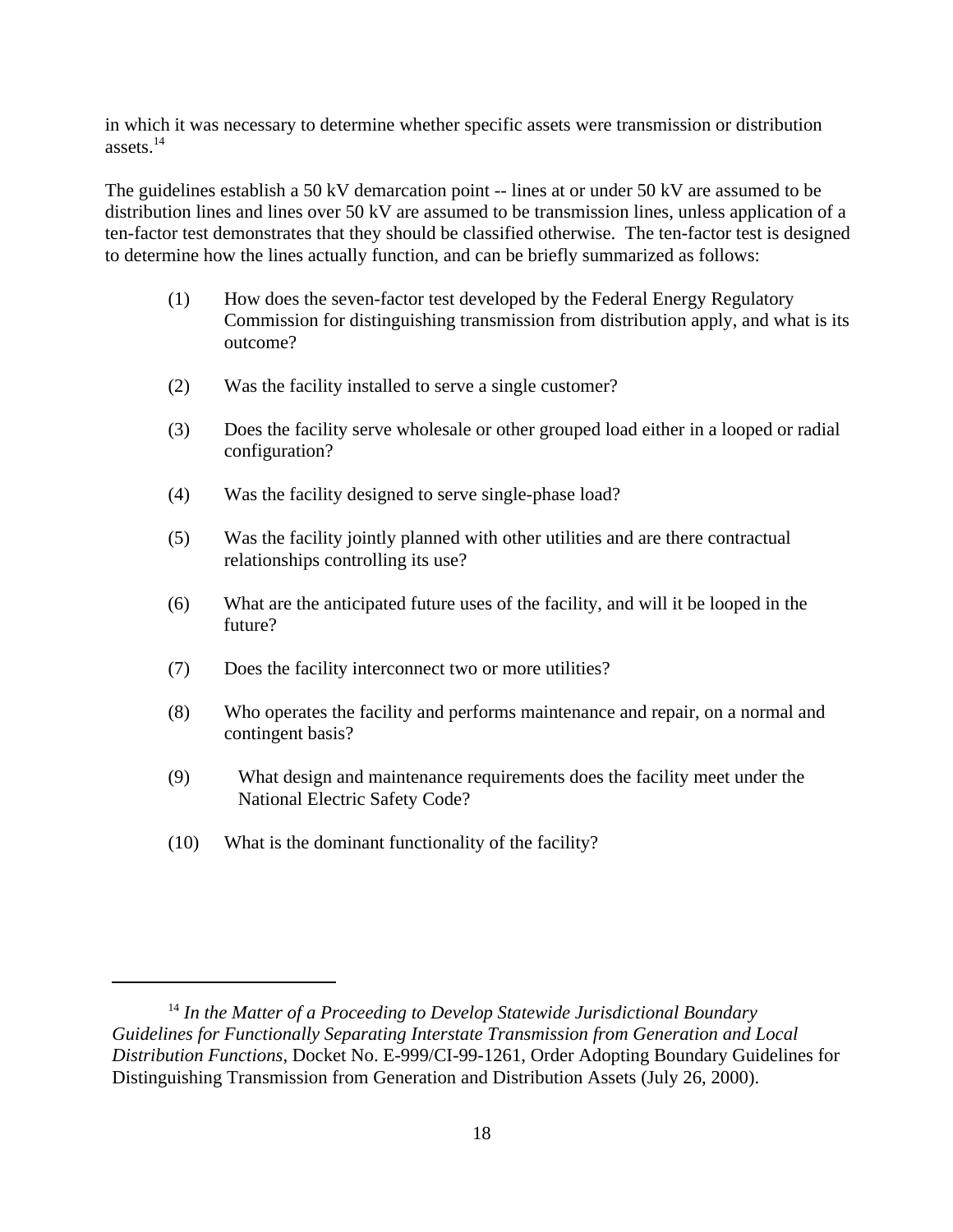in which it was necessary to determine whether specific assets were transmission or distribution assets.[14]

The guidelines establish a 50 kV demarcation point -- lines at or under 50 kV are assumed to be distribution lines and lines over 50 kV are assumed to be transmission lines, unless application of a ten-factor test demonstrates that they should be classified otherwise. The ten-factor test is designed to determine how the lines actually function, and can be briefly summarized as follows:

(1) How does the seven-factor test developed by the Federal Energy Regulatory Commission for distinguishing transmission from distribution apply, and what is its outcome?

(2) Was the facility installed to serve a single customer?

(3) Does the facility serve wholesale or other grouped load either in a looped or radial configuration?

(4) Was the facility designed to serve single-phase load?

(5) Was the facility jointly planned with other utilities and are there contractual relationships controlling its use?

(6) What are the anticipated future uses of the facility, and will it be looped in the future?

(7) Does the facility interconnect two or more utilities?

(8) Who operates the facility and performs maintenance and repair, on a normal and contingent basis?

(9) What design and maintenance requirements does the facility meet under the National Electric Safety Code?

(10) What is the dominant functionality of the facility?

---

[14] *In the Matter of a Proceeding to Develop Statewide Jurisdictional Boundary Guidelines for Functionally Separating Interstate Transmission from Generation and Local Distribution Functions*, Docket No. E-999/CI-99-1261, Order Adopting Boundary Guidelines for Distinguishing Transmission from Generation and Distribution Assets (July 26, 2000).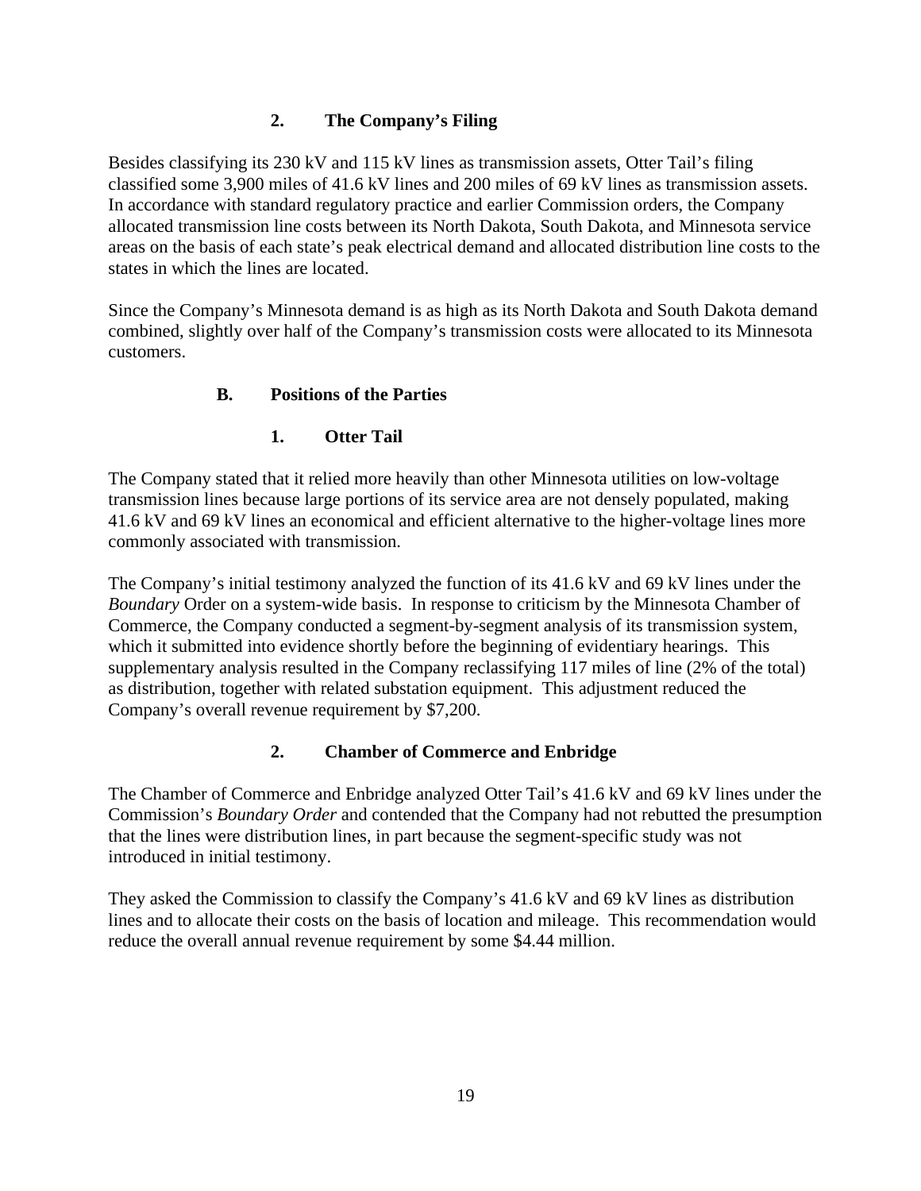### 2. The Company's Filing

Besides classifying its 230 kV and 115 kV lines as transmission assets, Otter Tail's filing classified some 3,900 miles of 41.6 kV lines and 200 miles of 69 kV lines as transmission assets. In accordance with standard regulatory practice and earlier Commission orders, the Company allocated transmission line costs between its North Dakota, South Dakota, and Minnesota service areas on the basis of each state's peak electrical demand and allocated distribution line costs to the states in which the lines are located.

Since the Company's Minnesota demand is as high as its North Dakota and South Dakota demand combined, slightly over half of the Company's transmission costs were allocated to its Minnesota customers.

## B. Positions of the Parties

### 1. Otter Tail

The Company stated that it relied more heavily than other Minnesota utilities on low-voltage transmission lines because large portions of its service area are not densely populated, making 41.6 kV and 69 kV lines an economical and efficient alternative to the higher-voltage lines more commonly associated with transmission.

The Company's initial testimony analyzed the function of its 41.6 kV and 69 kV lines under the *Boundary* Order on a system-wide basis. In response to criticism by the Minnesota Chamber of Commerce, the Company conducted a segment-by-segment analysis of its transmission system, which it submitted into evidence shortly before the beginning of evidentiary hearings. This supplementary analysis resulted in the Company reclassifying 117 miles of line (2% of the total) as distribution, together with related substation equipment. This adjustment reduced the Company's overall revenue requirement by $7,200.

### 2. Chamber of Commerce and Enbridge

The Chamber of Commerce and Enbridge analyzed Otter Tail's 41.6 kV and 69 kV lines under the Commission's *Boundary Order* and contended that the Company had not rebutted the presumption that the lines were distribution lines, in part because the segment-specific study was not introduced in initial testimony.

They asked the Commission to classify the Company's 41.6 kV and 69 kV lines as distribution lines and to allocate their costs on the basis of location and mileage. This recommendation would reduce the overall annual revenue requirement by some $4.44 million.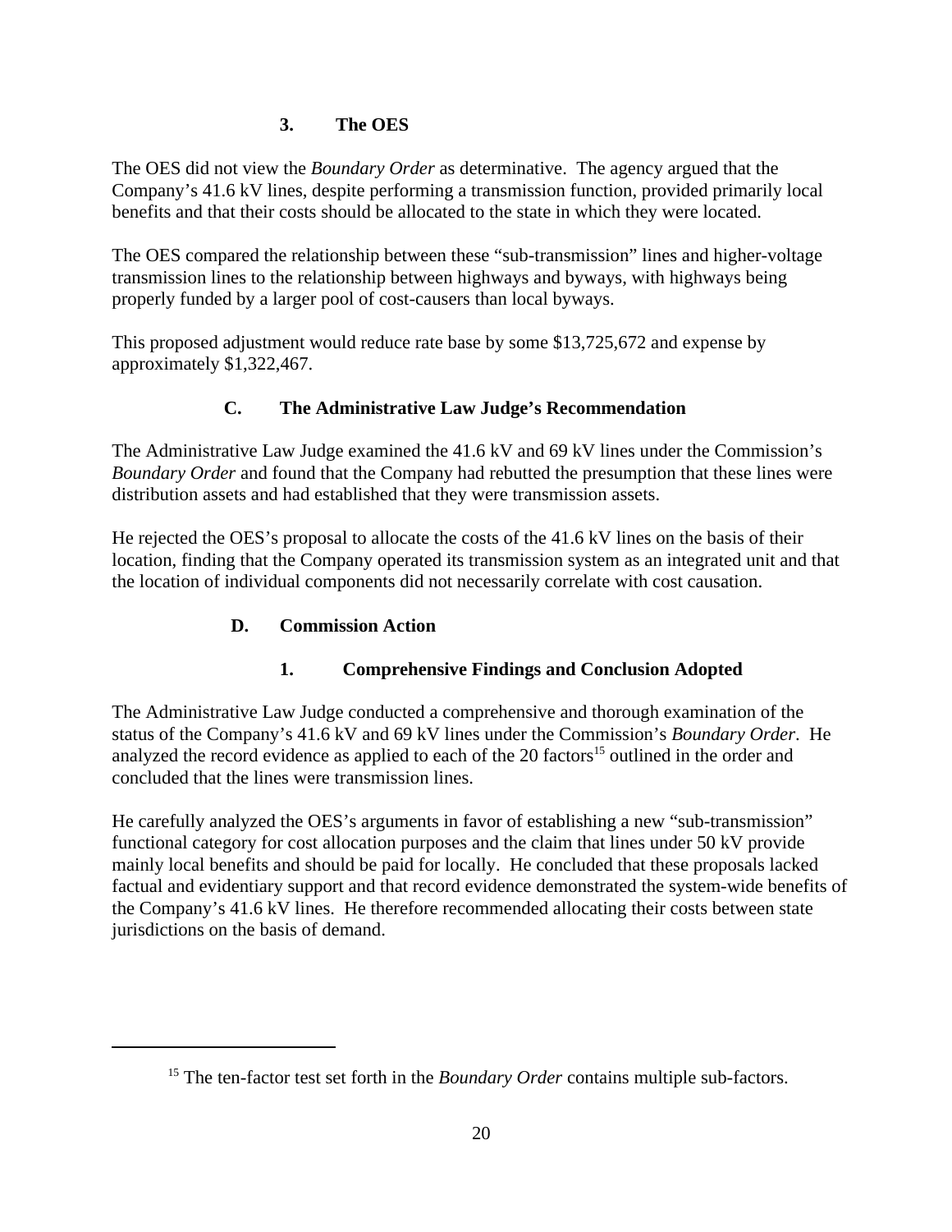### 3. The OES

The OES did not view the *Boundary Order* as determinative. The agency argued that the Company's 41.6 kV lines, despite performing a transmission function, provided primarily local benefits and that their costs should be allocated to the state in which they were located.

The OES compared the relationship between these "sub-transmission" lines and higher-voltage transmission lines to the relationship between highways and byways, with highways being properly funded by a larger pool of cost-causers than local byways.

This proposed adjustment would reduce rate base by some $13,725,672 and expense by approximately $1,322,467.

## C. The Administrative Law Judge's Recommendation

The Administrative Law Judge examined the 41.6 kV and 69 kV lines under the Commission's *Boundary Order* and found that the Company had rebutted the presumption that these lines were distribution assets and had established that they were transmission assets.

He rejected the OES's proposal to allocate the costs of the 41.6 kV lines on the basis of their location, finding that the Company operated its transmission system as an integrated unit and that the location of individual components did not necessarily correlate with cost causation.

## D. Commission Action

### 1. Comprehensive Findings and Conclusion Adopted

The Administrative Law Judge conducted a comprehensive and thorough examination of the status of the Company's 41.6 kV and 69 kV lines under the Commission's *Boundary Order*. He analyzed the record evidence as applied to each of the 20 factors[15] outlined in the order and concluded that the lines were transmission lines.

He carefully analyzed the OES's arguments in favor of establishing a new "sub-transmission" functional category for cost allocation purposes and the claim that lines under 50 kV provide mainly local benefits and should be paid for locally. He concluded that these proposals lacked factual and evidentiary support and that record evidence demonstrated the system-wide benefits of the Company's 41.6 kV lines. He therefore recommended allocating their costs between state jurisdictions on the basis of demand.

---

[15] The ten-factor test set forth in the *Boundary Order* contains multiple sub-factors.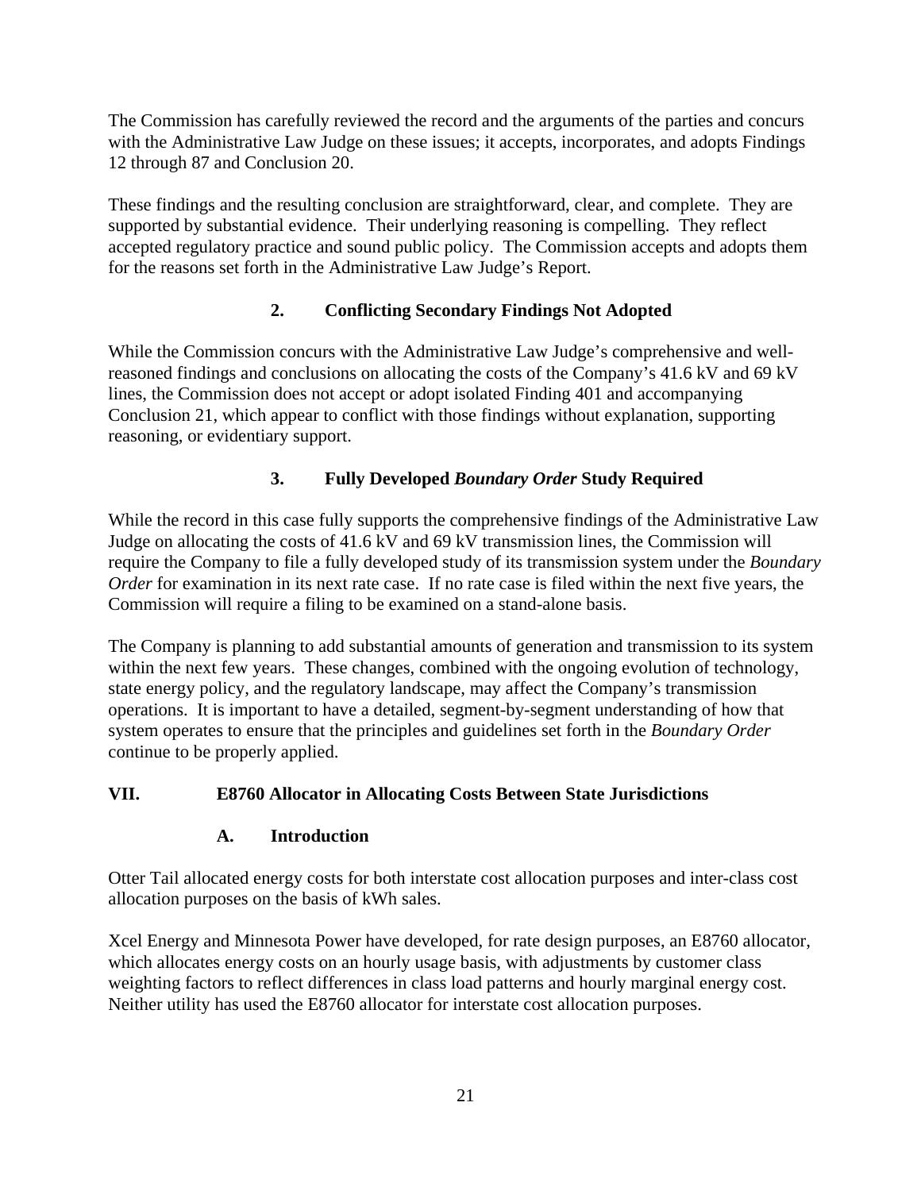The Commission has carefully reviewed the record and the arguments of the parties and concurs with the Administrative Law Judge on these issues; it accepts, incorporates, and adopts Findings 12 through 87 and Conclusion 20.

These findings and the resulting conclusion are straightforward, clear, and complete. They are supported by substantial evidence. Their underlying reasoning is compelling. They reflect accepted regulatory practice and sound public policy. The Commission accepts and adopts them for the reasons set forth in the Administrative Law Judge's Report.

### 2. Conflicting Secondary Findings Not Adopted

While the Commission concurs with the Administrative Law Judge's comprehensive and well-reasoned findings and conclusions on allocating the costs of the Company's 41.6 kV and 69 kV lines, the Commission does not accept or adopt isolated Finding 401 and accompanying Conclusion 21, which appear to conflict with those findings without explanation, supporting reasoning, or evidentiary support.

### 3. Fully Developed *Boundary Order* Study Required

While the record in this case fully supports the comprehensive findings of the Administrative Law Judge on allocating the costs of 41.6 kV and 69 kV transmission lines, the Commission will require the Company to file a fully developed study of its transmission system under the *Boundary Order* for examination in its next rate case. If no rate case is filed within the next five years, the Commission will require a filing to be examined on a stand-alone basis.

The Company is planning to add substantial amounts of generation and transmission to its system within the next few years. These changes, combined with the ongoing evolution of technology, state energy policy, and the regulatory landscape, may affect the Company's transmission operations. It is important to have a detailed, segment-by-segment understanding of how that system operates to ensure that the principles and guidelines set forth in the *Boundary Order* continue to be properly applied.

## VII. E8760 Allocator in Allocating Costs Between State Jurisdictions

### A. Introduction

Otter Tail allocated energy costs for both interstate cost allocation purposes and inter-class cost allocation purposes on the basis of kWh sales.

Xcel Energy and Minnesota Power have developed, for rate design purposes, an E8760 allocator, which allocates energy costs on an hourly usage basis, with adjustments by customer class weighting factors to reflect differences in class load patterns and hourly marginal energy cost. Neither utility has used the E8760 allocator for interstate cost allocation purposes.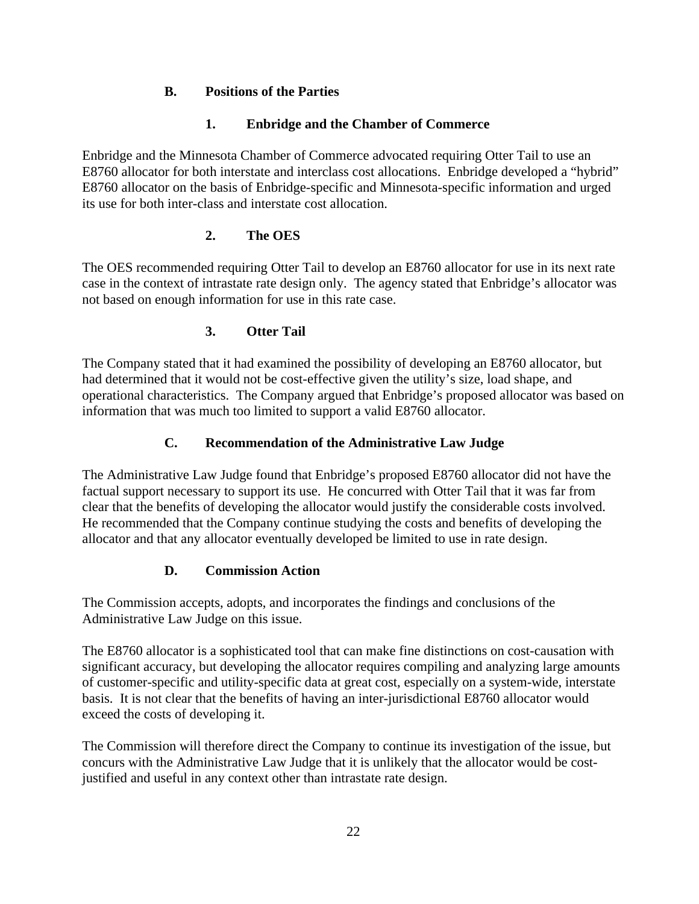### B. Positions of the Parties

#### 1. Enbridge and the Chamber of Commerce

Enbridge and the Minnesota Chamber of Commerce advocated requiring Otter Tail to use an E8760 allocator for both interstate and interclass cost allocations. Enbridge developed a "hybrid" E8760 allocator on the basis of Enbridge-specific and Minnesota-specific information and urged its use for both inter-class and interstate cost allocation.

#### 2. The OES

The OES recommended requiring Otter Tail to develop an E8760 allocator for use in its next rate case in the context of intrastate rate design only. The agency stated that Enbridge's allocator was not based on enough information for use in this rate case.

#### 3. Otter Tail

The Company stated that it had examined the possibility of developing an E8760 allocator, but had determined that it would not be cost-effective given the utility's size, load shape, and operational characteristics. The Company argued that Enbridge's proposed allocator was based on information that was much too limited to support a valid E8760 allocator.

### C. Recommendation of the Administrative Law Judge

The Administrative Law Judge found that Enbridge's proposed E8760 allocator did not have the factual support necessary to support its use. He concurred with Otter Tail that it was far from clear that the benefits of developing the allocator would justify the considerable costs involved. He recommended that the Company continue studying the costs and benefits of developing the allocator and that any allocator eventually developed be limited to use in rate design.

### D. Commission Action

The Commission accepts, adopts, and incorporates the findings and conclusions of the Administrative Law Judge on this issue.

The E8760 allocator is a sophisticated tool that can make fine distinctions on cost-causation with significant accuracy, but developing the allocator requires compiling and analyzing large amounts of customer-specific and utility-specific data at great cost, especially on a system-wide, interstate basis. It is not clear that the benefits of having an inter-jurisdictional E8760 allocator would exceed the costs of developing it.

The Commission will therefore direct the Company to continue its investigation of the issue, but concurs with the Administrative Law Judge that it is unlikely that the allocator would be cost-justified and useful in any context other than intrastate rate design.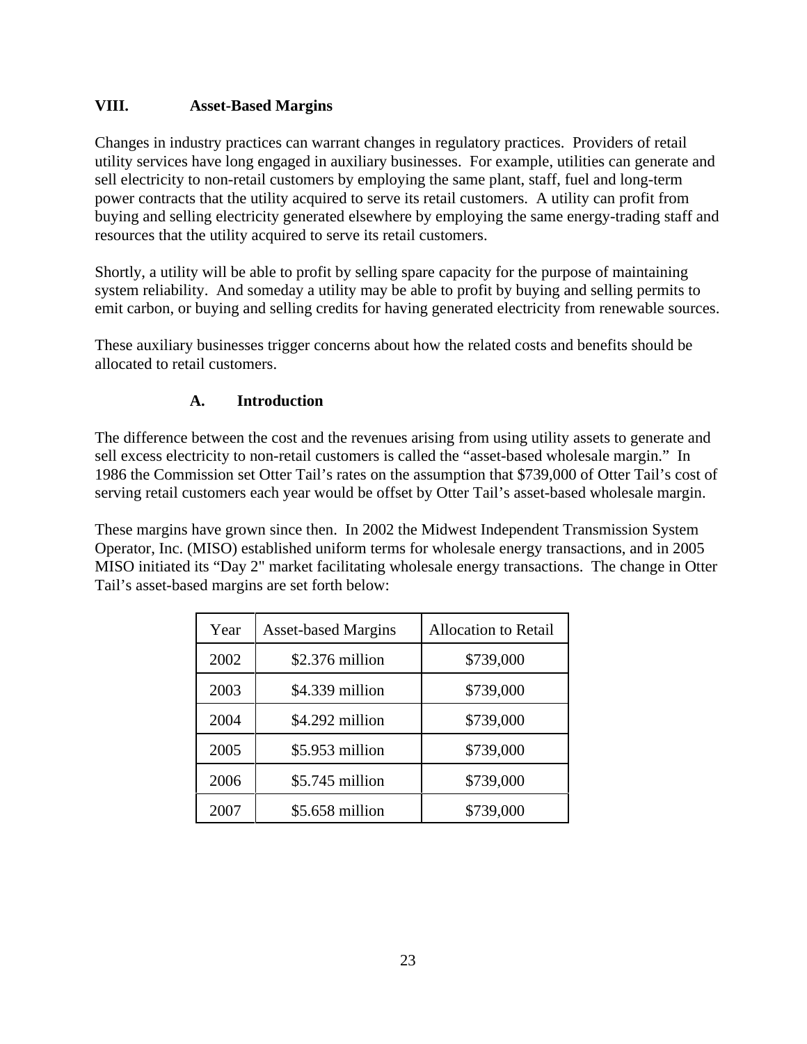## VIII. Asset-Based Margins

Changes in industry practices can warrant changes in regulatory practices. Providers of retail utility services have long engaged in auxiliary businesses. For example, utilities can generate and sell electricity to non-retail customers by employing the same plant, staff, fuel and long-term power contracts that the utility acquired to serve its retail customers. A utility can profit from buying and selling electricity generated elsewhere by employing the same energy-trading staff and resources that the utility acquired to serve its retail customers.

Shortly, a utility will be able to profit by selling spare capacity for the purpose of maintaining system reliability. And someday a utility may be able to profit by buying and selling permits to emit carbon, or buying and selling credits for having generated electricity from renewable sources.

These auxiliary businesses trigger concerns about how the related costs and benefits should be allocated to retail customers.

### A. Introduction

The difference between the cost and the revenues arising from using utility assets to generate and sell excess electricity to non-retail customers is called the "asset-based wholesale margin." In 1986 the Commission set Otter Tail's rates on the assumption that $739,000 of Otter Tail's cost of serving retail customers each year would be offset by Otter Tail's asset-based wholesale margin.

These margins have grown since then. In 2002 the Midwest Independent Transmission System Operator, Inc. (MISO) established uniform terms for wholesale energy transactions, and in 2005 MISO initiated its "Day 2" market facilitating wholesale energy transactions. The change in Otter Tail's asset-based margins are set forth below:

| Year | Asset-based Margins | Allocation to Retail |
|---|---|---|
| 2002 | $2.376 million | $739,000 |
| 2003 | $4.339 million | $739,000 |
| 2004 | $4.292 million | $739,000 |
| 2005 | $5.953 million | $739,000 |
| 2006 | $5.745 million | $739,000 |
| 2007 | $5.658 million | $739,000 |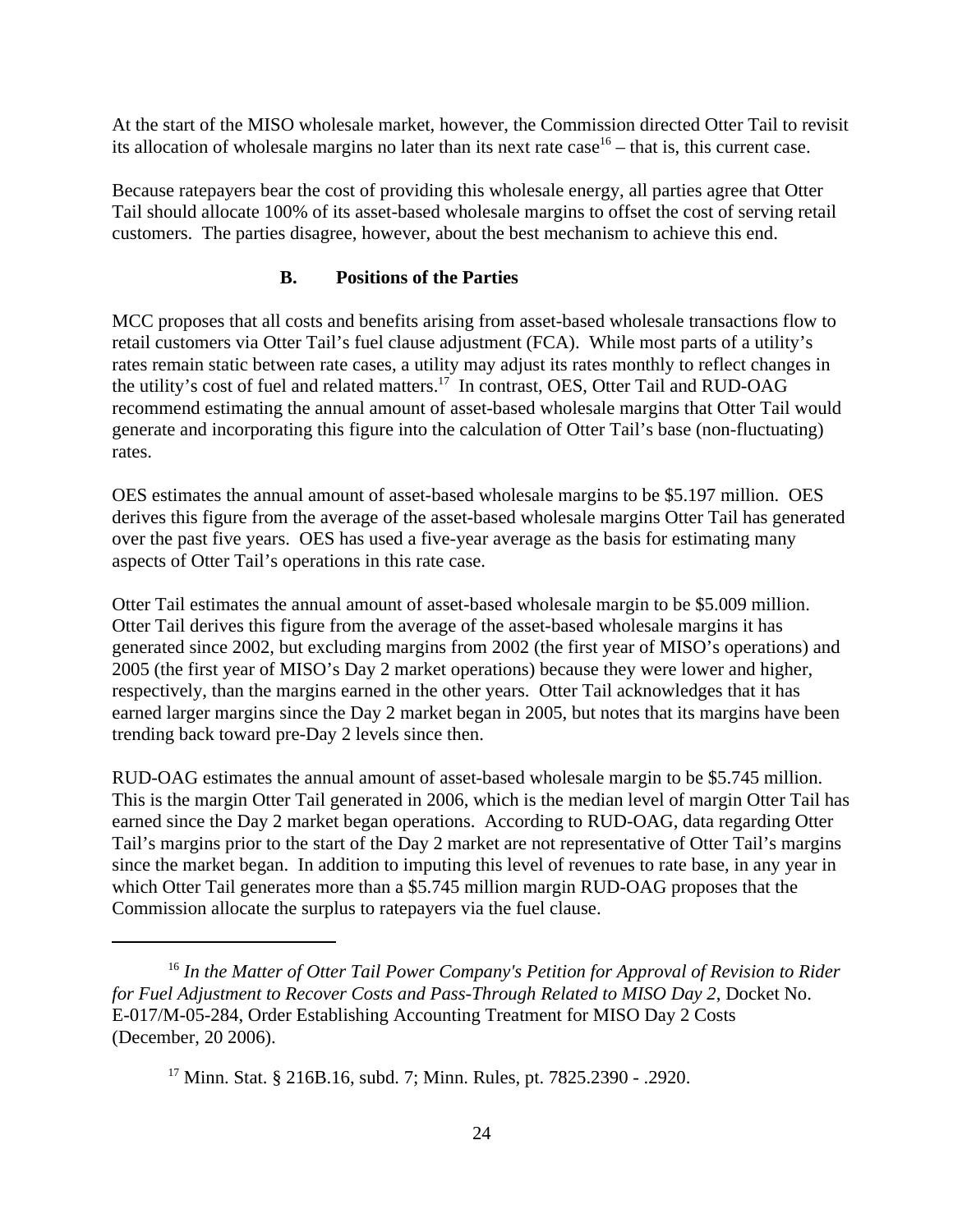At the start of the MISO wholesale market, however, the Commission directed Otter Tail to revisit its allocation of wholesale margins no later than its next rate case[16] – that is, this current case.

Because ratepayers bear the cost of providing this wholesale energy, all parties agree that Otter Tail should allocate 100% of its asset-based wholesale margins to offset the cost of serving retail customers. The parties disagree, however, about the best mechanism to achieve this end.

### B. Positions of the Parties

MCC proposes that all costs and benefits arising from asset-based wholesale transactions flow to retail customers via Otter Tail's fuel clause adjustment (FCA). While most parts of a utility's rates remain static between rate cases, a utility may adjust its rates monthly to reflect changes in the utility's cost of fuel and related matters.[17] In contrast, OES, Otter Tail and RUD-OAG recommend estimating the annual amount of asset-based wholesale margins that Otter Tail would generate and incorporating this figure into the calculation of Otter Tail's base (non-fluctuating) rates.

OES estimates the annual amount of asset-based wholesale margins to be $5.197 million. OES derives this figure from the average of the asset-based wholesale margins Otter Tail has generated over the past five years. OES has used a five-year average as the basis for estimating many aspects of Otter Tail's operations in this rate case.

Otter Tail estimates the annual amount of asset-based wholesale margin to be $5.009 million. Otter Tail derives this figure from the average of the asset-based wholesale margins it has generated since 2002, but excluding margins from 2002 (the first year of MISO's operations) and 2005 (the first year of MISO's Day 2 market operations) because they were lower and higher, respectively, than the margins earned in the other years. Otter Tail acknowledges that it has earned larger margins since the Day 2 market began in 2005, but notes that its margins have been trending back toward pre-Day 2 levels since then.

RUD-OAG estimates the annual amount of asset-based wholesale margin to be $5.745 million. This is the margin Otter Tail generated in 2006, which is the median level of margin Otter Tail has earned since the Day 2 market began operations. According to RUD-OAG, data regarding Otter Tail's margins prior to the start of the Day 2 market are not representative of Otter Tail's margins since the market began. In addition to imputing this level of revenues to rate base, in any year in which Otter Tail generates more than a $5.745 million margin RUD-OAG proposes that the Commission allocate the surplus to ratepayers via the fuel clause.

---

[16] *In the Matter of Otter Tail Power Company's Petition for Approval of Revision to Rider for Fuel Adjustment to Recover Costs and Pass-Through Related to MISO Day 2*, Docket No. E-017/M-05-284, Order Establishing Accounting Treatment for MISO Day 2 Costs (December, 20 2006).

[17] Minn. Stat. § 216B.16, subd. 7; Minn. Rules, pt. 7825.2390 - .2920.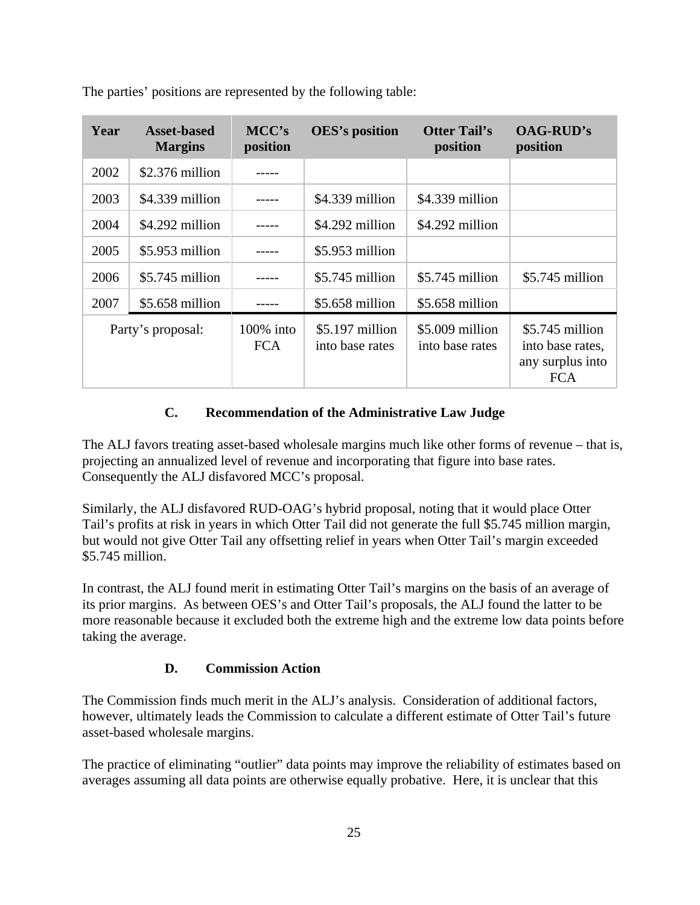The parties' positions are represented by the following table:

| Year | Asset-based Margins | MCC's position | OES's position | Otter Tail's position | OAG-RUD's position |
|---|---|---|---|---|---|
| 2002 | $2.376 million | ----- | | | |
| 2003 | $4.339 million | ----- | $4.339 million | $4.339 million | |
| 2004 | $4.292 million | ----- | $4.292 million | $4.292 million | |
| 2005 | $5.953 million | ----- | $5.953 million | | |
| 2006 | $5.745 million | ----- | $5.745 million | $5.745 million | $5.745 million |
| 2007 | $5.658 million | ----- | $5.658 million | $5.658 million | |
| Party's proposal: | | 100% into FCA | $5.197 million into base rates | $5.009 million into base rates | $5.745 million into base rates, any surplus into FCA |

### C. Recommendation of the Administrative Law Judge

The ALJ favors treating asset-based wholesale margins much like other forms of revenue – that is, projecting an annualized level of revenue and incorporating that figure into base rates. Consequently the ALJ disfavored MCC's proposal.

Similarly, the ALJ disfavored RUD-OAG's hybrid proposal, noting that it would place Otter Tail's profits at risk in years in which Otter Tail did not generate the full $5.745 million margin, but would not give Otter Tail any offsetting relief in years when Otter Tail's margin exceeded $5.745 million.

In contrast, the ALJ found merit in estimating Otter Tail's margins on the basis of an average of its prior margins. As between OES's and Otter Tail's proposals, the ALJ found the latter to be more reasonable because it excluded both the extreme high and the extreme low data points before taking the average.

### D. Commission Action

The Commission finds much merit in the ALJ's analysis. Consideration of additional factors, however, ultimately leads the Commission to calculate a different estimate of Otter Tail's future asset-based wholesale margins.

The practice of eliminating "outlier" data points may improve the reliability of estimates based on averages assuming all data points are otherwise equally probative. Here, it is unclear that this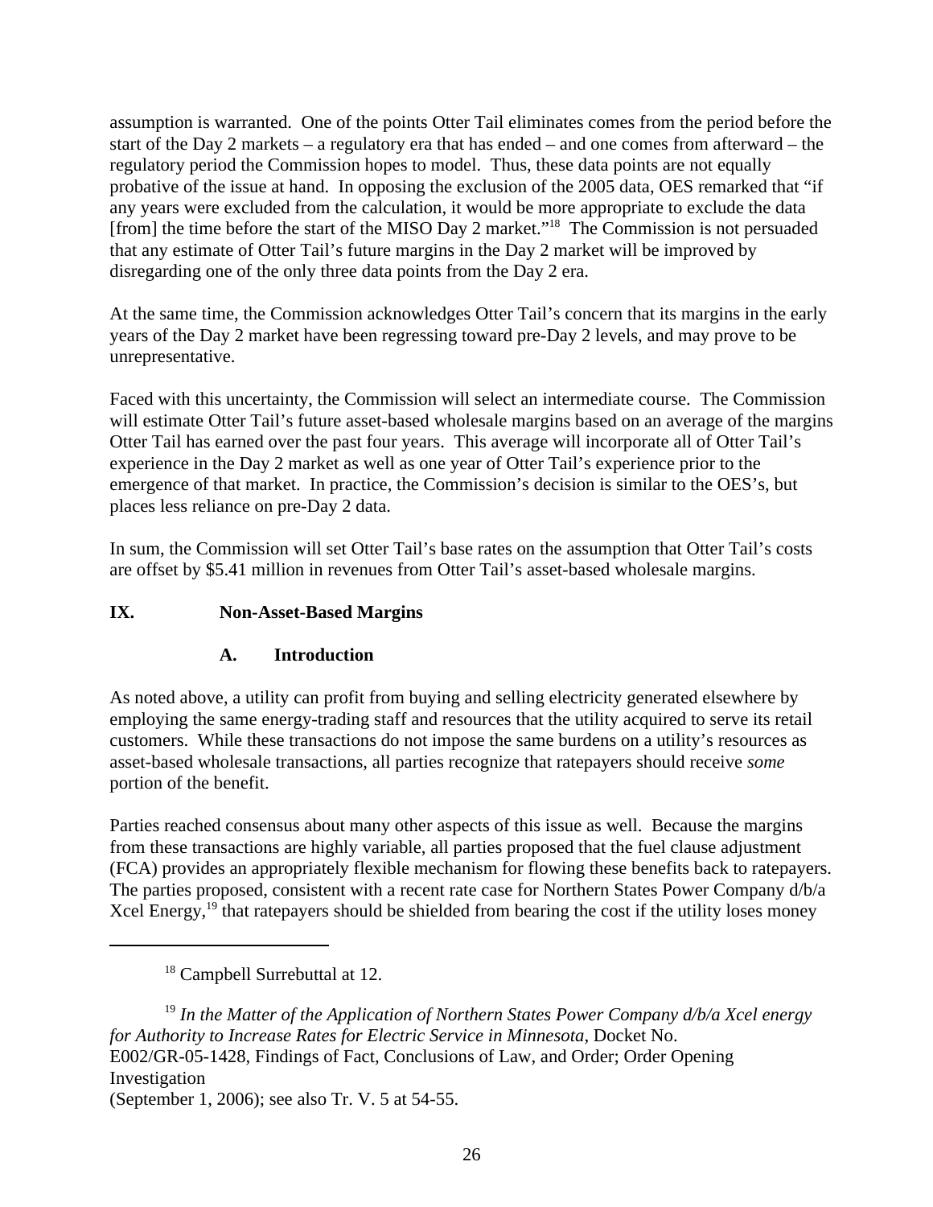assumption is warranted. One of the points Otter Tail eliminates comes from the period before the start of the Day 2 markets – a regulatory era that has ended – and one comes from afterward – the regulatory period the Commission hopes to model. Thus, these data points are not equally probative of the issue at hand. In opposing the exclusion of the 2005 data, OES remarked that "if any years were excluded from the calculation, it would be more appropriate to exclude the data [from] the time before the start of the MISO Day 2 market."[18] The Commission is not persuaded that any estimate of Otter Tail's future margins in the Day 2 market will be improved by disregarding one of the only three data points from the Day 2 era.

At the same time, the Commission acknowledges Otter Tail's concern that its margins in the early years of the Day 2 market have been regressing toward pre-Day 2 levels, and may prove to be unrepresentative.

Faced with this uncertainty, the Commission will select an intermediate course. The Commission will estimate Otter Tail's future asset-based wholesale margins based on an average of the margins Otter Tail has earned over the past four years. This average will incorporate all of Otter Tail's experience in the Day 2 market as well as one year of Otter Tail's experience prior to the emergence of that market. In practice, the Commission's decision is similar to the OES's, but places less reliance on pre-Day 2 data.

In sum, the Commission will set Otter Tail's base rates on the assumption that Otter Tail's costs are offset by $5.41 million in revenues from Otter Tail's asset-based wholesale margins.

## IX. Non-Asset-Based Margins

### A. Introduction

As noted above, a utility can profit from buying and selling electricity generated elsewhere by employing the same energy-trading staff and resources that the utility acquired to serve its retail customers. While these transactions do not impose the same burdens on a utility's resources as asset-based wholesale transactions, all parties recognize that ratepayers should receive *some* portion of the benefit.

Parties reached consensus about many other aspects of this issue as well. Because the margins from these transactions are highly variable, all parties proposed that the fuel clause adjustment (FCA) provides an appropriately flexible mechanism for flowing these benefits back to ratepayers. The parties proposed, consistent with a recent rate case for Northern States Power Company d/b/a Xcel Energy,[19] that ratepayers should be shielded from bearing the cost if the utility loses money

---

[18] Campbell Surrebuttal at 12.

[19] *In the Matter of the Application of Northern States Power Company d/b/a Xcel energy for Authority to Increase Rates for Electric Service in Minnesota*, Docket No. E002/GR-05-1428, Findings of Fact, Conclusions of Law, and Order; Order Opening Investigation
(September 1, 2006); see also Tr. V. 5 at 54-55.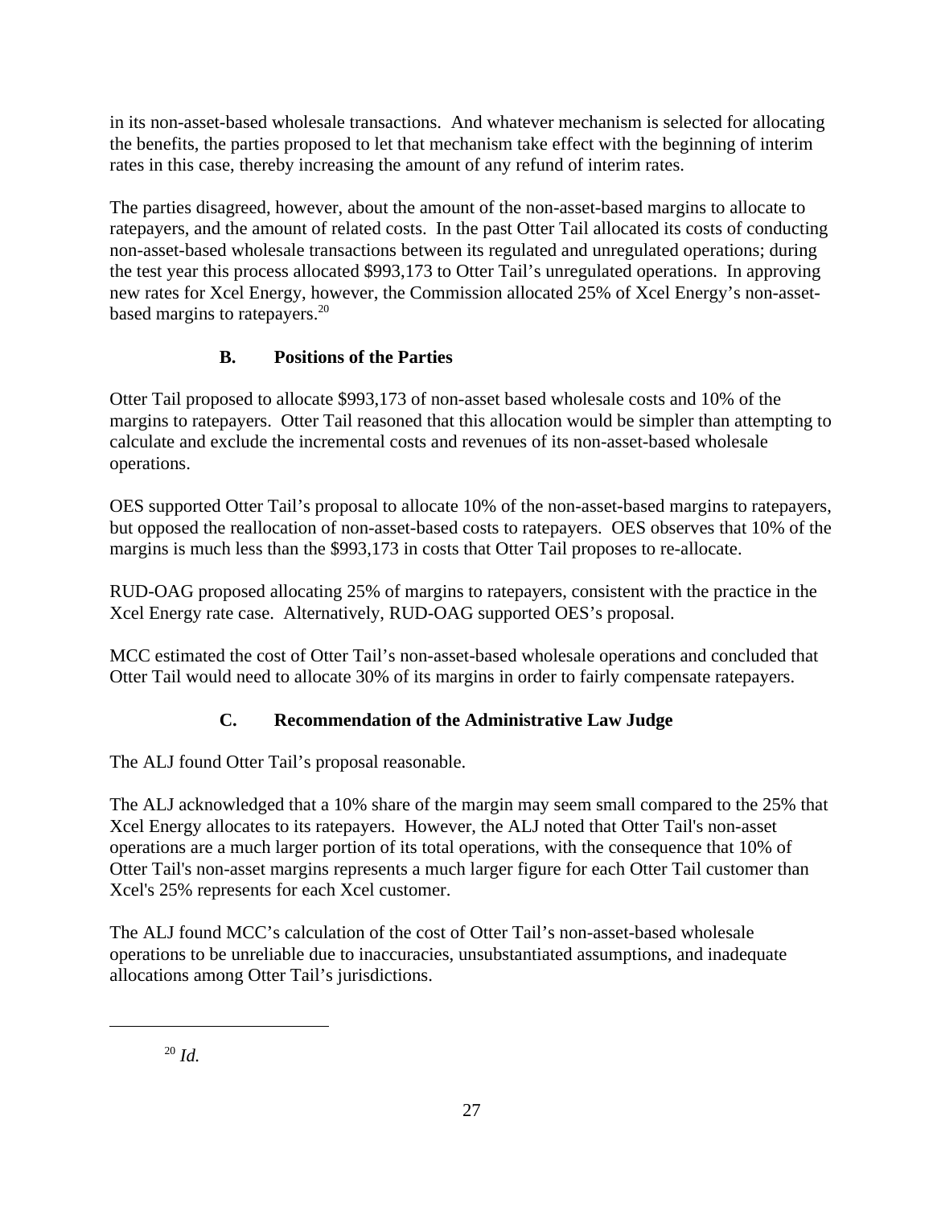in its non-asset-based wholesale transactions. And whatever mechanism is selected for allocating the benefits, the parties proposed to let that mechanism take effect with the beginning of interim rates in this case, thereby increasing the amount of any refund of interim rates.

The parties disagreed, however, about the amount of the non-asset-based margins to allocate to ratepayers, and the amount of related costs. In the past Otter Tail allocated its costs of conducting non-asset-based wholesale transactions between its regulated and unregulated operations; during the test year this process allocated \$993,173 to Otter Tail's unregulated operations. In approving new rates for Xcel Energy, however, the Commission allocated 25% of Xcel Energy's non-asset-based margins to ratepayers.[20]

### B. Positions of the Parties

Otter Tail proposed to allocate \$993,173 of non-asset based wholesale costs and 10% of the margins to ratepayers. Otter Tail reasoned that this allocation would be simpler than attempting to calculate and exclude the incremental costs and revenues of its non-asset-based wholesale operations.

OES supported Otter Tail's proposal to allocate 10% of the non-asset-based margins to ratepayers, but opposed the reallocation of non-asset-based costs to ratepayers. OES observes that 10% of the margins is much less than the \$993,173 in costs that Otter Tail proposes to re-allocate.

RUD-OAG proposed allocating 25% of margins to ratepayers, consistent with the practice in the Xcel Energy rate case. Alternatively, RUD-OAG supported OES's proposal.

MCC estimated the cost of Otter Tail's non-asset-based wholesale operations and concluded that Otter Tail would need to allocate 30% of its margins in order to fairly compensate ratepayers.

### C. Recommendation of the Administrative Law Judge

The ALJ found Otter Tail's proposal reasonable.

The ALJ acknowledged that a 10% share of the margin may seem small compared to the 25% that Xcel Energy allocates to its ratepayers. However, the ALJ noted that Otter Tail's non-asset operations are a much larger portion of its total operations, with the consequence that 10% of Otter Tail's non-asset margins represents a much larger figure for each Otter Tail customer than Xcel's 25% represents for each Xcel customer.

The ALJ found MCC's calculation of the cost of Otter Tail's non-asset-based wholesale operations to be unreliable due to inaccuracies, unsubstantiated assumptions, and inadequate allocations among Otter Tail's jurisdictions.

---

[20] *Id.*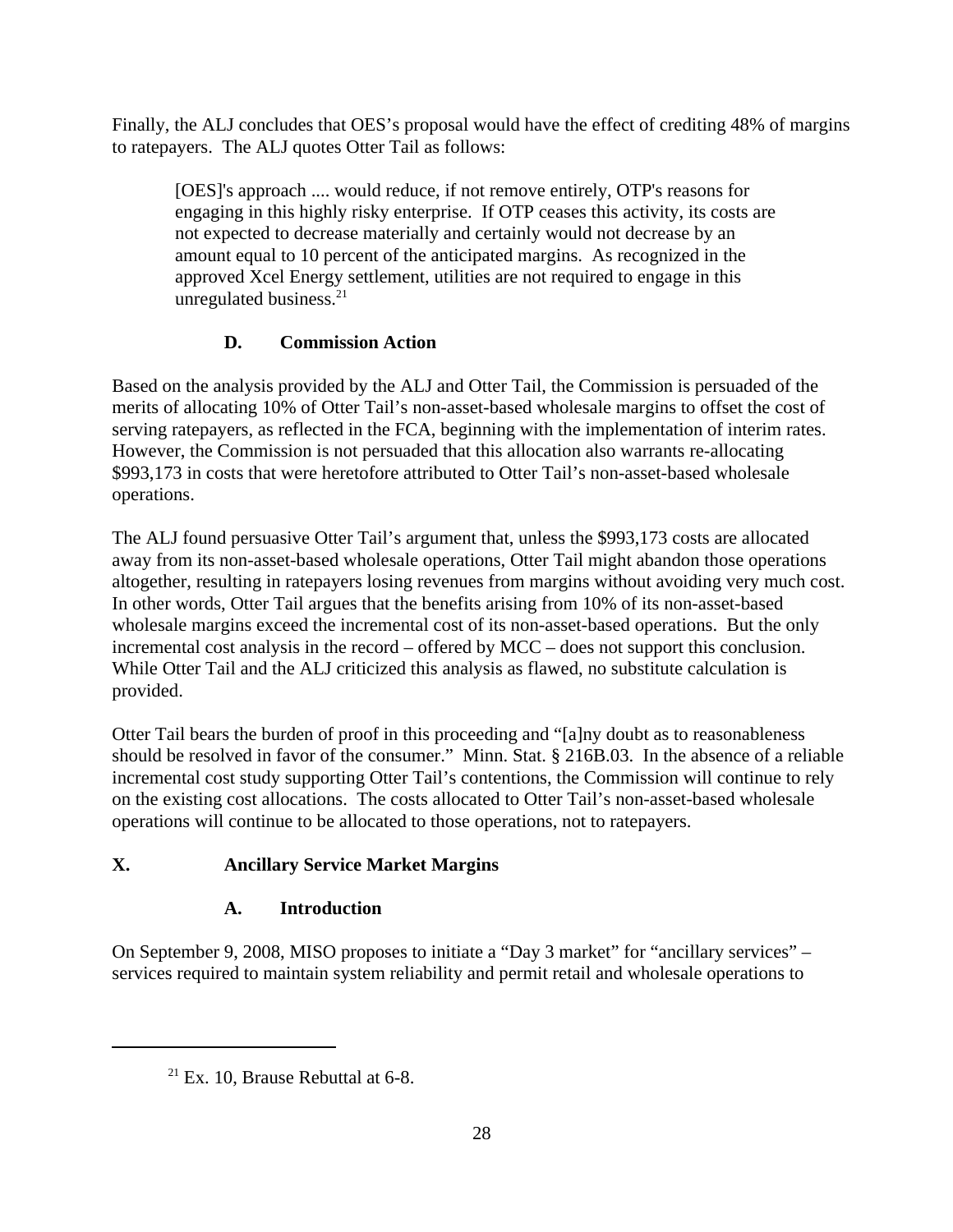Finally, the ALJ concludes that OES's proposal would have the effect of crediting 48% of margins to ratepayers. The ALJ quotes Otter Tail as follows:

> [OES]'s approach .... would reduce, if not remove entirely, OTP's reasons for engaging in this highly risky enterprise. If OTP ceases this activity, its costs are not expected to decrease materially and certainly would not decrease by an amount equal to 10 percent of the anticipated margins. As recognized in the approved Xcel Energy settlement, utilities are not required to engage in this unregulated business.[21]

### D. Commission Action

Based on the analysis provided by the ALJ and Otter Tail, the Commission is persuaded of the merits of allocating 10% of Otter Tail's non-asset-based wholesale margins to offset the cost of serving ratepayers, as reflected in the FCA, beginning with the implementation of interim rates. However, the Commission is not persuaded that this allocation also warrants re-allocating $993,173 in costs that were heretofore attributed to Otter Tail's non-asset-based wholesale operations.

The ALJ found persuasive Otter Tail's argument that, unless the $993,173 costs are allocated away from its non-asset-based wholesale operations, Otter Tail might abandon those operations altogether, resulting in ratepayers losing revenues from margins without avoiding very much cost. In other words, Otter Tail argues that the benefits arising from 10% of its non-asset-based wholesale margins exceed the incremental cost of its non-asset-based operations. But the only incremental cost analysis in the record – offered by MCC – does not support this conclusion. While Otter Tail and the ALJ criticized this analysis as flawed, no substitute calculation is provided.

Otter Tail bears the burden of proof in this proceeding and "[a]ny doubt as to reasonableness should be resolved in favor of the consumer." Minn. Stat. § 216B.03. In the absence of a reliable incremental cost study supporting Otter Tail's contentions, the Commission will continue to rely on the existing cost allocations. The costs allocated to Otter Tail's non-asset-based wholesale operations will continue to be allocated to those operations, not to ratepayers.

## X. Ancillary Service Market Margins

### A. Introduction

On September 9, 2008, MISO proposes to initiate a "Day 3 market" for "ancillary services" – services required to maintain system reliability and permit retail and wholesale operations to

---

[21] Ex. 10, Brause Rebuttal at 6-8.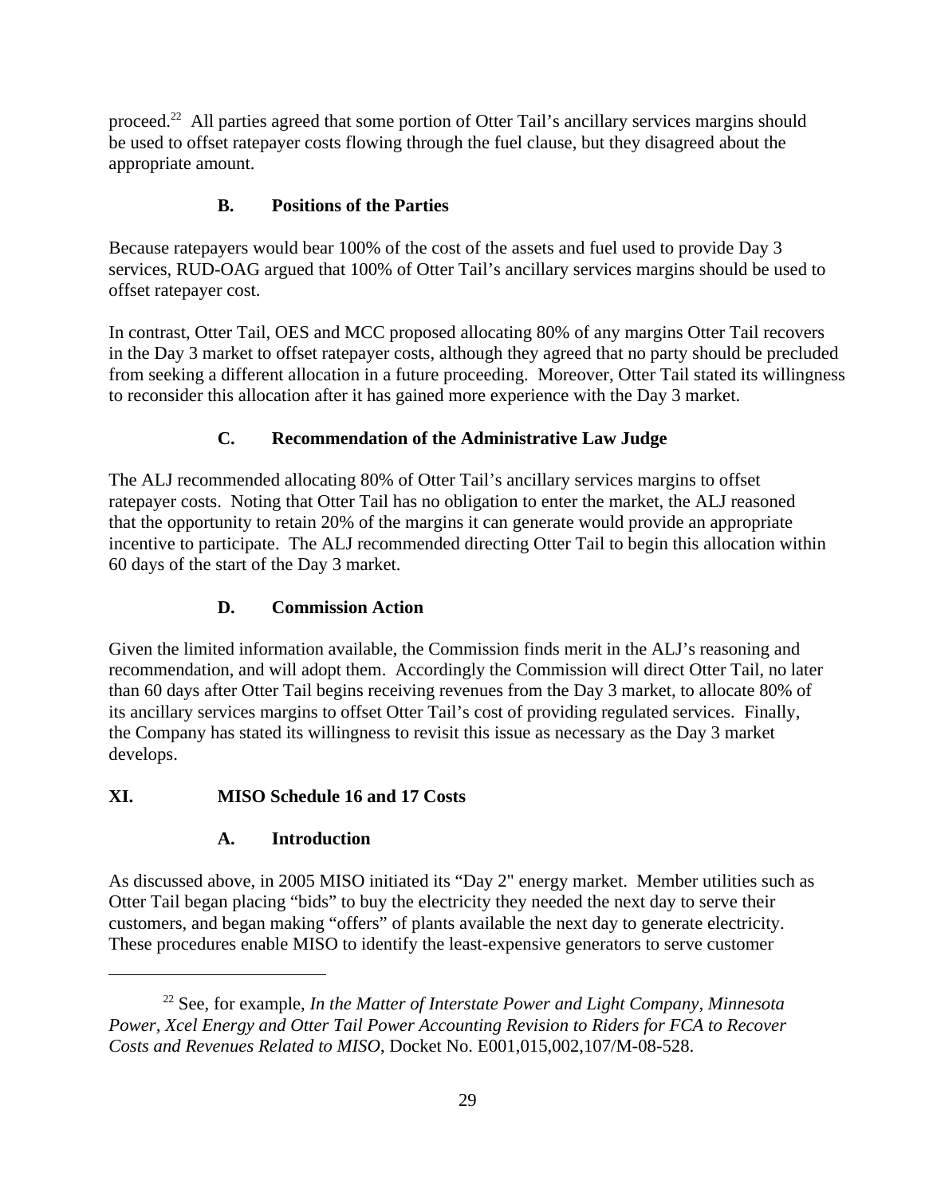proceed.[22] All parties agreed that some portion of Otter Tail's ancillary services margins should be used to offset ratepayer costs flowing through the fuel clause, but they disagreed about the appropriate amount.

### B. Positions of the Parties

Because ratepayers would bear 100% of the cost of the assets and fuel used to provide Day 3 services, RUD-OAG argued that 100% of Otter Tail's ancillary services margins should be used to offset ratepayer cost.

In contrast, Otter Tail, OES and MCC proposed allocating 80% of any margins Otter Tail recovers in the Day 3 market to offset ratepayer costs, although they agreed that no party should be precluded from seeking a different allocation in a future proceeding. Moreover, Otter Tail stated its willingness to reconsider this allocation after it has gained more experience with the Day 3 market.

### C. Recommendation of the Administrative Law Judge

The ALJ recommended allocating 80% of Otter Tail's ancillary services margins to offset ratepayer costs. Noting that Otter Tail has no obligation to enter the market, the ALJ reasoned that the opportunity to retain 20% of the margins it can generate would provide an appropriate incentive to participate. The ALJ recommended directing Otter Tail to begin this allocation within 60 days of the start of the Day 3 market.

### D. Commission Action

Given the limited information available, the Commission finds merit in the ALJ's reasoning and recommendation, and will adopt them. Accordingly the Commission will direct Otter Tail, no later than 60 days after Otter Tail begins receiving revenues from the Day 3 market, to allocate 80% of its ancillary services margins to offset Otter Tail's cost of providing regulated services. Finally, the Company has stated its willingness to revisit this issue as necessary as the Day 3 market develops.

## XI. MISO Schedule 16 and 17 Costs

### A. Introduction

As discussed above, in 2005 MISO initiated its "Day 2" energy market. Member utilities such as Otter Tail began placing "bids" to buy the electricity they needed the next day to serve their customers, and began making "offers" of plants available the next day to generate electricity. These procedures enable MISO to identify the least-expensive generators to serve customer

---

[22] See, for example, *In the Matter of Interstate Power and Light Company, Minnesota Power, Xcel Energy and Otter Tail Power Accounting Revision to Riders for FCA to Recover Costs and Revenues Related to MISO*, Docket No. E001,015,002,107/M-08-528.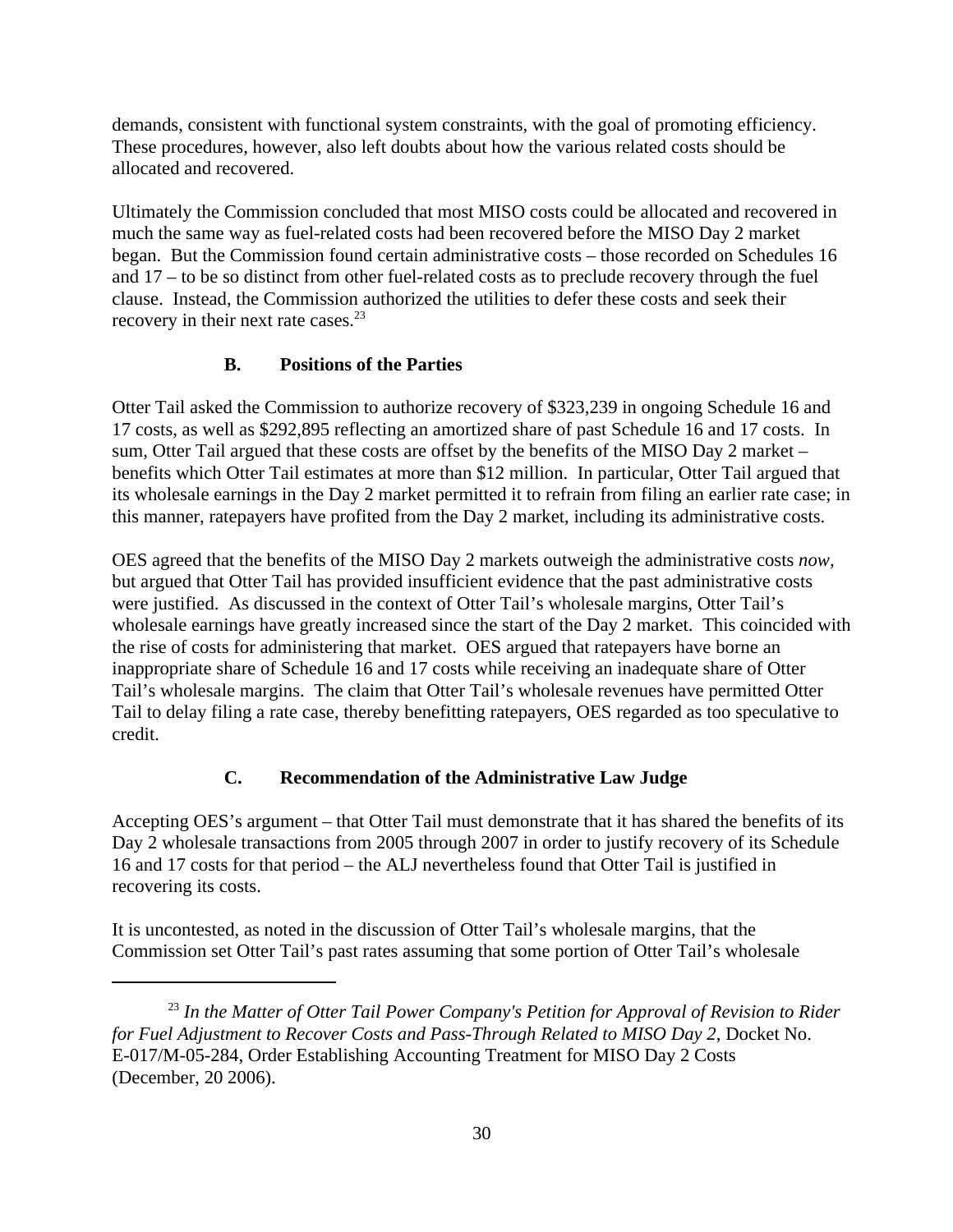demands, consistent with functional system constraints, with the goal of promoting efficiency. These procedures, however, also left doubts about how the various related costs should be allocated and recovered.

Ultimately the Commission concluded that most MISO costs could be allocated and recovered in much the same way as fuel-related costs had been recovered before the MISO Day 2 market began. But the Commission found certain administrative costs – those recorded on Schedules 16 and 17 – to be so distinct from other fuel-related costs as to preclude recovery through the fuel clause. Instead, the Commission authorized the utilities to defer these costs and seek their recovery in their next rate cases.[23]

### B. Positions of the Parties

Otter Tail asked the Commission to authorize recovery of $323,239 in ongoing Schedule 16 and 17 costs, as well as $292,895 reflecting an amortized share of past Schedule 16 and 17 costs. In sum, Otter Tail argued that these costs are offset by the benefits of the MISO Day 2 market – benefits which Otter Tail estimates at more than $12 million. In particular, Otter Tail argued that its wholesale earnings in the Day 2 market permitted it to refrain from filing an earlier rate case; in this manner, ratepayers have profited from the Day 2 market, including its administrative costs.

OES agreed that the benefits of the MISO Day 2 markets outweigh the administrative costs *now*, but argued that Otter Tail has provided insufficient evidence that the past administrative costs were justified. As discussed in the context of Otter Tail's wholesale margins, Otter Tail's wholesale earnings have greatly increased since the start of the Day 2 market. This coincided with the rise of costs for administering that market. OES argued that ratepayers have borne an inappropriate share of Schedule 16 and 17 costs while receiving an inadequate share of Otter Tail's wholesale margins. The claim that Otter Tail's wholesale revenues have permitted Otter Tail to delay filing a rate case, thereby benefitting ratepayers, OES regarded as too speculative to credit.

### C. Recommendation of the Administrative Law Judge

Accepting OES's argument – that Otter Tail must demonstrate that it has shared the benefits of its Day 2 wholesale transactions from 2005 through 2007 in order to justify recovery of its Schedule 16 and 17 costs for that period – the ALJ nevertheless found that Otter Tail is justified in recovering its costs.

It is uncontested, as noted in the discussion of Otter Tail's wholesale margins, that the Commission set Otter Tail's past rates assuming that some portion of Otter Tail's wholesale

---

[23] *In the Matter of Otter Tail Power Company's Petition for Approval of Revision to Rider for Fuel Adjustment to Recover Costs and Pass-Through Related to MISO Day 2*, Docket No. E-017/M-05-284, Order Establishing Accounting Treatment for MISO Day 2 Costs (December, 20 2006).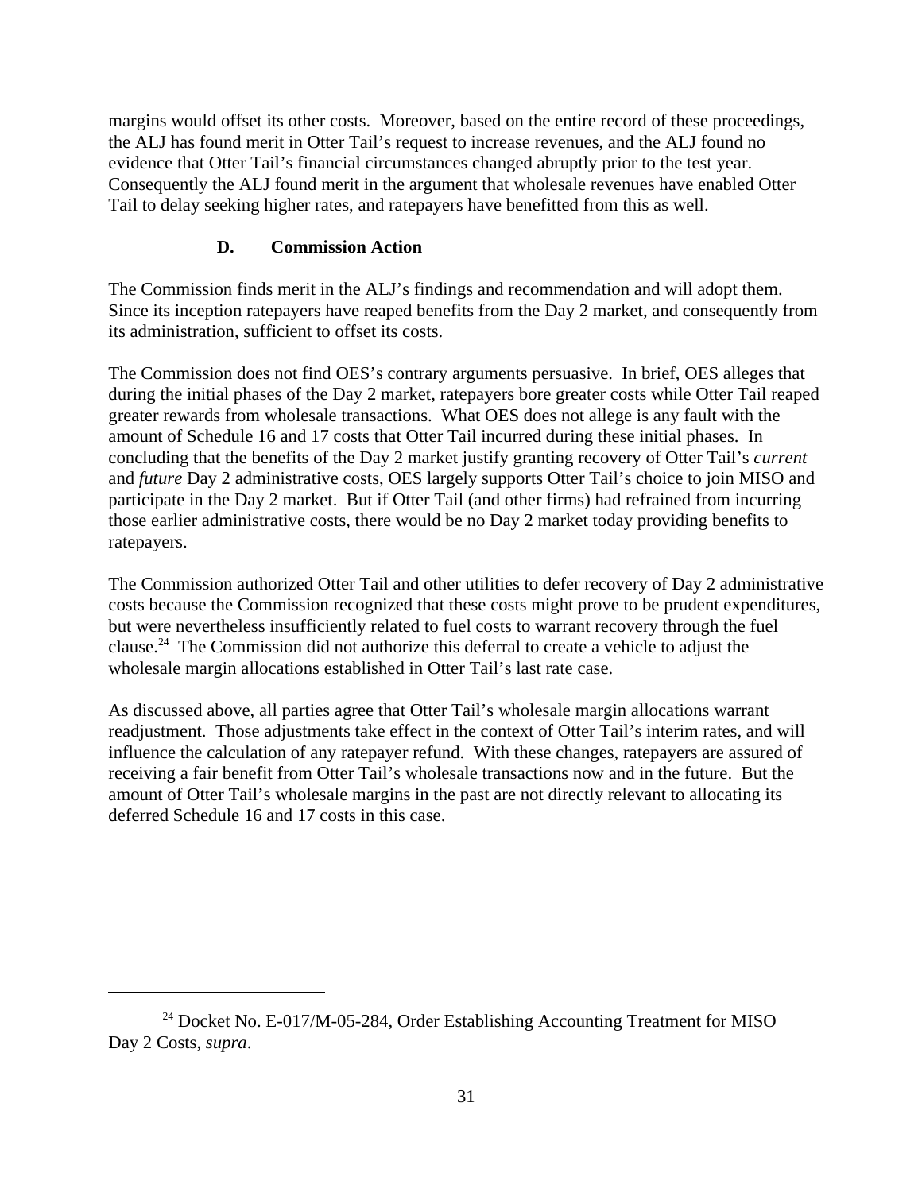margins would offset its other costs. Moreover, based on the entire record of these proceedings, the ALJ has found merit in Otter Tail's request to increase revenues, and the ALJ found no evidence that Otter Tail's financial circumstances changed abruptly prior to the test year. Consequently the ALJ found merit in the argument that wholesale revenues have enabled Otter Tail to delay seeking higher rates, and ratepayers have benefitted from this as well.

### D. Commission Action

The Commission finds merit in the ALJ's findings and recommendation and will adopt them. Since its inception ratepayers have reaped benefits from the Day 2 market, and consequently from its administration, sufficient to offset its costs.

The Commission does not find OES's contrary arguments persuasive. In brief, OES alleges that during the initial phases of the Day 2 market, ratepayers bore greater costs while Otter Tail reaped greater rewards from wholesale transactions. What OES does not allege is any fault with the amount of Schedule 16 and 17 costs that Otter Tail incurred during these initial phases. In concluding that the benefits of the Day 2 market justify granting recovery of Otter Tail's *current* and *future* Day 2 administrative costs, OES largely supports Otter Tail's choice to join MISO and participate in the Day 2 market. But if Otter Tail (and other firms) had refrained from incurring those earlier administrative costs, there would be no Day 2 market today providing benefits to ratepayers.

The Commission authorized Otter Tail and other utilities to defer recovery of Day 2 administrative costs because the Commission recognized that these costs might prove to be prudent expenditures, but were nevertheless insufficiently related to fuel costs to warrant recovery through the fuel clause.[24] The Commission did not authorize this deferral to create a vehicle to adjust the wholesale margin allocations established in Otter Tail's last rate case.

As discussed above, all parties agree that Otter Tail's wholesale margin allocations warrant readjustment. Those adjustments take effect in the context of Otter Tail's interim rates, and will influence the calculation of any ratepayer refund. With these changes, ratepayers are assured of receiving a fair benefit from Otter Tail's wholesale transactions now and in the future. But the amount of Otter Tail's wholesale margins in the past are not directly relevant to allocating its deferred Schedule 16 and 17 costs in this case.

---

[24] Docket No. E-017/M-05-284, Order Establishing Accounting Treatment for MISO Day 2 Costs, *supra*.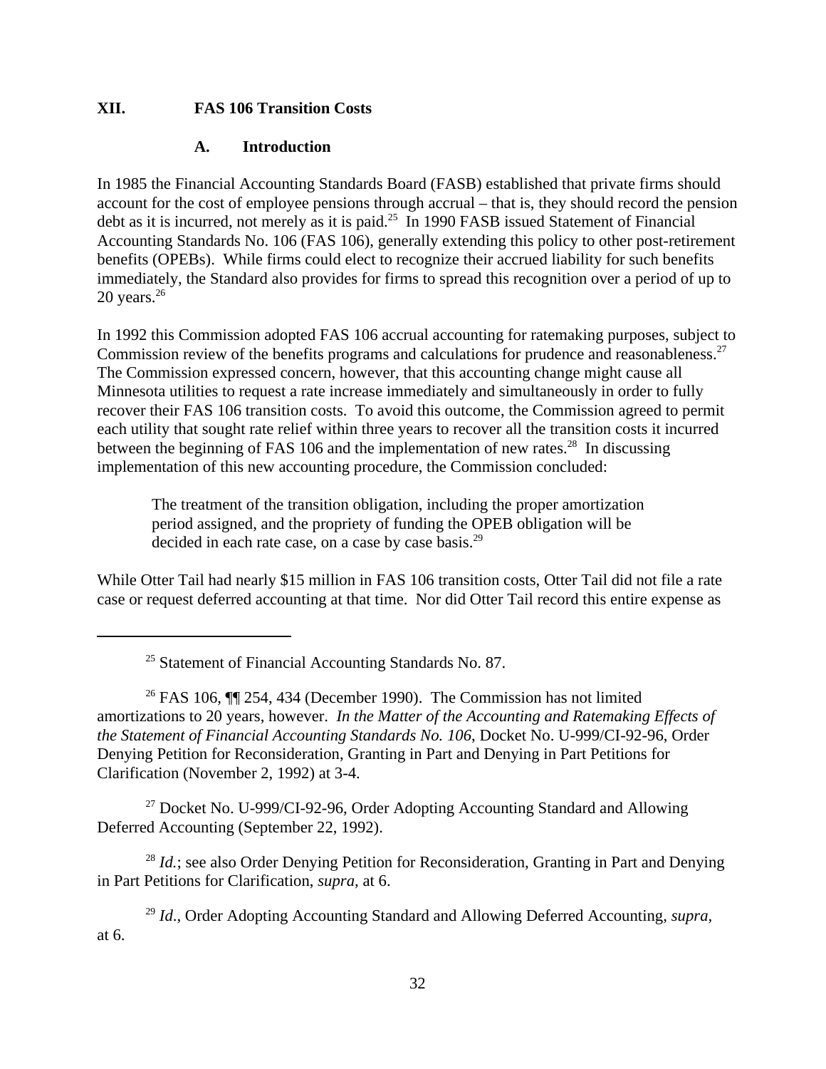## XII. FAS 106 Transition Costs

### A. Introduction

In 1985 the Financial Accounting Standards Board (FASB) established that private firms should account for the cost of employee pensions through accrual – that is, they should record the pension debt as it is incurred, not merely as it is paid.[25] In 1990 FASB issued Statement of Financial Accounting Standards No. 106 (FAS 106), generally extending this policy to other post-retirement benefits (OPEBs). While firms could elect to recognize their accrued liability for such benefits immediately, the Standard also provides for firms to spread this recognition over a period of up to 20 years.[26]

In 1992 this Commission adopted FAS 106 accrual accounting for ratemaking purposes, subject to Commission review of the benefits programs and calculations for prudence and reasonableness.[27] The Commission expressed concern, however, that this accounting change might cause all Minnesota utilities to request a rate increase immediately and simultaneously in order to fully recover their FAS 106 transition costs. To avoid this outcome, the Commission agreed to permit each utility that sought rate relief within three years to recover all the transition costs it incurred between the beginning of FAS 106 and the implementation of new rates.[28] In discussing implementation of this new accounting procedure, the Commission concluded:

> The treatment of the transition obligation, including the proper amortization period assigned, and the propriety of funding the OPEB obligation will be decided in each rate case, on a case by case basis.[29]

While Otter Tail had nearly $15 million in FAS 106 transition costs, Otter Tail did not file a rate case or request deferred accounting at that time. Nor did Otter Tail record this entire expense as

---

[25] Statement of Financial Accounting Standards No. 87.

[26] FAS 106, ¶¶ 254, 434 (December 1990). The Commission has not limited amortizations to 20 years, however. *In the Matter of the Accounting and Ratemaking Effects of the Statement of Financial Accounting Standards No. 106*, Docket No. U-999/CI-92-96, Order Denying Petition for Reconsideration, Granting in Part and Denying in Part Petitions for Clarification (November 2, 1992) at 3-4.

[27] Docket No. U-999/CI-92-96, Order Adopting Accounting Standard and Allowing Deferred Accounting (September 22, 1992).

[28] *Id.*; see also Order Denying Petition for Reconsideration, Granting in Part and Denying in Part Petitions for Clarification, *supra*, at 6.

[29] *Id*., Order Adopting Accounting Standard and Allowing Deferred Accounting, *supra*, at 6.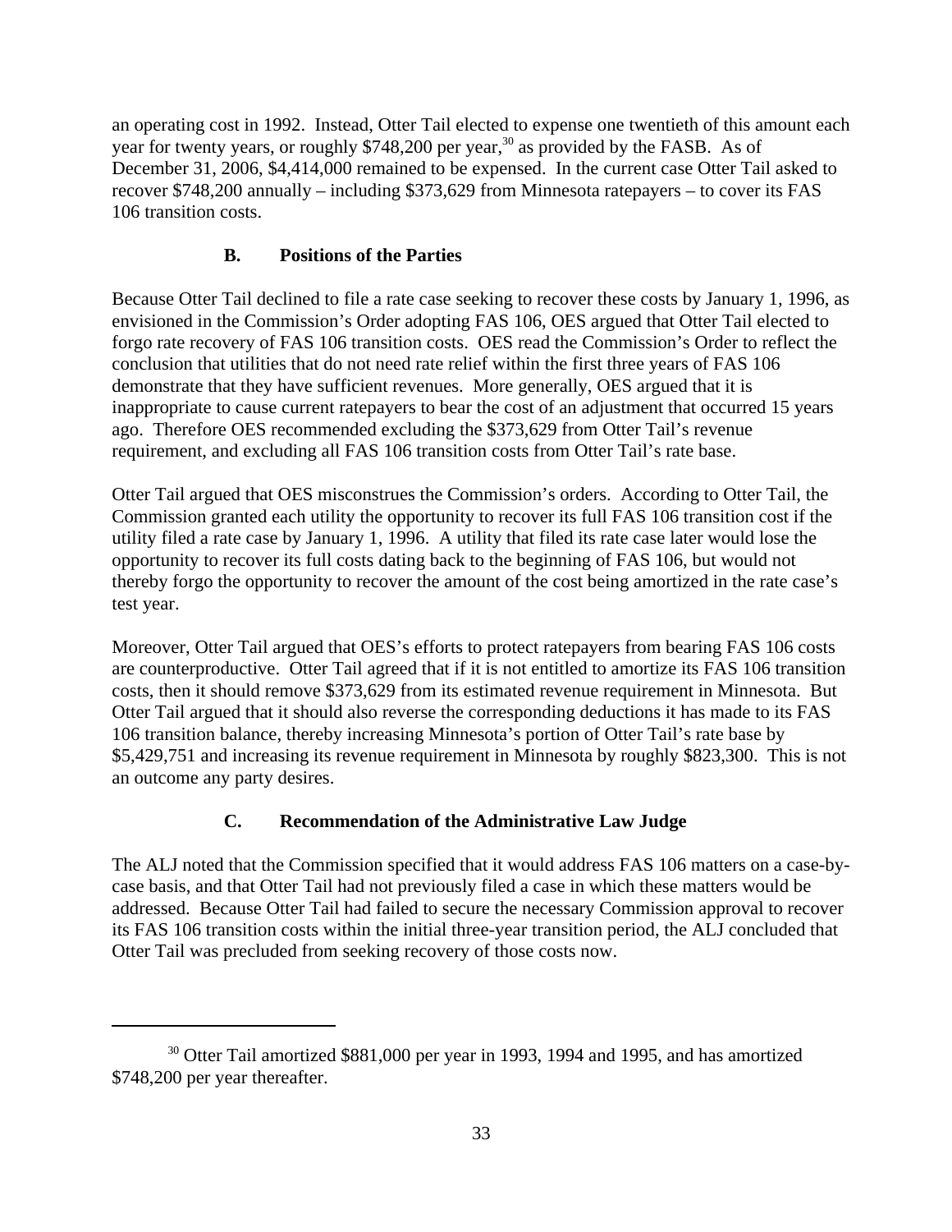an operating cost in 1992. Instead, Otter Tail elected to expense one twentieth of this amount each year for twenty years, or roughly $748,200 per year,[30] as provided by the FASB. As of December 31, 2006, $4,414,000 remained to be expensed. In the current case Otter Tail asked to recover $748,200 annually – including $373,629 from Minnesota ratepayers – to cover its FAS 106 transition costs.

### B. Positions of the Parties

Because Otter Tail declined to file a rate case seeking to recover these costs by January 1, 1996, as envisioned in the Commission's Order adopting FAS 106, OES argued that Otter Tail elected to forgo rate recovery of FAS 106 transition costs. OES read the Commission's Order to reflect the conclusion that utilities that do not need rate relief within the first three years of FAS 106 demonstrate that they have sufficient revenues. More generally, OES argued that it is inappropriate to cause current ratepayers to bear the cost of an adjustment that occurred 15 years ago. Therefore OES recommended excluding the $373,629 from Otter Tail's revenue requirement, and excluding all FAS 106 transition costs from Otter Tail's rate base.

Otter Tail argued that OES misconstrues the Commission's orders. According to Otter Tail, the Commission granted each utility the opportunity to recover its full FAS 106 transition cost if the utility filed a rate case by January 1, 1996. A utility that filed its rate case later would lose the opportunity to recover its full costs dating back to the beginning of FAS 106, but would not thereby forgo the opportunity to recover the amount of the cost being amortized in the rate case's test year.

Moreover, Otter Tail argued that OES's efforts to protect ratepayers from bearing FAS 106 costs are counterproductive. Otter Tail agreed that if it is not entitled to amortize its FAS 106 transition costs, then it should remove $373,629 from its estimated revenue requirement in Minnesota. But Otter Tail argued that it should also reverse the corresponding deductions it has made to its FAS 106 transition balance, thereby increasing Minnesota's portion of Otter Tail's rate base by $5,429,751 and increasing its revenue requirement in Minnesota by roughly $823,300. This is not an outcome any party desires.

### C. Recommendation of the Administrative Law Judge

The ALJ noted that the Commission specified that it would address FAS 106 matters on a case-by-case basis, and that Otter Tail had not previously filed a case in which these matters would be addressed. Because Otter Tail had failed to secure the necessary Commission approval to recover its FAS 106 transition costs within the initial three-year transition period, the ALJ concluded that Otter Tail was precluded from seeking recovery of those costs now.

---

[30] Otter Tail amortized $881,000 per year in 1993, 1994 and 1995, and has amortized $748,200 per year thereafter.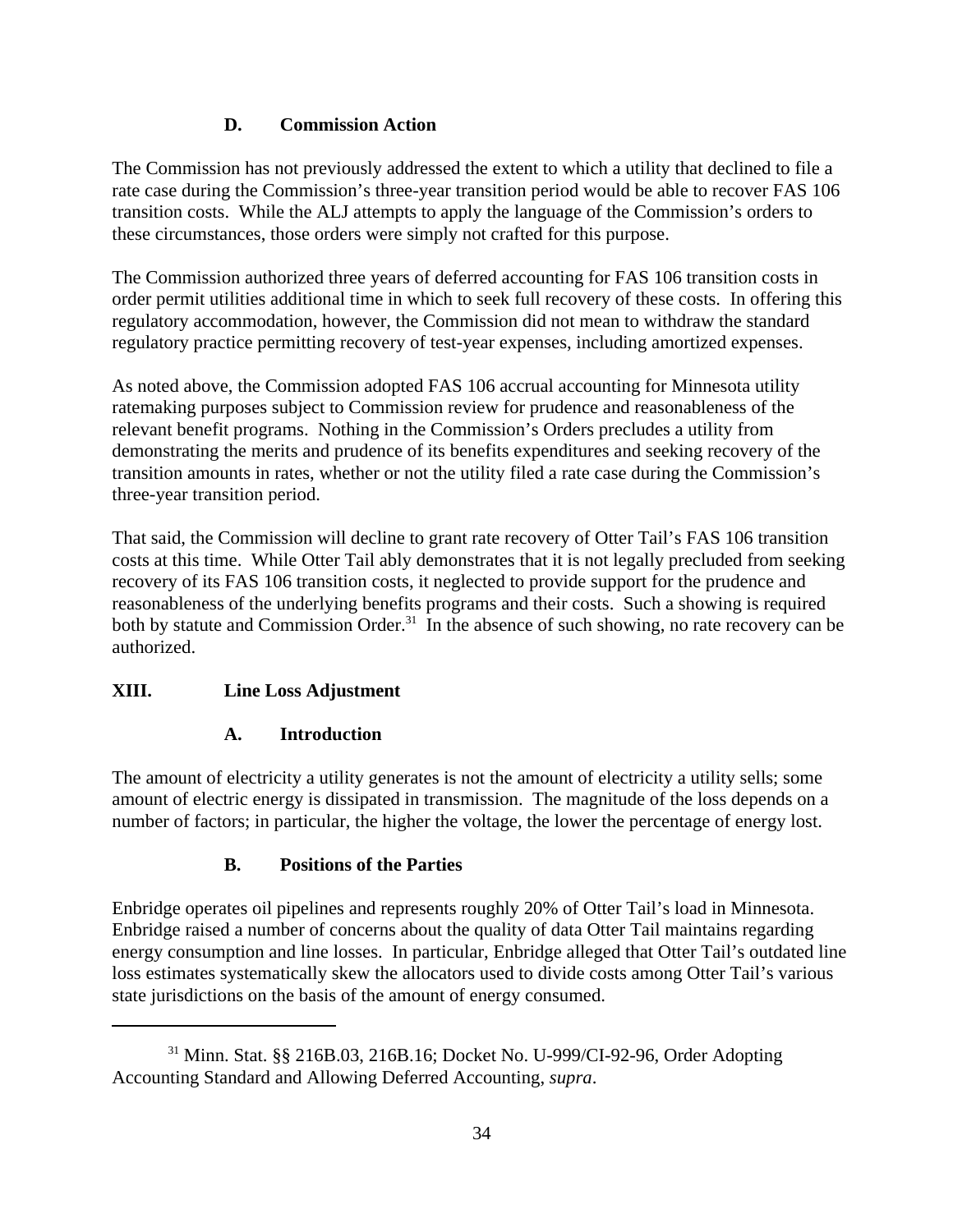### D. Commission Action

The Commission has not previously addressed the extent to which a utility that declined to file a rate case during the Commission's three-year transition period would be able to recover FAS 106 transition costs. While the ALJ attempts to apply the language of the Commission's orders to these circumstances, those orders were simply not crafted for this purpose.

The Commission authorized three years of deferred accounting for FAS 106 transition costs in order permit utilities additional time in which to seek full recovery of these costs. In offering this regulatory accommodation, however, the Commission did not mean to withdraw the standard regulatory practice permitting recovery of test-year expenses, including amortized expenses.

As noted above, the Commission adopted FAS 106 accrual accounting for Minnesota utility ratemaking purposes subject to Commission review for prudence and reasonableness of the relevant benefit programs. Nothing in the Commission's Orders precludes a utility from demonstrating the merits and prudence of its benefits expenditures and seeking recovery of the transition amounts in rates, whether or not the utility filed a rate case during the Commission's three-year transition period.

That said, the Commission will decline to grant rate recovery of Otter Tail's FAS 106 transition costs at this time. While Otter Tail ably demonstrates that it is not legally precluded from seeking recovery of its FAS 106 transition costs, it neglected to provide support for the prudence and reasonableness of the underlying benefits programs and their costs. Such a showing is required both by statute and Commission Order.[31] In the absence of such showing, no rate recovery can be authorized.

## XIII. Line Loss Adjustment

### A. Introduction

The amount of electricity a utility generates is not the amount of electricity a utility sells; some amount of electric energy is dissipated in transmission. The magnitude of the loss depends on a number of factors; in particular, the higher the voltage, the lower the percentage of energy lost.

### B. Positions of the Parties

Enbridge operates oil pipelines and represents roughly 20% of Otter Tail's load in Minnesota. Enbridge raised a number of concerns about the quality of data Otter Tail maintains regarding energy consumption and line losses. In particular, Enbridge alleged that Otter Tail's outdated line loss estimates systematically skew the allocators used to divide costs among Otter Tail's various state jurisdictions on the basis of the amount of energy consumed.

---

[31] Minn. Stat. §§ 216B.03, 216B.16; Docket No. U-999/CI-92-96, Order Adopting Accounting Standard and Allowing Deferred Accounting, *supra*.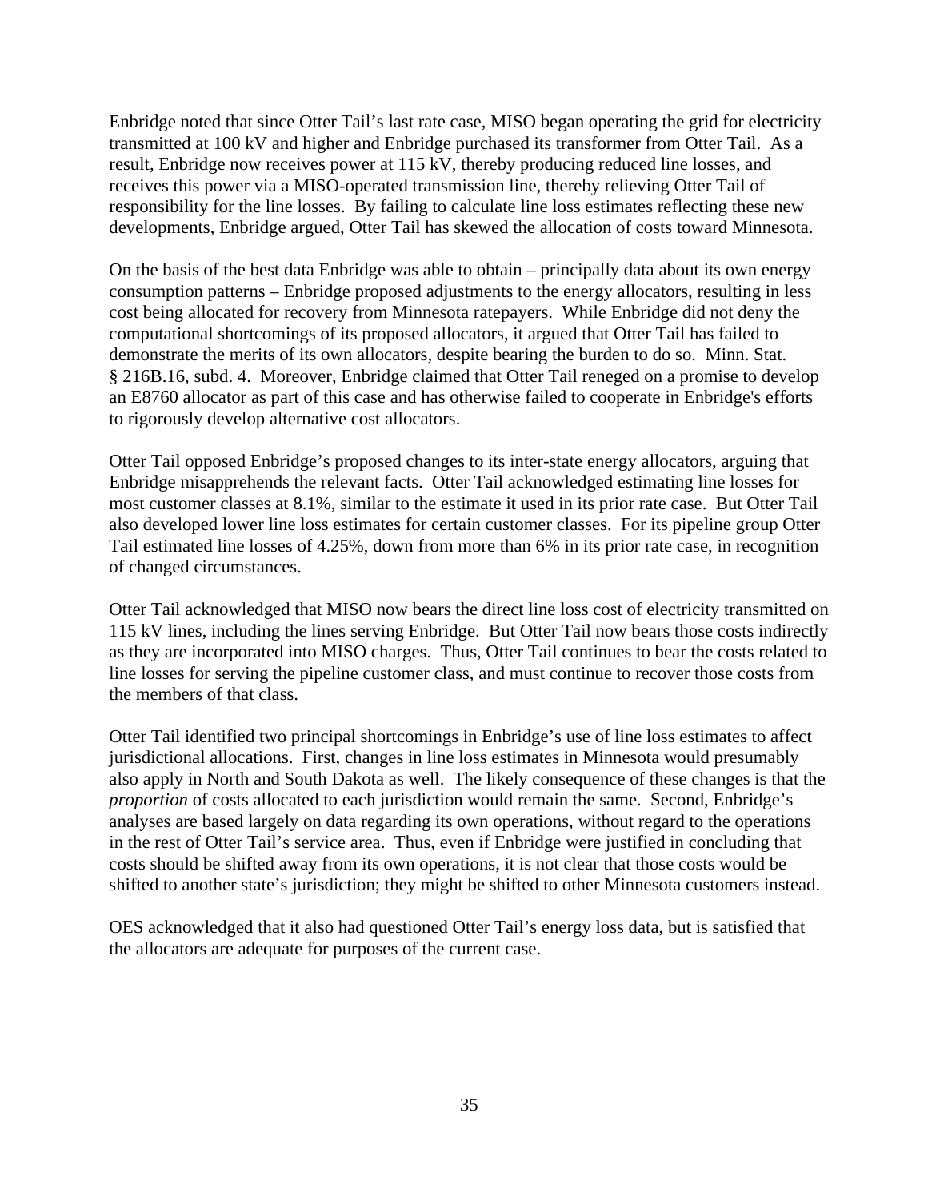Enbridge noted that since Otter Tail's last rate case, MISO began operating the grid for electricity transmitted at 100 kV and higher and Enbridge purchased its transformer from Otter Tail. As a result, Enbridge now receives power at 115 kV, thereby producing reduced line losses, and receives this power via a MISO-operated transmission line, thereby relieving Otter Tail of responsibility for the line losses. By failing to calculate line loss estimates reflecting these new developments, Enbridge argued, Otter Tail has skewed the allocation of costs toward Minnesota.

On the basis of the best data Enbridge was able to obtain – principally data about its own energy consumption patterns – Enbridge proposed adjustments to the energy allocators, resulting in less cost being allocated for recovery from Minnesota ratepayers. While Enbridge did not deny the computational shortcomings of its proposed allocators, it argued that Otter Tail has failed to demonstrate the merits of its own allocators, despite bearing the burden to do so. Minn. Stat. § 216B.16, subd. 4. Moreover, Enbridge claimed that Otter Tail reneged on a promise to develop an E8760 allocator as part of this case and has otherwise failed to cooperate in Enbridge's efforts to rigorously develop alternative cost allocators.

Otter Tail opposed Enbridge's proposed changes to its inter-state energy allocators, arguing that Enbridge misapprehends the relevant facts. Otter Tail acknowledged estimating line losses for most customer classes at 8.1%, similar to the estimate it used in its prior rate case. But Otter Tail also developed lower line loss estimates for certain customer classes. For its pipeline group Otter Tail estimated line losses of 4.25%, down from more than 6% in its prior rate case, in recognition of changed circumstances.

Otter Tail acknowledged that MISO now bears the direct line loss cost of electricity transmitted on 115 kV lines, including the lines serving Enbridge. But Otter Tail now bears those costs indirectly as they are incorporated into MISO charges. Thus, Otter Tail continues to bear the costs related to line losses for serving the pipeline customer class, and must continue to recover those costs from the members of that class.

Otter Tail identified two principal shortcomings in Enbridge's use of line loss estimates to affect jurisdictional allocations. First, changes in line loss estimates in Minnesota would presumably also apply in North and South Dakota as well. The likely consequence of these changes is that the *proportion* of costs allocated to each jurisdiction would remain the same. Second, Enbridge's analyses are based largely on data regarding its own operations, without regard to the operations in the rest of Otter Tail's service area. Thus, even if Enbridge were justified in concluding that costs should be shifted away from its own operations, it is not clear that those costs would be shifted to another state's jurisdiction; they might be shifted to other Minnesota customers instead.

OES acknowledged that it also had questioned Otter Tail's energy loss data, but is satisfied that the allocators are adequate for purposes of the current case.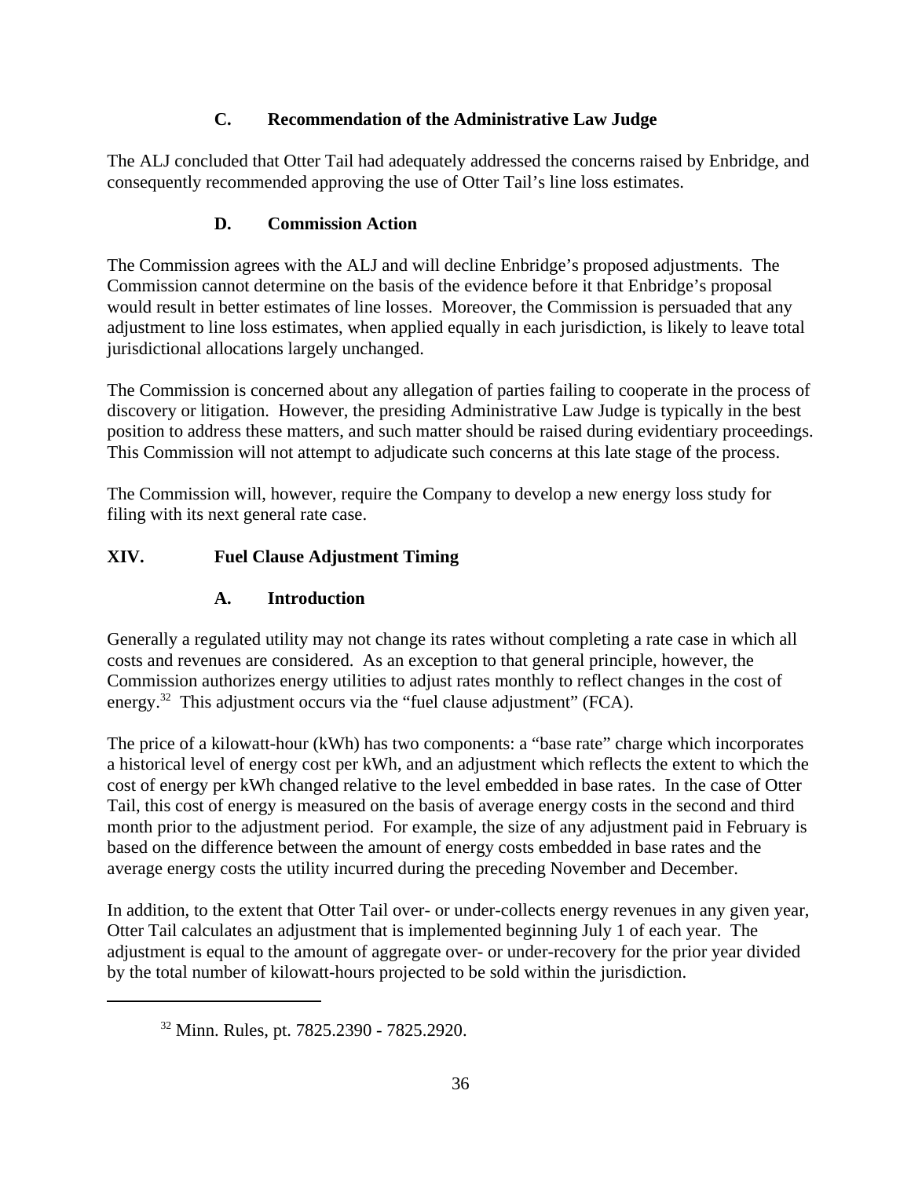### C. Recommendation of the Administrative Law Judge

The ALJ concluded that Otter Tail had adequately addressed the concerns raised by Enbridge, and consequently recommended approving the use of Otter Tail's line loss estimates.

### D. Commission Action

The Commission agrees with the ALJ and will decline Enbridge's proposed adjustments. The Commission cannot determine on the basis of the evidence before it that Enbridge's proposal would result in better estimates of line losses. Moreover, the Commission is persuaded that any adjustment to line loss estimates, when applied equally in each jurisdiction, is likely to leave total jurisdictional allocations largely unchanged.

The Commission is concerned about any allegation of parties failing to cooperate in the process of discovery or litigation. However, the presiding Administrative Law Judge is typically in the best position to address these matters, and such matter should be raised during evidentiary proceedings. This Commission will not attempt to adjudicate such concerns at this late stage of the process.

The Commission will, however, require the Company to develop a new energy loss study for filing with its next general rate case.

## XIV. Fuel Clause Adjustment Timing

### A. Introduction

Generally a regulated utility may not change its rates without completing a rate case in which all costs and revenues are considered. As an exception to that general principle, however, the Commission authorizes energy utilities to adjust rates monthly to reflect changes in the cost of energy.[32] This adjustment occurs via the "fuel clause adjustment" (FCA).

The price of a kilowatt-hour (kWh) has two components: a "base rate" charge which incorporates a historical level of energy cost per kWh, and an adjustment which reflects the extent to which the cost of energy per kWh changed relative to the level embedded in base rates. In the case of Otter Tail, this cost of energy is measured on the basis of average energy costs in the second and third month prior to the adjustment period. For example, the size of any adjustment paid in February is based on the difference between the amount of energy costs embedded in base rates and the average energy costs the utility incurred during the preceding November and December.

In addition, to the extent that Otter Tail over- or under-collects energy revenues in any given year, Otter Tail calculates an adjustment that is implemented beginning July 1 of each year. The adjustment is equal to the amount of aggregate over- or under-recovery for the prior year divided by the total number of kilowatt-hours projected to be sold within the jurisdiction.

---

[32] Minn. Rules, pt. 7825.2390 - 7825.2920.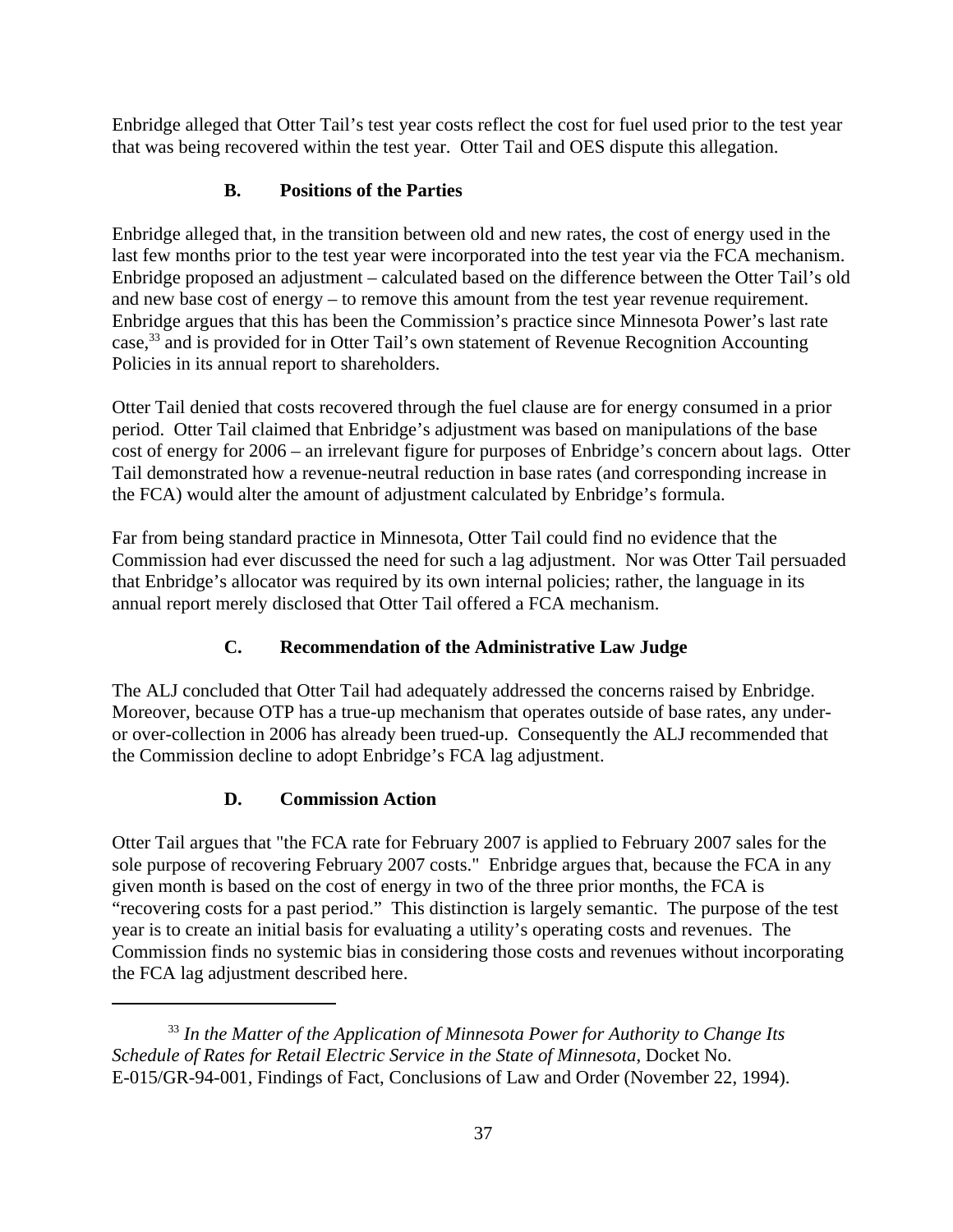Enbridge alleged that Otter Tail's test year costs reflect the cost for fuel used prior to the test year that was being recovered within the test year. Otter Tail and OES dispute this allegation.

### B. Positions of the Parties

Enbridge alleged that, in the transition between old and new rates, the cost of energy used in the last few months prior to the test year were incorporated into the test year via the FCA mechanism. Enbridge proposed an adjustment – calculated based on the difference between the Otter Tail's old and new base cost of energy – to remove this amount from the test year revenue requirement. Enbridge argues that this has been the Commission's practice since Minnesota Power's last rate case,[33] and is provided for in Otter Tail's own statement of Revenue Recognition Accounting Policies in its annual report to shareholders.

Otter Tail denied that costs recovered through the fuel clause are for energy consumed in a prior period. Otter Tail claimed that Enbridge's adjustment was based on manipulations of the base cost of energy for 2006 – an irrelevant figure for purposes of Enbridge's concern about lags. Otter Tail demonstrated how a revenue-neutral reduction in base rates (and corresponding increase in the FCA) would alter the amount of adjustment calculated by Enbridge's formula.

Far from being standard practice in Minnesota, Otter Tail could find no evidence that the Commission had ever discussed the need for such a lag adjustment. Nor was Otter Tail persuaded that Enbridge's allocator was required by its own internal policies; rather, the language in its annual report merely disclosed that Otter Tail offered a FCA mechanism.

### C. Recommendation of the Administrative Law Judge

The ALJ concluded that Otter Tail had adequately addressed the concerns raised by Enbridge. Moreover, because OTP has a true-up mechanism that operates outside of base rates, any under- or over-collection in 2006 has already been trued-up. Consequently the ALJ recommended that the Commission decline to adopt Enbridge's FCA lag adjustment.

### D. Commission Action

Otter Tail argues that "the FCA rate for February 2007 is applied to February 2007 sales for the sole purpose of recovering February 2007 costs." Enbridge argues that, because the FCA in any given month is based on the cost of energy in two of the three prior months, the FCA is "recovering costs for a past period." This distinction is largely semantic. The purpose of the test year is to create an initial basis for evaluating a utility's operating costs and revenues. The Commission finds no systemic bias in considering those costs and revenues without incorporating the FCA lag adjustment described here.

---

[33] *In the Matter of the Application of Minnesota Power for Authority to Change Its Schedule of Rates for Retail Electric Service in the State of Minnesota*, Docket No. E-015/GR-94-001, Findings of Fact, Conclusions of Law and Order (November 22, 1994).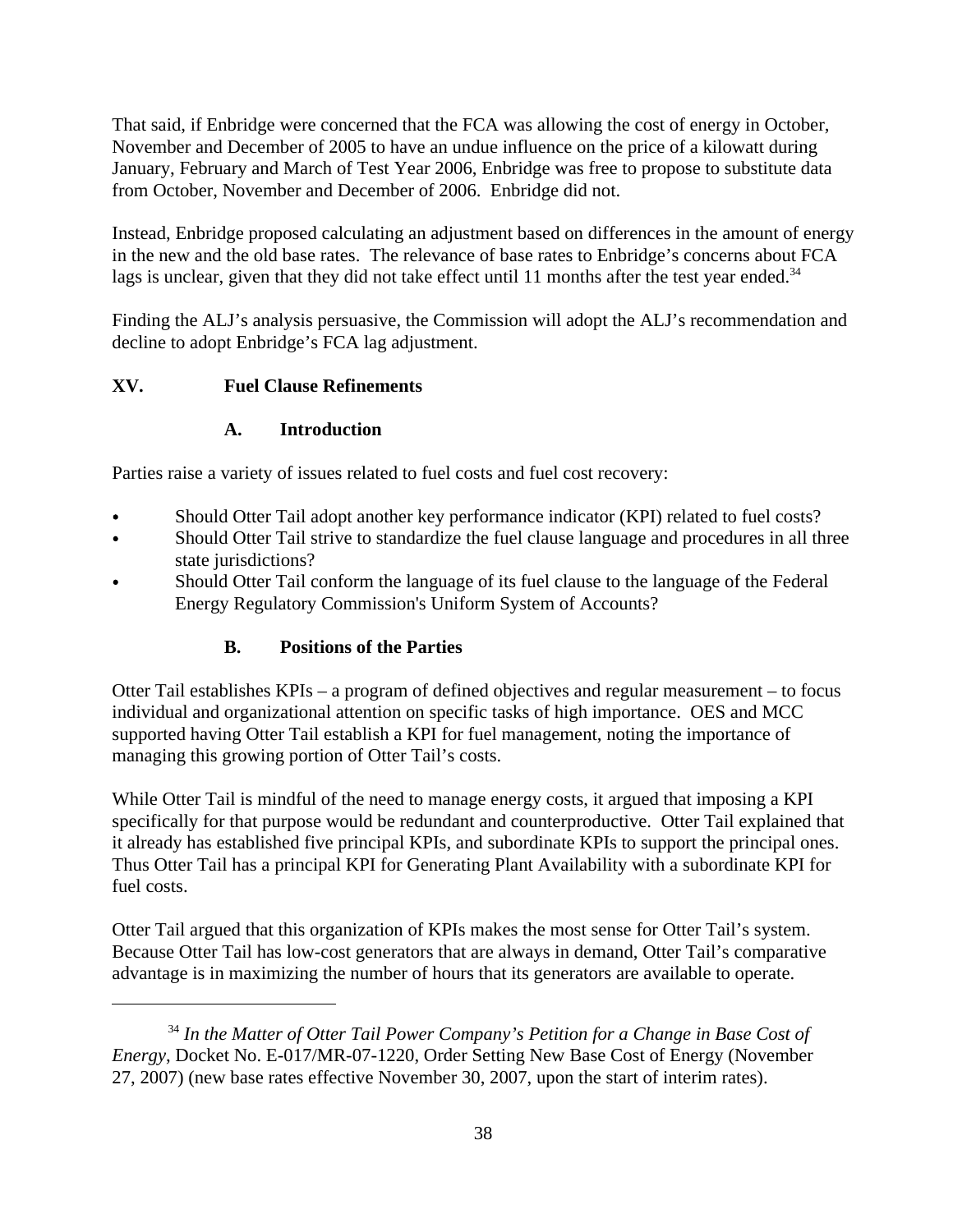That said, if Enbridge were concerned that the FCA was allowing the cost of energy in October, November and December of 2005 to have an undue influence on the price of a kilowatt during January, February and March of Test Year 2006, Enbridge was free to propose to substitute data from October, November and December of 2006. Enbridge did not.

Instead, Enbridge proposed calculating an adjustment based on differences in the amount of energy in the new and the old base rates. The relevance of base rates to Enbridge's concerns about FCA lags is unclear, given that they did not take effect until 11 months after the test year ended.[34]

Finding the ALJ's analysis persuasive, the Commission will adopt the ALJ's recommendation and decline to adopt Enbridge's FCA lag adjustment.

## XV. Fuel Clause Refinements

### A. Introduction

Parties raise a variety of issues related to fuel costs and fuel cost recovery:

- Should Otter Tail adopt another key performance indicator (KPI) related to fuel costs?
- Should Otter Tail strive to standardize the fuel clause language and procedures in all three state jurisdictions?
- Should Otter Tail conform the language of its fuel clause to the language of the Federal Energy Regulatory Commission's Uniform System of Accounts?

### B. Positions of the Parties

Otter Tail establishes KPIs – a program of defined objectives and regular measurement – to focus individual and organizational attention on specific tasks of high importance. OES and MCC supported having Otter Tail establish a KPI for fuel management, noting the importance of managing this growing portion of Otter Tail's costs.

While Otter Tail is mindful of the need to manage energy costs, it argued that imposing a KPI specifically for that purpose would be redundant and counterproductive. Otter Tail explained that it already has established five principal KPIs, and subordinate KPIs to support the principal ones. Thus Otter Tail has a principal KPI for Generating Plant Availability with a subordinate KPI for fuel costs.

Otter Tail argued that this organization of KPIs makes the most sense for Otter Tail's system. Because Otter Tail has low-cost generators that are always in demand, Otter Tail's comparative advantage is in maximizing the number of hours that its generators are available to operate.

---

[34] *In the Matter of Otter Tail Power Company's Petition for a Change in Base Cost of Energy*, Docket No. E-017/MR-07-1220, Order Setting New Base Cost of Energy (November 27, 2007) (new base rates effective November 30, 2007, upon the start of interim rates).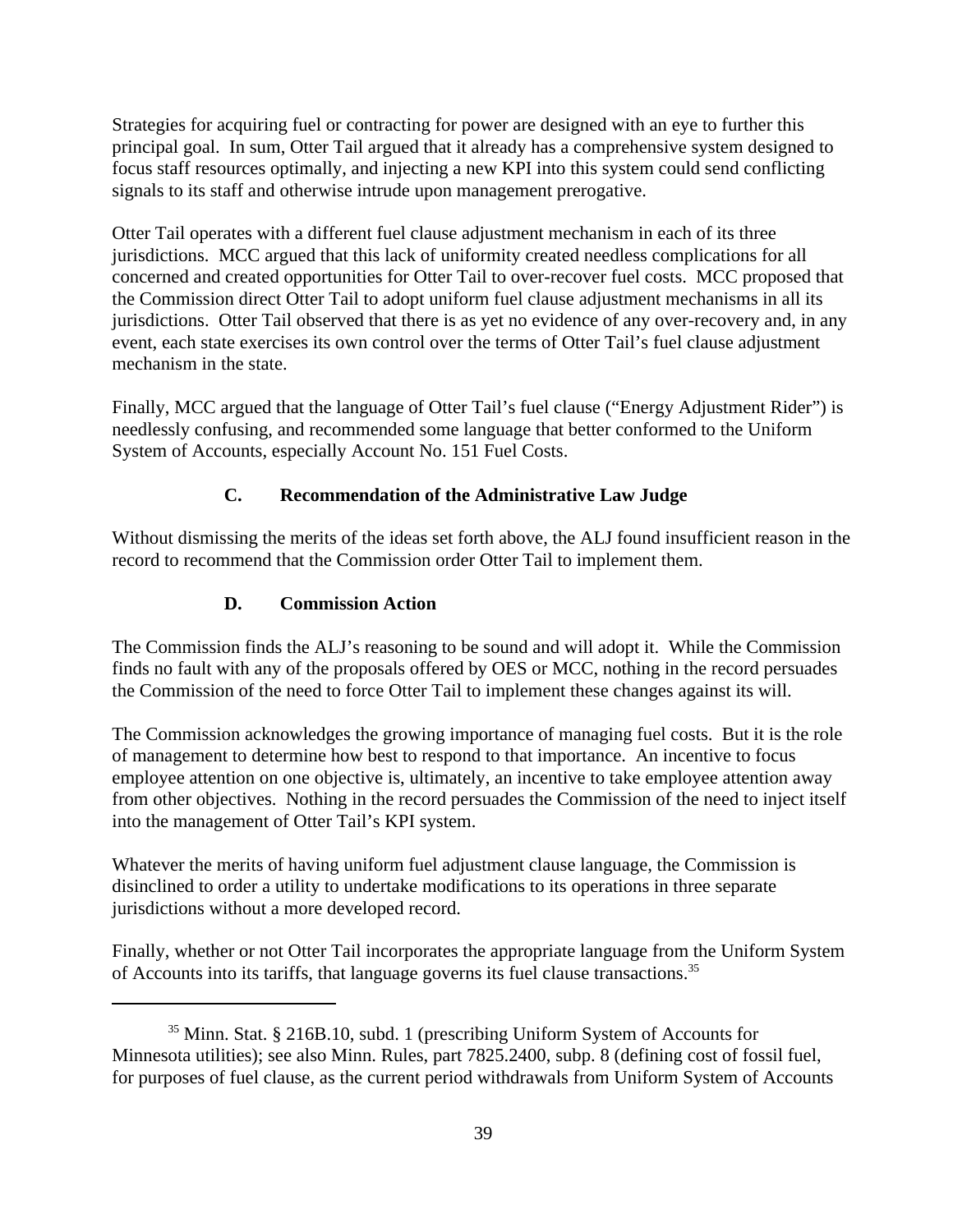Strategies for acquiring fuel or contracting for power are designed with an eye to further this principal goal. In sum, Otter Tail argued that it already has a comprehensive system designed to focus staff resources optimally, and injecting a new KPI into this system could send conflicting signals to its staff and otherwise intrude upon management prerogative.

Otter Tail operates with a different fuel clause adjustment mechanism in each of its three jurisdictions. MCC argued that this lack of uniformity created needless complications for all concerned and created opportunities for Otter Tail to over-recover fuel costs. MCC proposed that the Commission direct Otter Tail to adopt uniform fuel clause adjustment mechanisms in all its jurisdictions. Otter Tail observed that there is as yet no evidence of any over-recovery and, in any event, each state exercises its own control over the terms of Otter Tail's fuel clause adjustment mechanism in the state.

Finally, MCC argued that the language of Otter Tail's fuel clause ("Energy Adjustment Rider") is needlessly confusing, and recommended some language that better conformed to the Uniform System of Accounts, especially Account No. 151 Fuel Costs.

### C. Recommendation of the Administrative Law Judge

Without dismissing the merits of the ideas set forth above, the ALJ found insufficient reason in the record to recommend that the Commission order Otter Tail to implement them.

### D. Commission Action

The Commission finds the ALJ's reasoning to be sound and will adopt it. While the Commission finds no fault with any of the proposals offered by OES or MCC, nothing in the record persuades the Commission of the need to force Otter Tail to implement these changes against its will.

The Commission acknowledges the growing importance of managing fuel costs. But it is the role of management to determine how best to respond to that importance. An incentive to focus employee attention on one objective is, ultimately, an incentive to take employee attention away from other objectives. Nothing in the record persuades the Commission of the need to inject itself into the management of Otter Tail's KPI system.

Whatever the merits of having uniform fuel adjustment clause language, the Commission is disinclined to order a utility to undertake modifications to its operations in three separate jurisdictions without a more developed record.

Finally, whether or not Otter Tail incorporates the appropriate language from the Uniform System of Accounts into its tariffs, that language governs its fuel clause transactions.[35]

---

[35] Minn. Stat. § 216B.10, subd. 1 (prescribing Uniform System of Accounts for Minnesota utilities); see also Minn. Rules, part 7825.2400, subp. 8 (defining cost of fossil fuel, for purposes of fuel clause, as the current period withdrawals from Uniform System of Accounts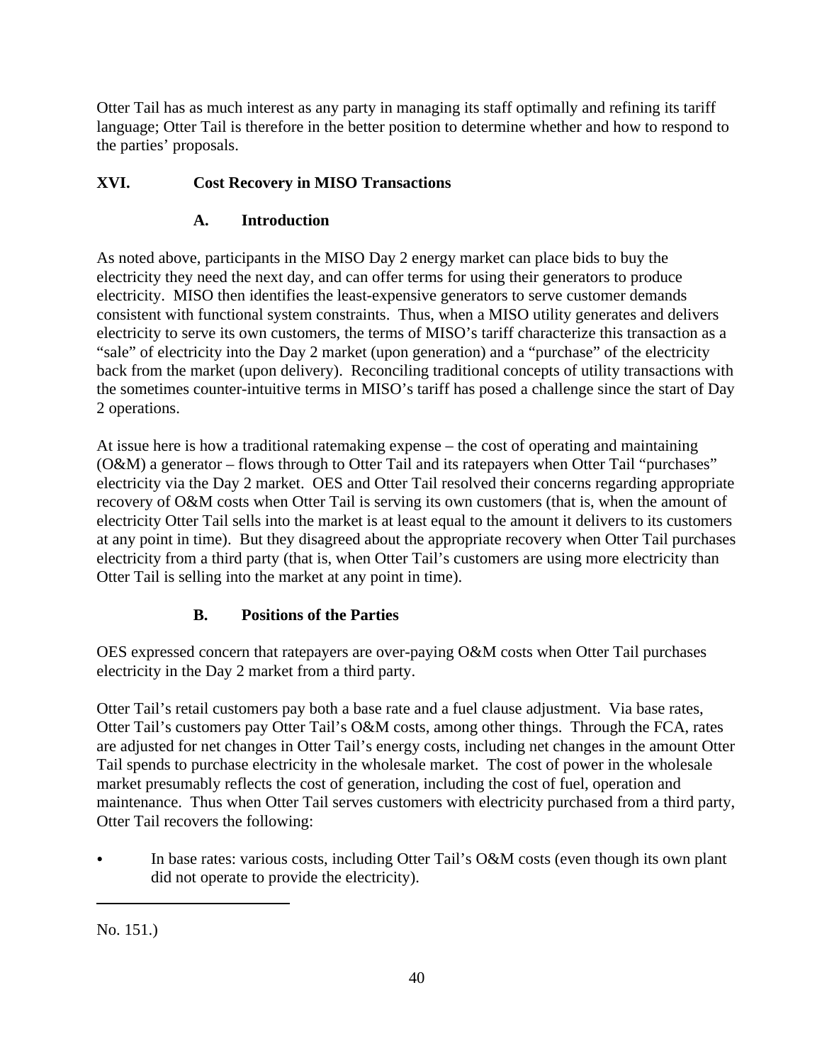Otter Tail has as much interest as any party in managing its staff optimally and refining its tariff language; Otter Tail is therefore in the better position to determine whether and how to respond to the parties' proposals.

## XVI. Cost Recovery in MISO Transactions

### A. Introduction

As noted above, participants in the MISO Day 2 energy market can place bids to buy the electricity they need the next day, and can offer terms for using their generators to produce electricity. MISO then identifies the least-expensive generators to serve customer demands consistent with functional system constraints. Thus, when a MISO utility generates and delivers electricity to serve its own customers, the terms of MISO's tariff characterize this transaction as a "sale" of electricity into the Day 2 market (upon generation) and a "purchase" of the electricity back from the market (upon delivery). Reconciling traditional concepts of utility transactions with the sometimes counter-intuitive terms in MISO's tariff has posed a challenge since the start of Day 2 operations.

At issue here is how a traditional ratemaking expense – the cost of operating and maintaining (O&M) a generator – flows through to Otter Tail and its ratepayers when Otter Tail "purchases" electricity via the Day 2 market. OES and Otter Tail resolved their concerns regarding appropriate recovery of O&M costs when Otter Tail is serving its own customers (that is, when the amount of electricity Otter Tail sells into the market is at least equal to the amount it delivers to its customers at any point in time). But they disagreed about the appropriate recovery when Otter Tail purchases electricity from a third party (that is, when Otter Tail's customers are using more electricity than Otter Tail is selling into the market at any point in time).

### B. Positions of the Parties

OES expressed concern that ratepayers are over-paying O&M costs when Otter Tail purchases electricity in the Day 2 market from a third party.

Otter Tail's retail customers pay both a base rate and a fuel clause adjustment. Via base rates, Otter Tail's customers pay Otter Tail's O&M costs, among other things. Through the FCA, rates are adjusted for net changes in Otter Tail's energy costs, including net changes in the amount Otter Tail spends to purchase electricity in the wholesale market. The cost of power in the wholesale market presumably reflects the cost of generation, including the cost of fuel, operation and maintenance. Thus when Otter Tail serves customers with electricity purchased from a third party, Otter Tail recovers the following:

- In base rates: various costs, including Otter Tail's O&M costs (even though its own plant did not operate to provide the electricity).

No. 151.)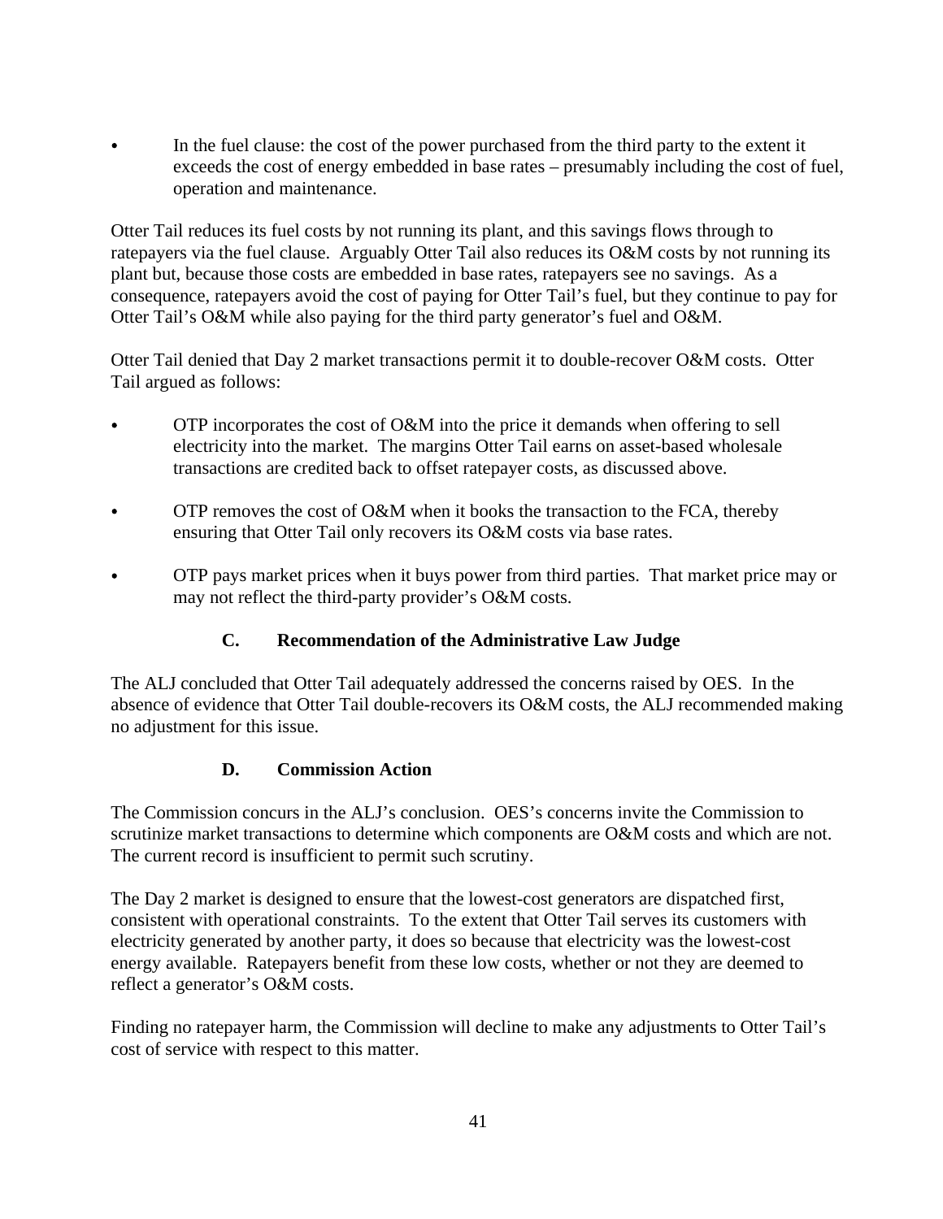- In the fuel clause: the cost of the power purchased from the third party to the extent it exceeds the cost of energy embedded in base rates – presumably including the cost of fuel, operation and maintenance.

Otter Tail reduces its fuel costs by not running its plant, and this savings flows through to ratepayers via the fuel clause. Arguably Otter Tail also reduces its O&M costs by not running its plant but, because those costs are embedded in base rates, ratepayers see no savings. As a consequence, ratepayers avoid the cost of paying for Otter Tail's fuel, but they continue to pay for Otter Tail's O&M while also paying for the third party generator's fuel and O&M.

Otter Tail denied that Day 2 market transactions permit it to double-recover O&M costs. Otter Tail argued as follows:

- OTP incorporates the cost of O&M into the price it demands when offering to sell electricity into the market. The margins Otter Tail earns on asset-based wholesale transactions are credited back to offset ratepayer costs, as discussed above.
- OTP removes the cost of O&M when it books the transaction to the FCA, thereby ensuring that Otter Tail only recovers its O&M costs via base rates.
- OTP pays market prices when it buys power from third parties. That market price may or may not reflect the third-party provider's O&M costs.

### C. Recommendation of the Administrative Law Judge

The ALJ concluded that Otter Tail adequately addressed the concerns raised by OES. In the absence of evidence that Otter Tail double-recovers its O&M costs, the ALJ recommended making no adjustment for this issue.

### D. Commission Action

The Commission concurs in the ALJ's conclusion. OES's concerns invite the Commission to scrutinize market transactions to determine which components are O&M costs and which are not. The current record is insufficient to permit such scrutiny.

The Day 2 market is designed to ensure that the lowest-cost generators are dispatched first, consistent with operational constraints. To the extent that Otter Tail serves its customers with electricity generated by another party, it does so because that electricity was the lowest-cost energy available. Ratepayers benefit from these low costs, whether or not they are deemed to reflect a generator's O&M costs.

Finding no ratepayer harm, the Commission will decline to make any adjustments to Otter Tail's cost of service with respect to this matter.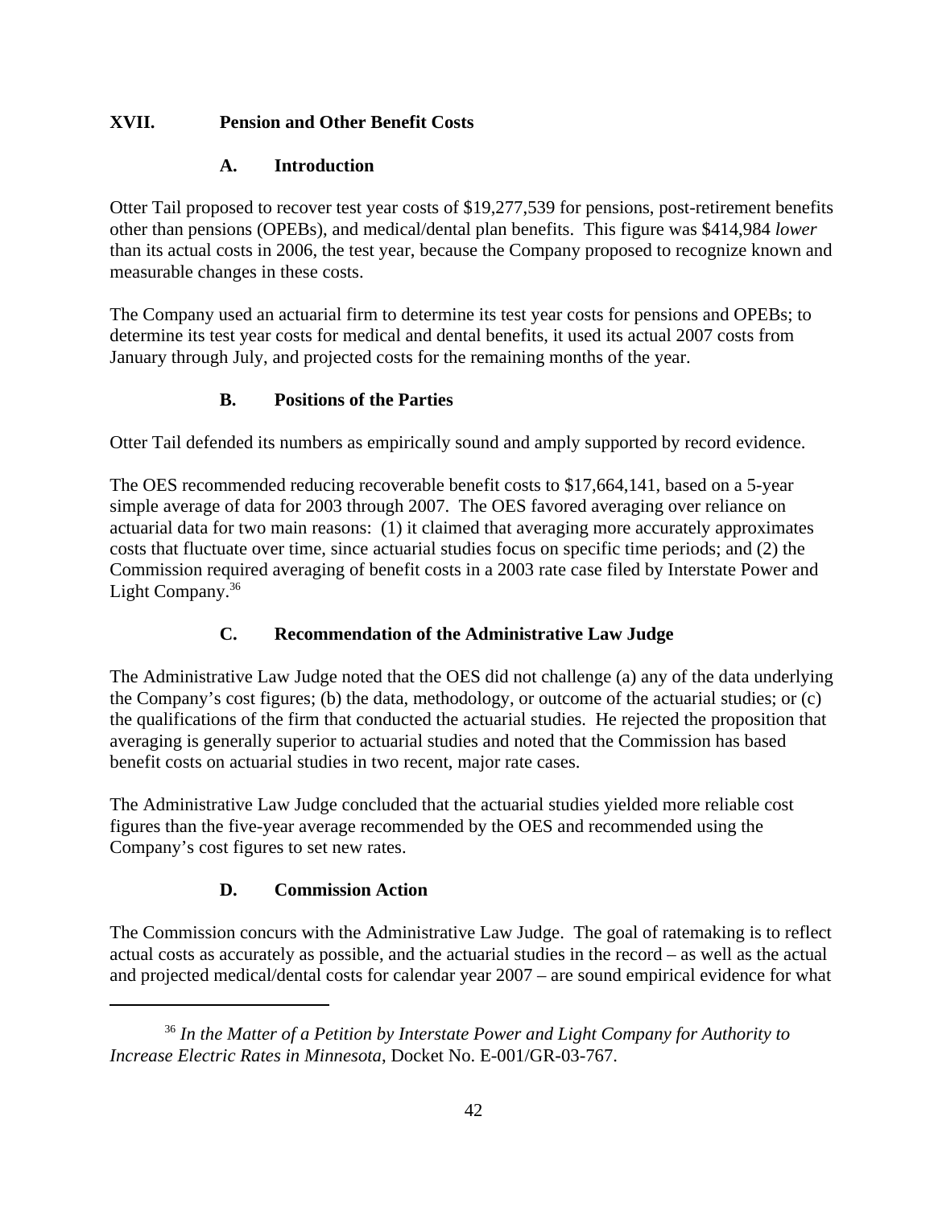## XVII. Pension and Other Benefit Costs

### A. Introduction

Otter Tail proposed to recover test year costs of $19,277,539 for pensions, post-retirement benefits other than pensions (OPEBs), and medical/dental plan benefits. This figure was $414,984 *lower* than its actual costs in 2006, the test year, because the Company proposed to recognize known and measurable changes in these costs.

The Company used an actuarial firm to determine its test year costs for pensions and OPEBs; to determine its test year costs for medical and dental benefits, it used its actual 2007 costs from January through July, and projected costs for the remaining months of the year.

### B. Positions of the Parties

Otter Tail defended its numbers as empirically sound and amply supported by record evidence.

The OES recommended reducing recoverable benefit costs to $17,664,141, based on a 5-year simple average of data for 2003 through 2007. The OES favored averaging over reliance on actuarial data for two main reasons: (1) it claimed that averaging more accurately approximates costs that fluctuate over time, since actuarial studies focus on specific time periods; and (2) the Commission required averaging of benefit costs in a 2003 rate case filed by Interstate Power and Light Company.[36]

### C. Recommendation of the Administrative Law Judge

The Administrative Law Judge noted that the OES did not challenge (a) any of the data underlying the Company's cost figures; (b) the data, methodology, or outcome of the actuarial studies; or (c) the qualifications of the firm that conducted the actuarial studies. He rejected the proposition that averaging is generally superior to actuarial studies and noted that the Commission has based benefit costs on actuarial studies in two recent, major rate cases.

The Administrative Law Judge concluded that the actuarial studies yielded more reliable cost figures than the five-year average recommended by the OES and recommended using the Company's cost figures to set new rates.

### D. Commission Action

The Commission concurs with the Administrative Law Judge. The goal of ratemaking is to reflect actual costs as accurately as possible, and the actuarial studies in the record – as well as the actual and projected medical/dental costs for calendar year 2007 – are sound empirical evidence for what

---

[36] *In the Matter of a Petition by Interstate Power and Light Company for Authority to Increase Electric Rates in Minnesota*, Docket No. E-001/GR-03-767.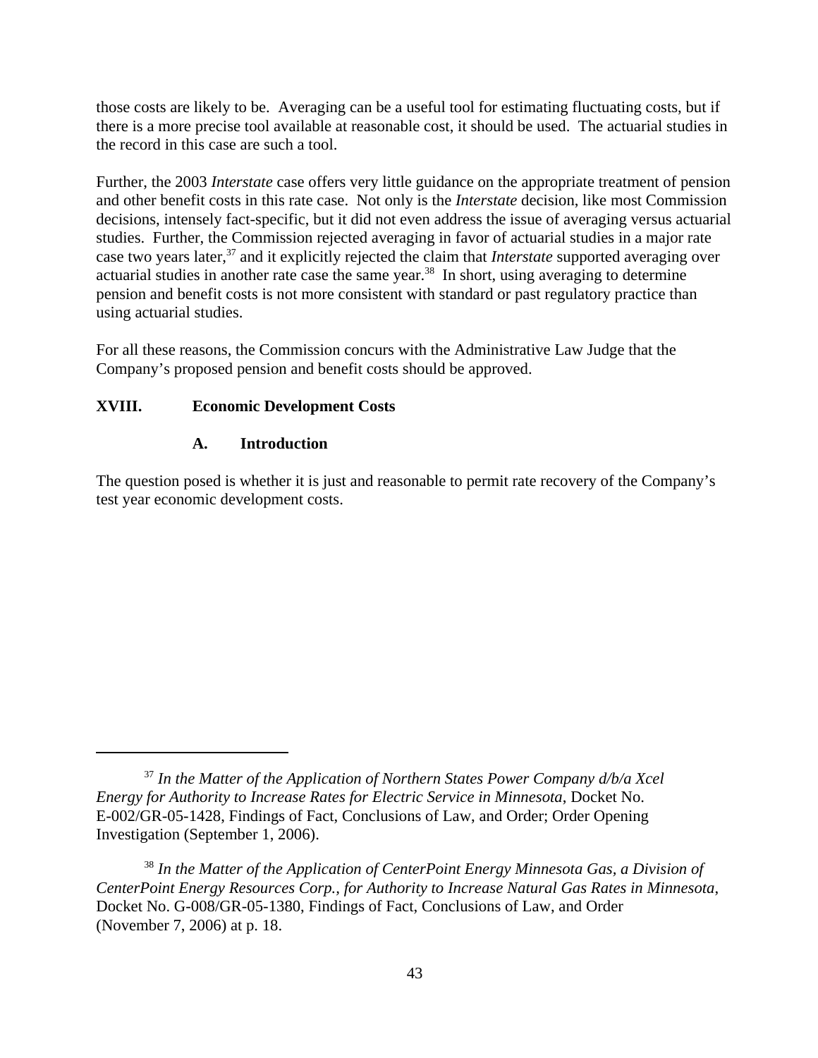those costs are likely to be. Averaging can be a useful tool for estimating fluctuating costs, but if there is a more precise tool available at reasonable cost, it should be used. The actuarial studies in the record in this case are such a tool.

Further, the 2003 *Interstate* case offers very little guidance on the appropriate treatment of pension and other benefit costs in this rate case. Not only is the *Interstate* decision, like most Commission decisions, intensely fact-specific, but it did not even address the issue of averaging versus actuarial studies. Further, the Commission rejected averaging in favor of actuarial studies in a major rate case two years later,[37] and it explicitly rejected the claim that *Interstate* supported averaging over actuarial studies in another rate case the same year.[38] In short, using averaging to determine pension and benefit costs is not more consistent with standard or past regulatory practice than using actuarial studies.

For all these reasons, the Commission concurs with the Administrative Law Judge that the Company's proposed pension and benefit costs should be approved.

## XVIII. Economic Development Costs

### A. Introduction

The question posed is whether it is just and reasonable to permit rate recovery of the Company's test year economic development costs.

---

[37] *In the Matter of the Application of Northern States Power Company d/b/a Xcel Energy for Authority to Increase Rates for Electric Service in Minnesota*, Docket No. E-002/GR-05-1428, Findings of Fact, Conclusions of Law, and Order; Order Opening Investigation (September 1, 2006).

[38] *In the Matter of the Application of CenterPoint Energy Minnesota Gas, a Division of CenterPoint Energy Resources Corp., for Authority to Increase Natural Gas Rates in Minnesota*, Docket No. G-008/GR-05-1380, Findings of Fact, Conclusions of Law, and Order (November 7, 2006) at p. 18.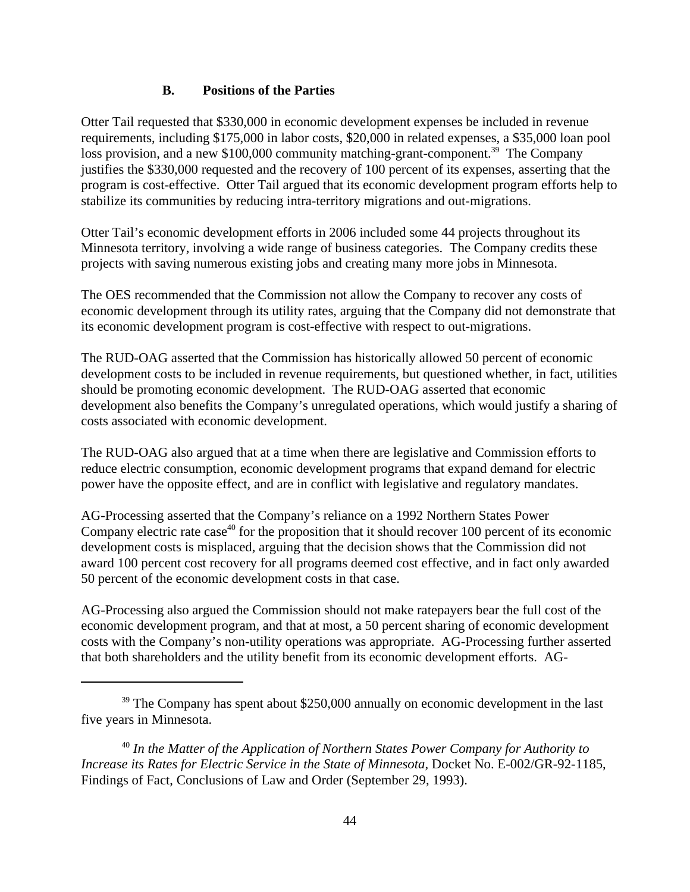### B. Positions of the Parties

Otter Tail requested that $330,000 in economic development expenses be included in revenue requirements, including $175,000 in labor costs, $20,000 in related expenses, a $35,000 loan pool loss provision, and a new $100,000 community matching-grant-component.[39] The Company justifies the $330,000 requested and the recovery of 100 percent of its expenses, asserting that the program is cost-effective. Otter Tail argued that its economic development program efforts help to stabilize its communities by reducing intra-territory migrations and out-migrations.

Otter Tail's economic development efforts in 2006 included some 44 projects throughout its Minnesota territory, involving a wide range of business categories. The Company credits these projects with saving numerous existing jobs and creating many more jobs in Minnesota.

The OES recommended that the Commission not allow the Company to recover any costs of economic development through its utility rates, arguing that the Company did not demonstrate that its economic development program is cost-effective with respect to out-migrations.

The RUD-OAG asserted that the Commission has historically allowed 50 percent of economic development costs to be included in revenue requirements, but questioned whether, in fact, utilities should be promoting economic development. The RUD-OAG asserted that economic development also benefits the Company's unregulated operations, which would justify a sharing of costs associated with economic development.

The RUD-OAG also argued that at a time when there are legislative and Commission efforts to reduce electric consumption, economic development programs that expand demand for electric power have the opposite effect, and are in conflict with legislative and regulatory mandates.

AG-Processing asserted that the Company's reliance on a 1992 Northern States Power Company electric rate case[40] for the proposition that it should recover 100 percent of its economic development costs is misplaced, arguing that the decision shows that the Commission did not award 100 percent cost recovery for all programs deemed cost effective, and in fact only awarded 50 percent of the economic development costs in that case.

AG-Processing also argued the Commission should not make ratepayers bear the full cost of the economic development program, and that at most, a 50 percent sharing of economic development costs with the Company's non-utility operations was appropriate. AG-Processing further asserted that both shareholders and the utility benefit from its economic development efforts. AG-

---

[39] The Company has spent about $250,000 annually on economic development in the last five years in Minnesota.

[40] *In the Matter of the Application of Northern States Power Company for Authority to Increase its Rates for Electric Service in the State of Minnesota*, Docket No. E-002/GR-92-1185, Findings of Fact, Conclusions of Law and Order (September 29, 1993).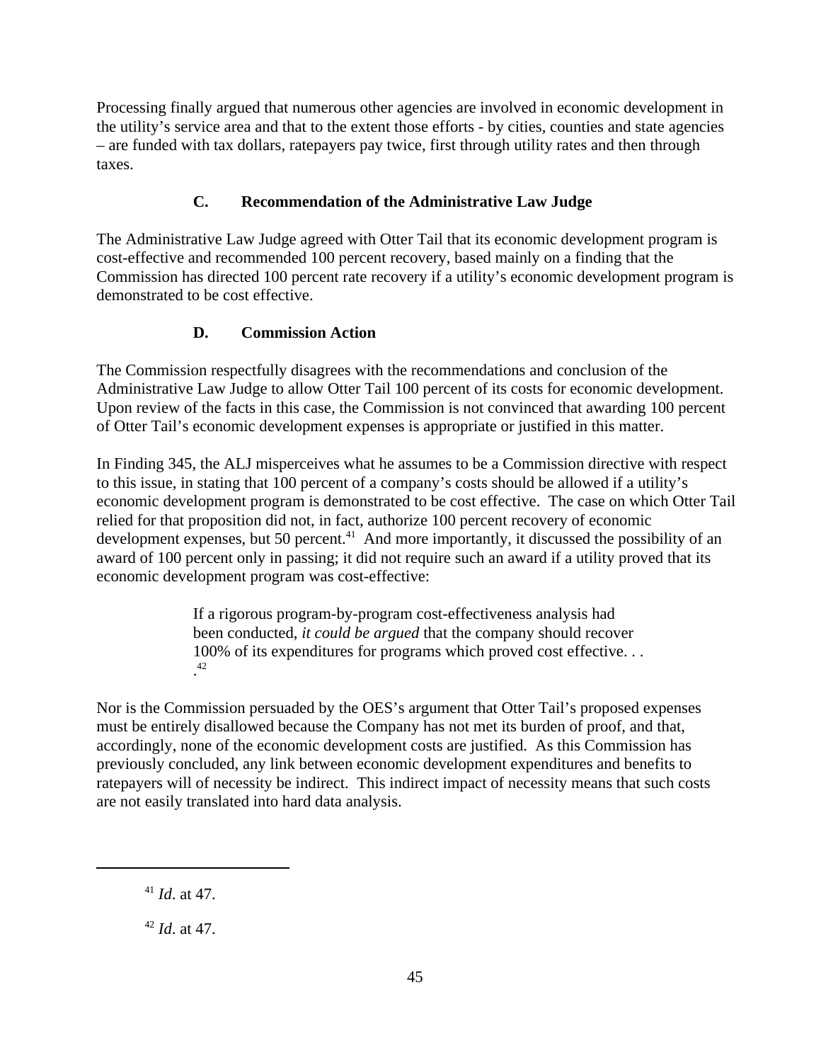Processing finally argued that numerous other agencies are involved in economic development in the utility's service area and that to the extent those efforts - by cities, counties and state agencies – are funded with tax dollars, ratepayers pay twice, first through utility rates and then through taxes.

### C. Recommendation of the Administrative Law Judge

The Administrative Law Judge agreed with Otter Tail that its economic development program is cost-effective and recommended 100 percent recovery, based mainly on a finding that the Commission has directed 100 percent rate recovery if a utility's economic development program is demonstrated to be cost effective.

### D. Commission Action

The Commission respectfully disagrees with the recommendations and conclusion of the Administrative Law Judge to allow Otter Tail 100 percent of its costs for economic development. Upon review of the facts in this case, the Commission is not convinced that awarding 100 percent of Otter Tail's economic development expenses is appropriate or justified in this matter.

In Finding 345, the ALJ misperceives what he assumes to be a Commission directive with respect to this issue, in stating that 100 percent of a company's costs should be allowed if a utility's economic development program is demonstrated to be cost effective. The case on which Otter Tail relied for that proposition did not, in fact, authorize 100 percent recovery of economic development expenses, but 50 percent.[41] And more importantly, it discussed the possibility of an award of 100 percent only in passing; it did not require such an award if a utility proved that its economic development program was cost-effective:

> If a rigorous program-by-program cost-effectiveness analysis had been conducted, *it could be argued* that the company should recover 100% of its expenditures for programs which proved cost effective. . . .[42]

Nor is the Commission persuaded by the OES's argument that Otter Tail's proposed expenses must be entirely disallowed because the Company has not met its burden of proof, and that, accordingly, none of the economic development costs are justified. As this Commission has previously concluded, any link between economic development expenditures and benefits to ratepayers will of necessity be indirect. This indirect impact of necessity means that such costs are not easily translated into hard data analysis.

---

[41] *Id*. at 47.

[42] *Id*. at 47.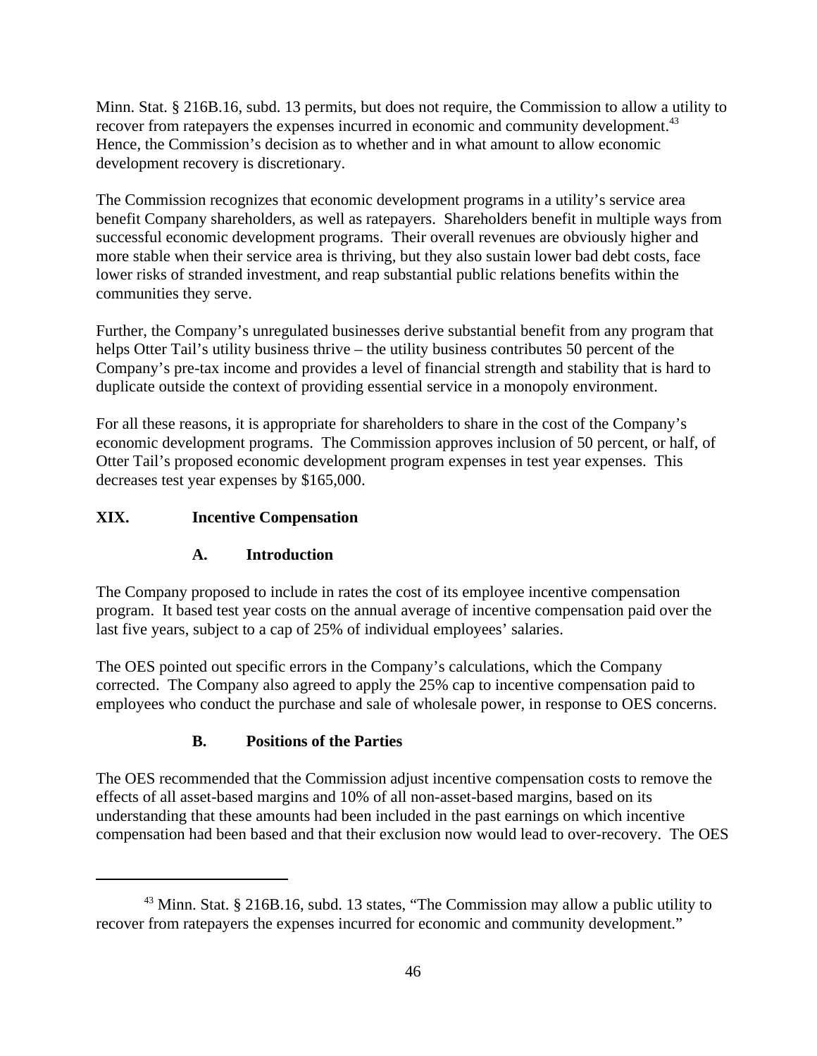Minn. Stat. § 216B.16, subd. 13 permits, but does not require, the Commission to allow a utility to recover from ratepayers the expenses incurred in economic and community development.[43] Hence, the Commission's decision as to whether and in what amount to allow economic development recovery is discretionary.

The Commission recognizes that economic development programs in a utility's service area benefit Company shareholders, as well as ratepayers. Shareholders benefit in multiple ways from successful economic development programs. Their overall revenues are obviously higher and more stable when their service area is thriving, but they also sustain lower bad debt costs, face lower risks of stranded investment, and reap substantial public relations benefits within the communities they serve.

Further, the Company's unregulated businesses derive substantial benefit from any program that helps Otter Tail's utility business thrive – the utility business contributes 50 percent of the Company's pre-tax income and provides a level of financial strength and stability that is hard to duplicate outside the context of providing essential service in a monopoly environment.

For all these reasons, it is appropriate for shareholders to share in the cost of the Company's economic development programs. The Commission approves inclusion of 50 percent, or half, of Otter Tail's proposed economic development program expenses in test year expenses. This decreases test year expenses by $165,000.

## XIX. Incentive Compensation

### A. Introduction

The Company proposed to include in rates the cost of its employee incentive compensation program. It based test year costs on the annual average of incentive compensation paid over the last five years, subject to a cap of 25% of individual employees' salaries.

The OES pointed out specific errors in the Company's calculations, which the Company corrected. The Company also agreed to apply the 25% cap to incentive compensation paid to employees who conduct the purchase and sale of wholesale power, in response to OES concerns.

### B. Positions of the Parties

The OES recommended that the Commission adjust incentive compensation costs to remove the effects of all asset-based margins and 10% of all non-asset-based margins, based on its understanding that these amounts had been included in the past earnings on which incentive compensation had been based and that their exclusion now would lead to over-recovery. The OES

---

[43] Minn. Stat. § 216B.16, subd. 13 states, "The Commission may allow a public utility to recover from ratepayers the expenses incurred for economic and community development."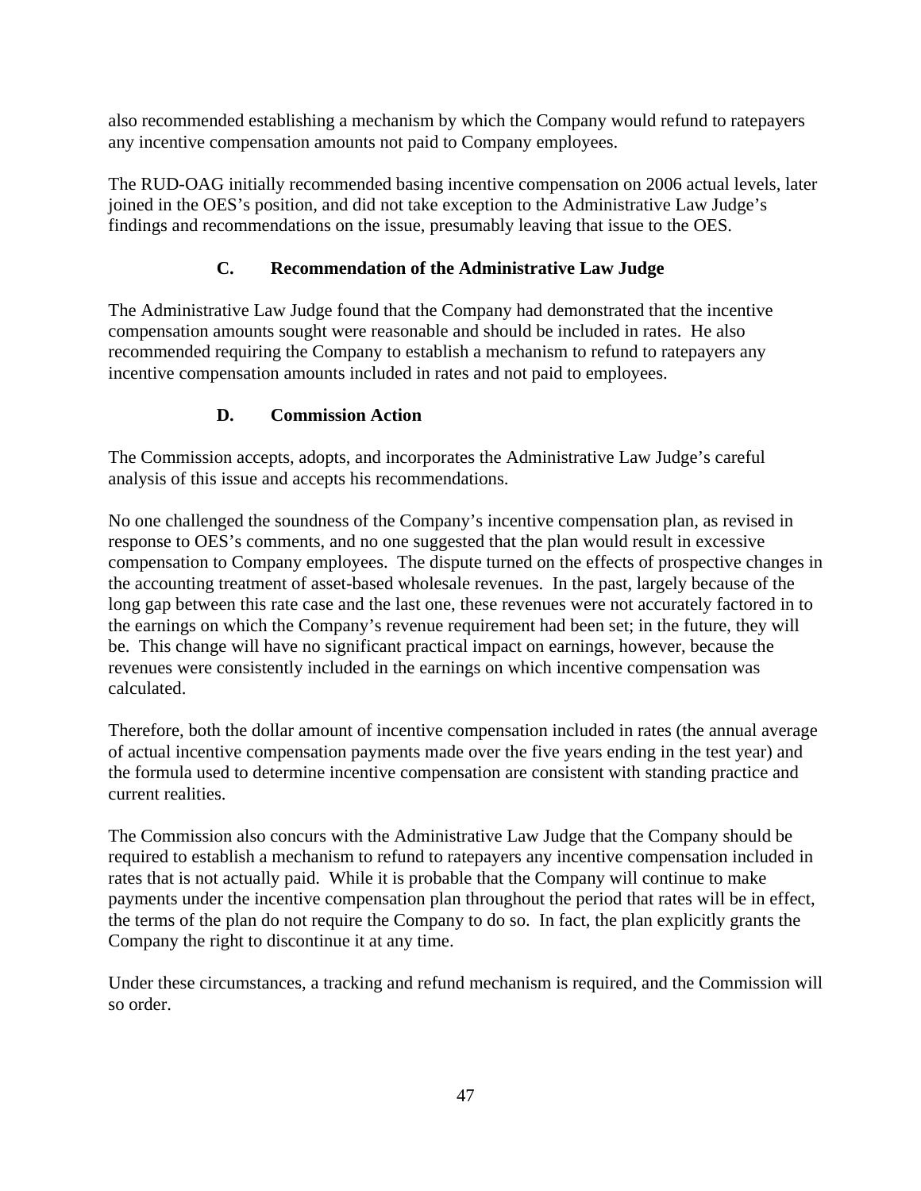also recommended establishing a mechanism by which the Company would refund to ratepayers any incentive compensation amounts not paid to Company employees.

The RUD-OAG initially recommended basing incentive compensation on 2006 actual levels, later joined in the OES's position, and did not take exception to the Administrative Law Judge's findings and recommendations on the issue, presumably leaving that issue to the OES.

### C. Recommendation of the Administrative Law Judge

The Administrative Law Judge found that the Company had demonstrated that the incentive compensation amounts sought were reasonable and should be included in rates. He also recommended requiring the Company to establish a mechanism to refund to ratepayers any incentive compensation amounts included in rates and not paid to employees.

### D. Commission Action

The Commission accepts, adopts, and incorporates the Administrative Law Judge's careful analysis of this issue and accepts his recommendations.

No one challenged the soundness of the Company's incentive compensation plan, as revised in response to OES's comments, and no one suggested that the plan would result in excessive compensation to Company employees. The dispute turned on the effects of prospective changes in the accounting treatment of asset-based wholesale revenues. In the past, largely because of the long gap between this rate case and the last one, these revenues were not accurately factored in to the earnings on which the Company's revenue requirement had been set; in the future, they will be. This change will have no significant practical impact on earnings, however, because the revenues were consistently included in the earnings on which incentive compensation was calculated.

Therefore, both the dollar amount of incentive compensation included in rates (the annual average of actual incentive compensation payments made over the five years ending in the test year) and the formula used to determine incentive compensation are consistent with standing practice and current realities.

The Commission also concurs with the Administrative Law Judge that the Company should be required to establish a mechanism to refund to ratepayers any incentive compensation included in rates that is not actually paid. While it is probable that the Company will continue to make payments under the incentive compensation plan throughout the period that rates will be in effect, the terms of the plan do not require the Company to do so. In fact, the plan explicitly grants the Company the right to discontinue it at any time.

Under these circumstances, a tracking and refund mechanism is required, and the Commission will so order.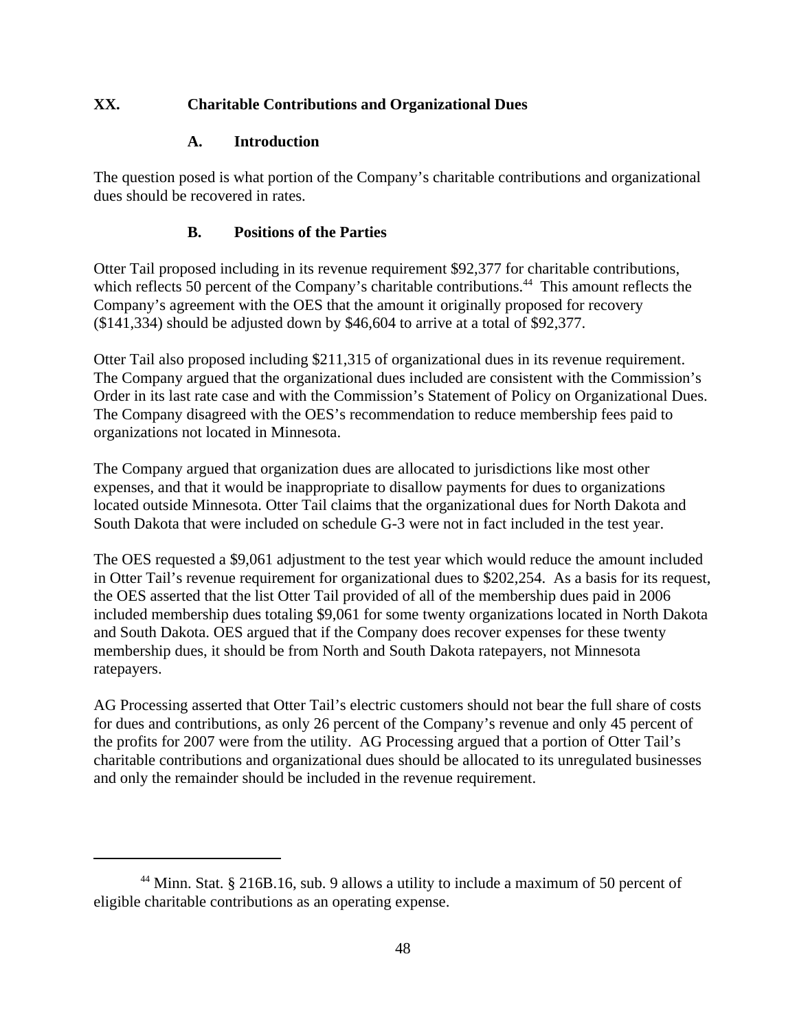## XX. Charitable Contributions and Organizational Dues

### A. Introduction

The question posed is what portion of the Company's charitable contributions and organizational dues should be recovered in rates.

### B. Positions of the Parties

Otter Tail proposed including in its revenue requirement $92,377 for charitable contributions, which reflects 50 percent of the Company's charitable contributions.[44] This amount reflects the Company's agreement with the OES that the amount it originally proposed for recovery ($141,334) should be adjusted down by $46,604 to arrive at a total of $92,377.

Otter Tail also proposed including $211,315 of organizational dues in its revenue requirement. The Company argued that the organizational dues included are consistent with the Commission's Order in its last rate case and with the Commission's Statement of Policy on Organizational Dues. The Company disagreed with the OES's recommendation to reduce membership fees paid to organizations not located in Minnesota.

The Company argued that organization dues are allocated to jurisdictions like most other expenses, and that it would be inappropriate to disallow payments for dues to organizations located outside Minnesota. Otter Tail claims that the organizational dues for North Dakota and South Dakota that were included on schedule G-3 were not in fact included in the test year.

The OES requested a $9,061 adjustment to the test year which would reduce the amount included in Otter Tail's revenue requirement for organizational dues to $202,254. As a basis for its request, the OES asserted that the list Otter Tail provided of all of the membership dues paid in 2006 included membership dues totaling $9,061 for some twenty organizations located in North Dakota and South Dakota. OES argued that if the Company does recover expenses for these twenty membership dues, it should be from North and South Dakota ratepayers, not Minnesota ratepayers.

AG Processing asserted that Otter Tail's electric customers should not bear the full share of costs for dues and contributions, as only 26 percent of the Company's revenue and only 45 percent of the profits for 2007 were from the utility. AG Processing argued that a portion of Otter Tail's charitable contributions and organizational dues should be allocated to its unregulated businesses and only the remainder should be included in the revenue requirement.

---

[44] Minn. Stat. § 216B.16, sub. 9 allows a utility to include a maximum of 50 percent of eligible charitable contributions as an operating expense.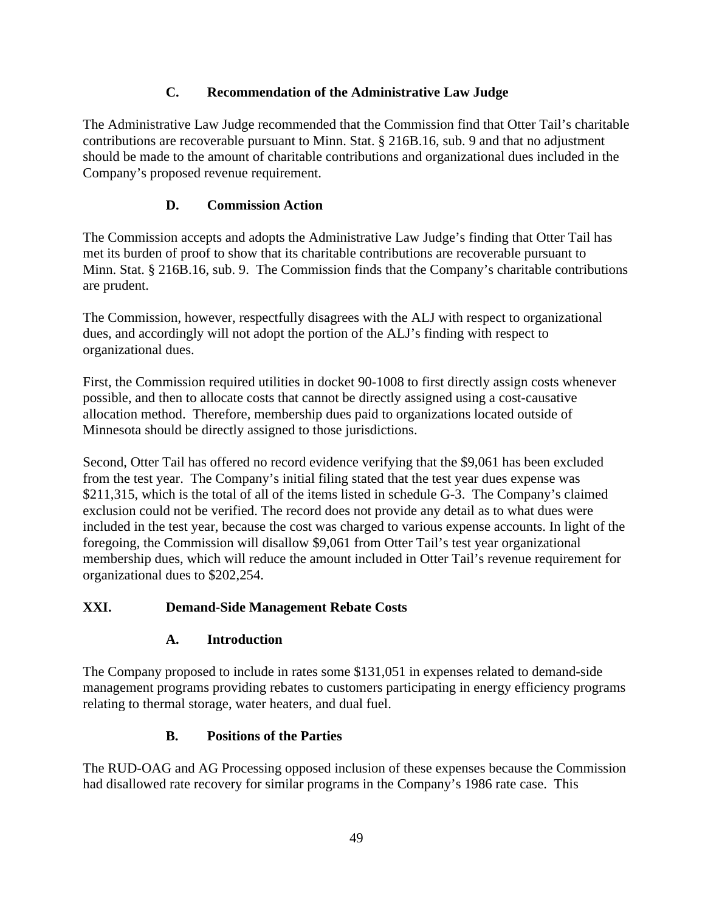### C. Recommendation of the Administrative Law Judge

The Administrative Law Judge recommended that the Commission find that Otter Tail's charitable contributions are recoverable pursuant to Minn. Stat. § 216B.16, sub. 9 and that no adjustment should be made to the amount of charitable contributions and organizational dues included in the Company's proposed revenue requirement.

### D. Commission Action

The Commission accepts and adopts the Administrative Law Judge's finding that Otter Tail has met its burden of proof to show that its charitable contributions are recoverable pursuant to Minn. Stat. § 216B.16, sub. 9. The Commission finds that the Company's charitable contributions are prudent.

The Commission, however, respectfully disagrees with the ALJ with respect to organizational dues, and accordingly will not adopt the portion of the ALJ's finding with respect to organizational dues.

First, the Commission required utilities in docket 90-1008 to first directly assign costs whenever possible, and then to allocate costs that cannot be directly assigned using a cost-causative allocation method. Therefore, membership dues paid to organizations located outside of Minnesota should be directly assigned to those jurisdictions.

Second, Otter Tail has offered no record evidence verifying that the $9,061 has been excluded from the test year. The Company's initial filing stated that the test year dues expense was $211,315, which is the total of all of the items listed in schedule G-3. The Company's claimed exclusion could not be verified. The record does not provide any detail as to what dues were included in the test year, because the cost was charged to various expense accounts. In light of the foregoing, the Commission will disallow $9,061 from Otter Tail's test year organizational membership dues, which will reduce the amount included in Otter Tail's revenue requirement for organizational dues to $202,254.

## XXI. Demand-Side Management Rebate Costs

### A. Introduction

The Company proposed to include in rates some $131,051 in expenses related to demand-side management programs providing rebates to customers participating in energy efficiency programs relating to thermal storage, water heaters, and dual fuel.

### B. Positions of the Parties

The RUD-OAG and AG Processing opposed inclusion of these expenses because the Commission had disallowed rate recovery for similar programs in the Company's 1986 rate case. This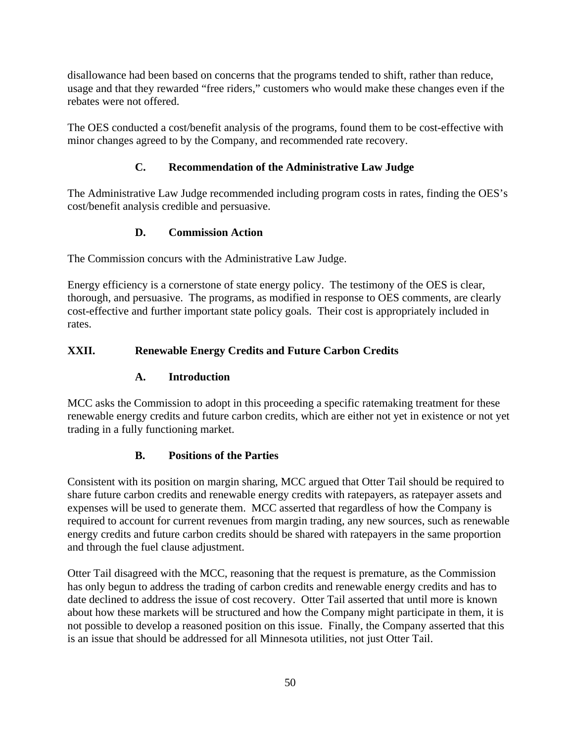disallowance had been based on concerns that the programs tended to shift, rather than reduce, usage and that they rewarded "free riders," customers who would make these changes even if the rebates were not offered.

The OES conducted a cost/benefit analysis of the programs, found them to be cost-effective with minor changes agreed to by the Company, and recommended rate recovery.

### C. Recommendation of the Administrative Law Judge

The Administrative Law Judge recommended including program costs in rates, finding the OES's cost/benefit analysis credible and persuasive.

### D. Commission Action

The Commission concurs with the Administrative Law Judge.

Energy efficiency is a cornerstone of state energy policy. The testimony of the OES is clear, thorough, and persuasive. The programs, as modified in response to OES comments, are clearly cost-effective and further important state policy goals. Their cost is appropriately included in rates.

## XXII. Renewable Energy Credits and Future Carbon Credits

### A. Introduction

MCC asks the Commission to adopt in this proceeding a specific ratemaking treatment for these renewable energy credits and future carbon credits, which are either not yet in existence or not yet trading in a fully functioning market.

### B. Positions of the Parties

Consistent with its position on margin sharing, MCC argued that Otter Tail should be required to share future carbon credits and renewable energy credits with ratepayers, as ratepayer assets and expenses will be used to generate them. MCC asserted that regardless of how the Company is required to account for current revenues from margin trading, any new sources, such as renewable energy credits and future carbon credits should be shared with ratepayers in the same proportion and through the fuel clause adjustment.

Otter Tail disagreed with the MCC, reasoning that the request is premature, as the Commission has only begun to address the trading of carbon credits and renewable energy credits and has to date declined to address the issue of cost recovery. Otter Tail asserted that until more is known about how these markets will be structured and how the Company might participate in them, it is not possible to develop a reasoned position on this issue. Finally, the Company asserted that this is an issue that should be addressed for all Minnesota utilities, not just Otter Tail.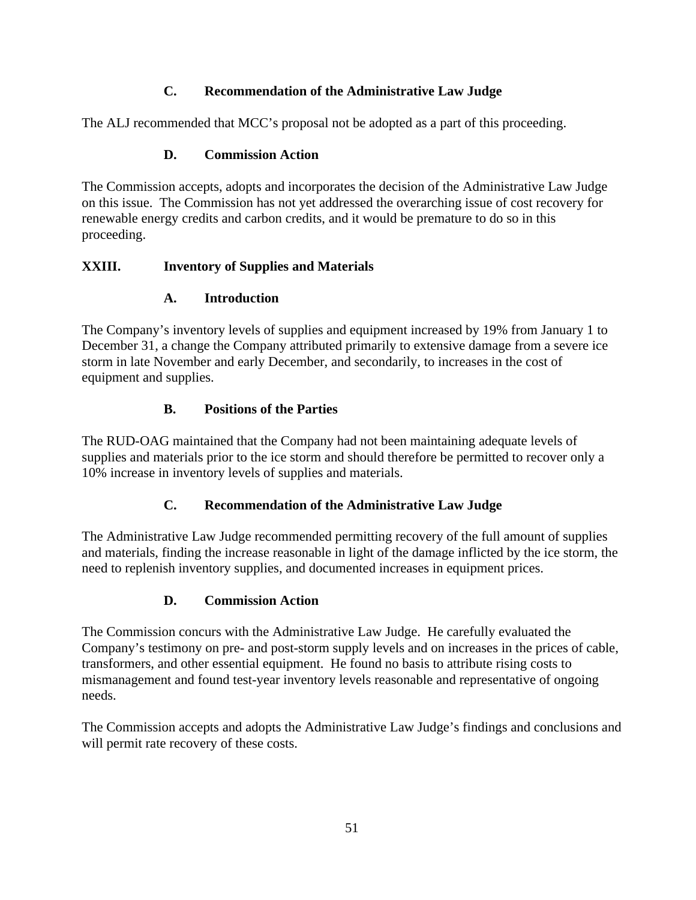### C. Recommendation of the Administrative Law Judge

The ALJ recommended that MCC's proposal not be adopted as a part of this proceeding.

### D. Commission Action

The Commission accepts, adopts and incorporates the decision of the Administrative Law Judge on this issue. The Commission has not yet addressed the overarching issue of cost recovery for renewable energy credits and carbon credits, and it would be premature to do so in this proceeding.

## XXIII. Inventory of Supplies and Materials

### A. Introduction

The Company's inventory levels of supplies and equipment increased by 19% from January 1 to December 31, a change the Company attributed primarily to extensive damage from a severe ice storm in late November and early December, and secondarily, to increases in the cost of equipment and supplies.

### B. Positions of the Parties

The RUD-OAG maintained that the Company had not been maintaining adequate levels of supplies and materials prior to the ice storm and should therefore be permitted to recover only a 10% increase in inventory levels of supplies and materials.

### C. Recommendation of the Administrative Law Judge

The Administrative Law Judge recommended permitting recovery of the full amount of supplies and materials, finding the increase reasonable in light of the damage inflicted by the ice storm, the need to replenish inventory supplies, and documented increases in equipment prices.

### D. Commission Action

The Commission concurs with the Administrative Law Judge. He carefully evaluated the Company's testimony on pre- and post-storm supply levels and on increases in the prices of cable, transformers, and other essential equipment. He found no basis to attribute rising costs to mismanagement and found test-year inventory levels reasonable and representative of ongoing needs.

The Commission accepts and adopts the Administrative Law Judge's findings and conclusions and will permit rate recovery of these costs.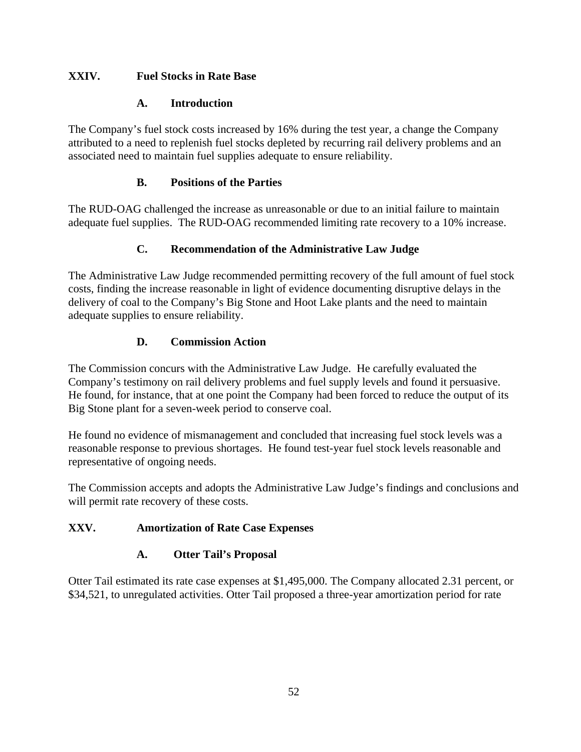## XXIV. Fuel Stocks in Rate Base

### A. Introduction

The Company's fuel stock costs increased by 16% during the test year, a change the Company attributed to a need to replenish fuel stocks depleted by recurring rail delivery problems and an associated need to maintain fuel supplies adequate to ensure reliability.

### B. Positions of the Parties

The RUD-OAG challenged the increase as unreasonable or due to an initial failure to maintain adequate fuel supplies. The RUD-OAG recommended limiting rate recovery to a 10% increase.

### C. Recommendation of the Administrative Law Judge

The Administrative Law Judge recommended permitting recovery of the full amount of fuel stock costs, finding the increase reasonable in light of evidence documenting disruptive delays in the delivery of coal to the Company's Big Stone and Hoot Lake plants and the need to maintain adequate supplies to ensure reliability.

### D. Commission Action

The Commission concurs with the Administrative Law Judge. He carefully evaluated the Company's testimony on rail delivery problems and fuel supply levels and found it persuasive. He found, for instance, that at one point the Company had been forced to reduce the output of its Big Stone plant for a seven-week period to conserve coal.

He found no evidence of mismanagement and concluded that increasing fuel stock levels was a reasonable response to previous shortages. He found test-year fuel stock levels reasonable and representative of ongoing needs.

The Commission accepts and adopts the Administrative Law Judge's findings and conclusions and will permit rate recovery of these costs.

## XXV. Amortization of Rate Case Expenses

### A. Otter Tail's Proposal

Otter Tail estimated its rate case expenses at $1,495,000. The Company allocated 2.31 percent, or $34,521, to unregulated activities. Otter Tail proposed a three-year amortization period for rate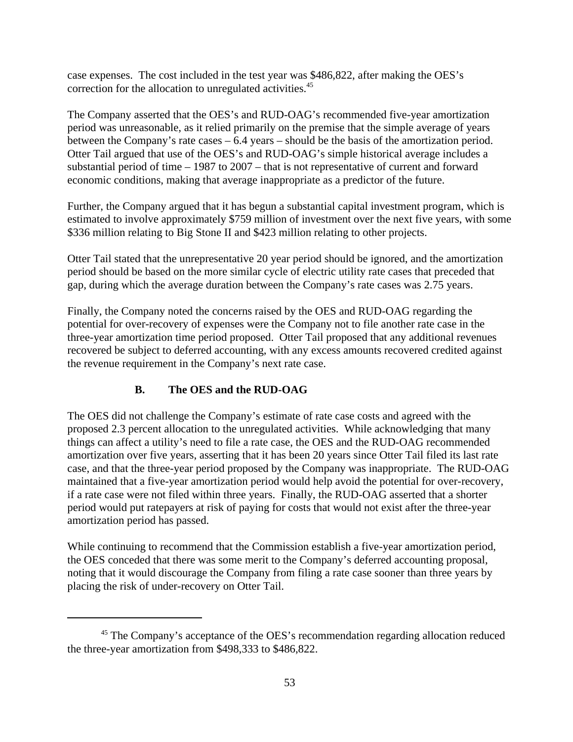case expenses. The cost included in the test year was $486,822, after making the OES's correction for the allocation to unregulated activities.[45]

The Company asserted that the OES's and RUD-OAG's recommended five-year amortization period was unreasonable, as it relied primarily on the premise that the simple average of years between the Company's rate cases – 6.4 years – should be the basis of the amortization period. Otter Tail argued that use of the OES's and RUD-OAG's simple historical average includes a substantial period of time – 1987 to 2007 – that is not representative of current and forward economic conditions, making that average inappropriate as a predictor of the future.

Further, the Company argued that it has begun a substantial capital investment program, which is estimated to involve approximately $759 million of investment over the next five years, with some $336 million relating to Big Stone II and $423 million relating to other projects.

Otter Tail stated that the unrepresentative 20 year period should be ignored, and the amortization period should be based on the more similar cycle of electric utility rate cases that preceded that gap, during which the average duration between the Company's rate cases was 2.75 years.

Finally, the Company noted the concerns raised by the OES and RUD-OAG regarding the potential for over-recovery of expenses were the Company not to file another rate case in the three-year amortization time period proposed. Otter Tail proposed that any additional revenues recovered be subject to deferred accounting, with any excess amounts recovered credited against the revenue requirement in the Company's next rate case.

### B. The OES and the RUD-OAG

The OES did not challenge the Company's estimate of rate case costs and agreed with the proposed 2.3 percent allocation to the unregulated activities. While acknowledging that many things can affect a utility's need to file a rate case, the OES and the RUD-OAG recommended amortization over five years, asserting that it has been 20 years since Otter Tail filed its last rate case, and that the three-year period proposed by the Company was inappropriate. The RUD-OAG maintained that a five-year amortization period would help avoid the potential for over-recovery, if a rate case were not filed within three years. Finally, the RUD-OAG asserted that a shorter period would put ratepayers at risk of paying for costs that would not exist after the three-year amortization period has passed.

While continuing to recommend that the Commission establish a five-year amortization period, the OES conceded that there was some merit to the Company's deferred accounting proposal, noting that it would discourage the Company from filing a rate case sooner than three years by placing the risk of under-recovery on Otter Tail.

---

[45] The Company's acceptance of the OES's recommendation regarding allocation reduced the three-year amortization from $498,333 to $486,822.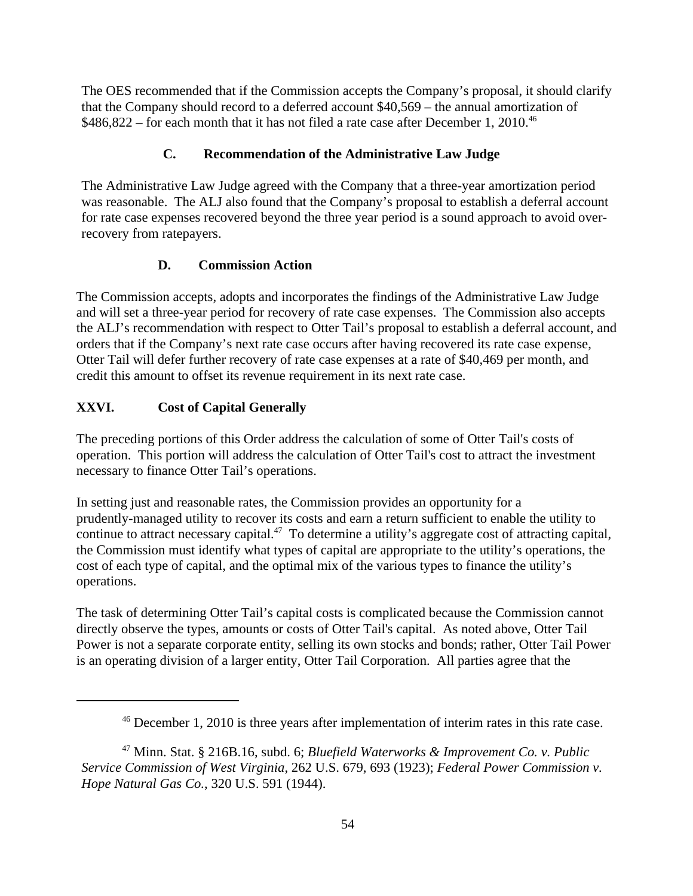The OES recommended that if the Commission accepts the Company's proposal, it should clarify that the Company should record to a deferred account $40,569 – the annual amortization of $486,822 – for each month that it has not filed a rate case after December 1, 2010.[46]

### C. Recommendation of the Administrative Law Judge

The Administrative Law Judge agreed with the Company that a three-year amortization period was reasonable. The ALJ also found that the Company's proposal to establish a deferral account for rate case expenses recovered beyond the three year period is a sound approach to avoid over-recovery from ratepayers.

### D. Commission Action

The Commission accepts, adopts and incorporates the findings of the Administrative Law Judge and will set a three-year period for recovery of rate case expenses. The Commission also accepts the ALJ's recommendation with respect to Otter Tail's proposal to establish a deferral account, and orders that if the Company's next rate case occurs after having recovered its rate case expense, Otter Tail will defer further recovery of rate case expenses at a rate of $40,469 per month, and credit this amount to offset its revenue requirement in its next rate case.

## XXVI. Cost of Capital Generally

The preceding portions of this Order address the calculation of some of Otter Tail's costs of operation. This portion will address the calculation of Otter Tail's cost to attract the investment necessary to finance Otter Tail's operations.

In setting just and reasonable rates, the Commission provides an opportunity for a prudently-managed utility to recover its costs and earn a return sufficient to enable the utility to continue to attract necessary capital.[47] To determine a utility's aggregate cost of attracting capital, the Commission must identify what types of capital are appropriate to the utility's operations, the cost of each type of capital, and the optimal mix of the various types to finance the utility's operations.

The task of determining Otter Tail's capital costs is complicated because the Commission cannot directly observe the types, amounts or costs of Otter Tail's capital. As noted above, Otter Tail Power is not a separate corporate entity, selling its own stocks and bonds; rather, Otter Tail Power is an operating division of a larger entity, Otter Tail Corporation. All parties agree that the

---

[46] December 1, 2010 is three years after implementation of interim rates in this rate case.

[47] Minn. Stat. § 216B.16, subd. 6; *Bluefield Waterworks & Improvement Co. v. Public Service Commission of West Virginia*, 262 U.S. 679, 693 (1923); *Federal Power Commission v. Hope Natural Gas Co.*, 320 U.S. 591 (1944).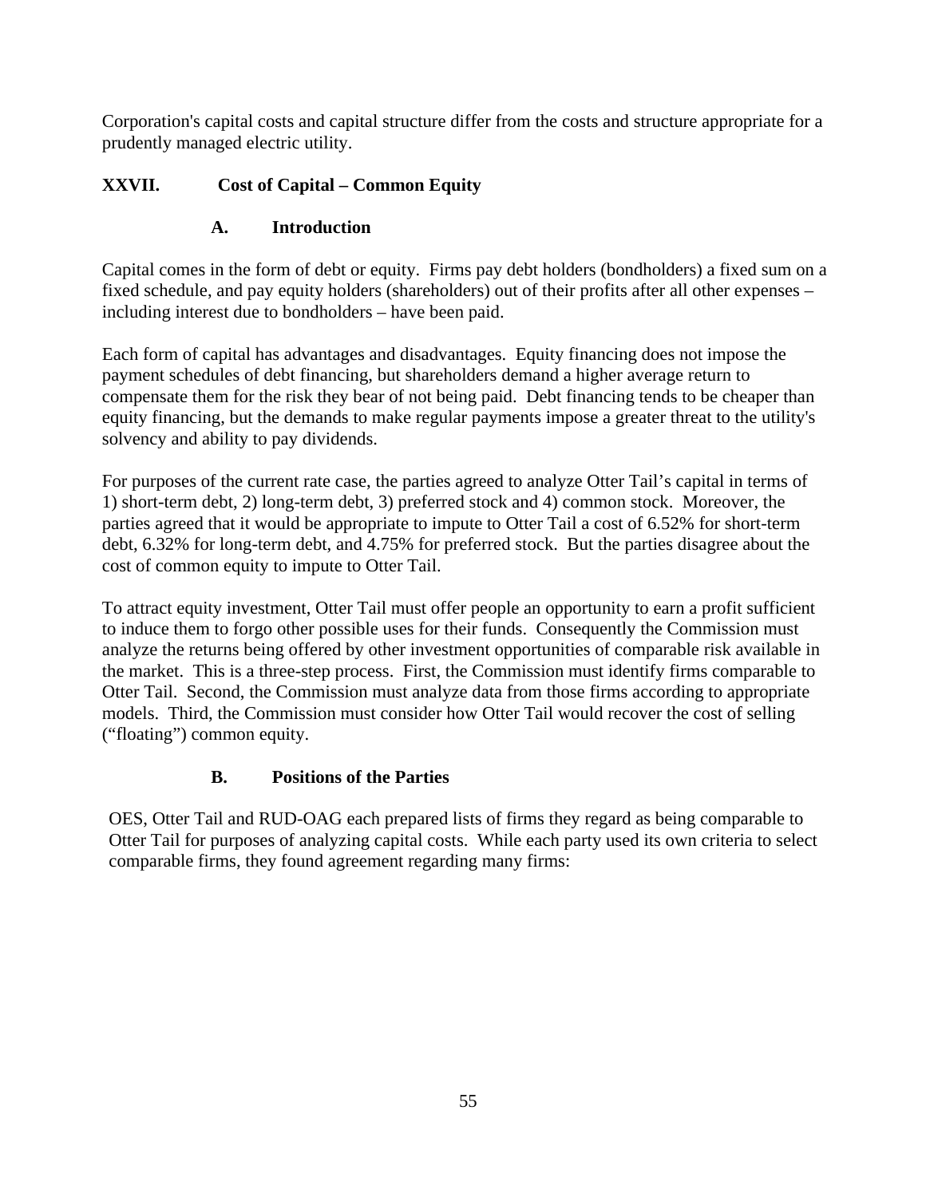Corporation's capital costs and capital structure differ from the costs and structure appropriate for a prudently managed electric utility.

## XXVII. Cost of Capital – Common Equity

### A. Introduction

Capital comes in the form of debt or equity. Firms pay debt holders (bondholders) a fixed sum on a fixed schedule, and pay equity holders (shareholders) out of their profits after all other expenses – including interest due to bondholders – have been paid.

Each form of capital has advantages and disadvantages. Equity financing does not impose the payment schedules of debt financing, but shareholders demand a higher average return to compensate them for the risk they bear of not being paid. Debt financing tends to be cheaper than equity financing, but the demands to make regular payments impose a greater threat to the utility's solvency and ability to pay dividends.

For purposes of the current rate case, the parties agreed to analyze Otter Tail's capital in terms of 1) short-term debt, 2) long-term debt, 3) preferred stock and 4) common stock. Moreover, the parties agreed that it would be appropriate to impute to Otter Tail a cost of 6.52% for short-term debt, 6.32% for long-term debt, and 4.75% for preferred stock. But the parties disagree about the cost of common equity to impute to Otter Tail.

To attract equity investment, Otter Tail must offer people an opportunity to earn a profit sufficient to induce them to forgo other possible uses for their funds. Consequently the Commission must analyze the returns being offered by other investment opportunities of comparable risk available in the market. This is a three-step process. First, the Commission must identify firms comparable to Otter Tail. Second, the Commission must analyze data from those firms according to appropriate models. Third, the Commission must consider how Otter Tail would recover the cost of selling ("floating") common equity.

### B. Positions of the Parties

OES, Otter Tail and RUD-OAG each prepared lists of firms they regard as being comparable to Otter Tail for purposes of analyzing capital costs. While each party used its own criteria to select comparable firms, they found agreement regarding many firms: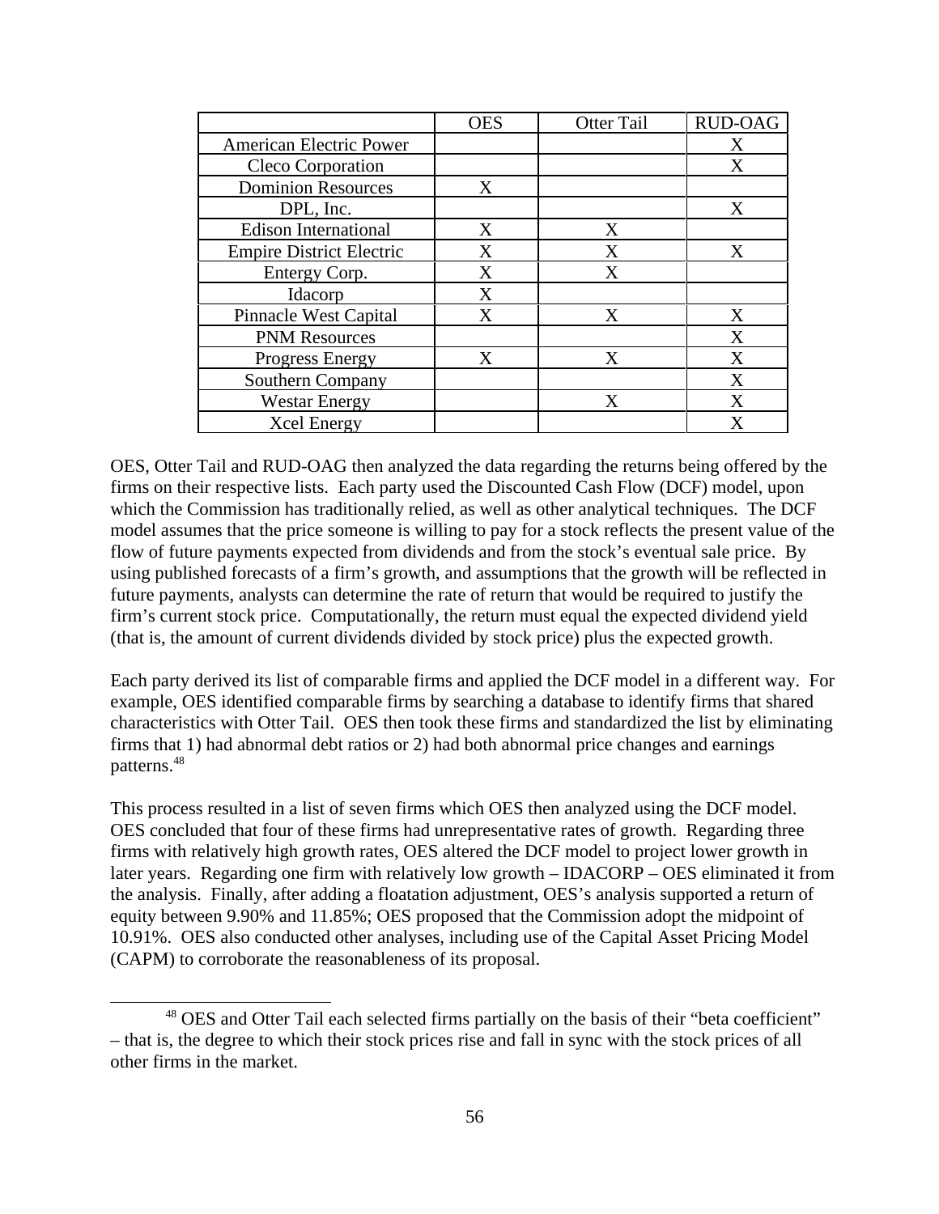| | OES | Otter Tail | RUD-OAG |
|---|---|---|---|
| American Electric Power | | | X |
| Cleco Corporation | | | X |
| Dominion Resources | X | | |
| DPL, Inc. | | | X |
| Edison International | X | X | |
| Empire District Electric | X | X | X |
| Entergy Corp. | X | X | |
| Idacorp | X | | |
| Pinnacle West Capital | X | X | X |
| PNM Resources | | | X |
| Progress Energy | X | X | X |
| Southern Company | | | X |
| Westar Energy | | X | X |
| Xcel Energy | | | X |

OES, Otter Tail and RUD-OAG then analyzed the data regarding the returns being offered by the firms on their respective lists. Each party used the Discounted Cash Flow (DCF) model, upon which the Commission has traditionally relied, as well as other analytical techniques. The DCF model assumes that the price someone is willing to pay for a stock reflects the present value of the flow of future payments expected from dividends and from the stock's eventual sale price. By using published forecasts of a firm's growth, and assumptions that the growth will be reflected in future payments, analysts can determine the rate of return that would be required to justify the firm's current stock price. Computationally, the return must equal the expected dividend yield (that is, the amount of current dividends divided by stock price) plus the expected growth.

Each party derived its list of comparable firms and applied the DCF model in a different way. For example, OES identified comparable firms by searching a database to identify firms that shared characteristics with Otter Tail. OES then took these firms and standardized the list by eliminating firms that 1) had abnormal debt ratios or 2) had both abnormal price changes and earnings patterns.[48]

This process resulted in a list of seven firms which OES then analyzed using the DCF model. OES concluded that four of these firms had unrepresentative rates of growth. Regarding three firms with relatively high growth rates, OES altered the DCF model to project lower growth in later years. Regarding one firm with relatively low growth – IDACORP – OES eliminated it from the analysis. Finally, after adding a floatation adjustment, OES's analysis supported a return of equity between 9.90% and 11.85%; OES proposed that the Commission adopt the midpoint of 10.91%. OES also conducted other analyses, including use of the Capital Asset Pricing Model (CAPM) to corroborate the reasonableness of its proposal.

[48] OES and Otter Tail each selected firms partially on the basis of their "beta coefficient" – that is, the degree to which their stock prices rise and fall in sync with the stock prices of all other firms in the market.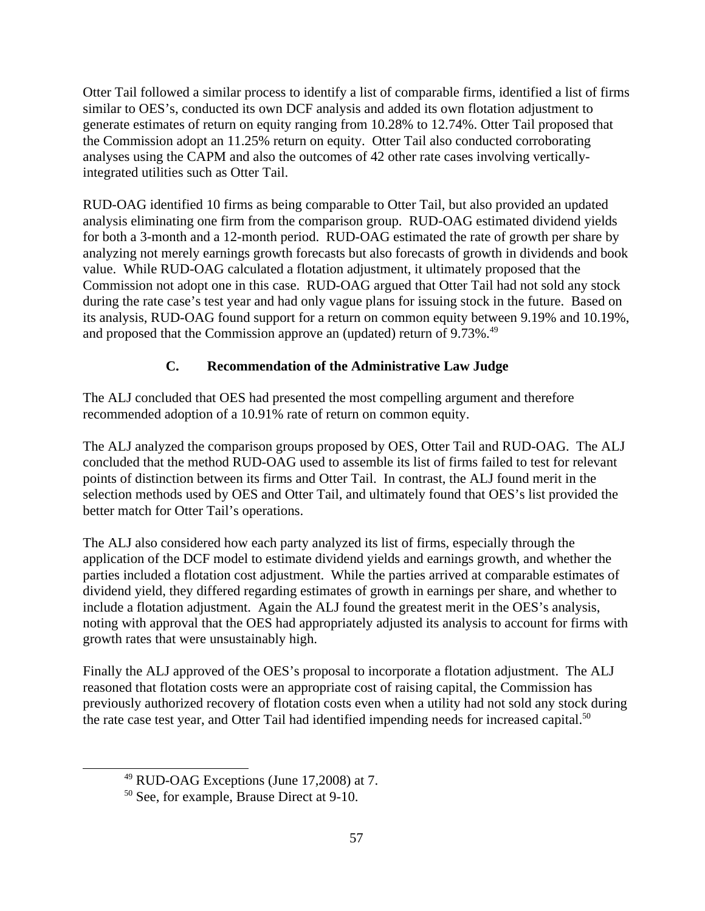Otter Tail followed a similar process to identify a list of comparable firms, identified a list of firms similar to OES's, conducted its own DCF analysis and added its own flotation adjustment to generate estimates of return on equity ranging from 10.28% to 12.74%. Otter Tail proposed that the Commission adopt an 11.25% return on equity. Otter Tail also conducted corroborating analyses using the CAPM and also the outcomes of 42 other rate cases involving vertically-integrated utilities such as Otter Tail.

RUD-OAG identified 10 firms as being comparable to Otter Tail, but also provided an updated analysis eliminating one firm from the comparison group. RUD-OAG estimated dividend yields for both a 3-month and a 12-month period. RUD-OAG estimated the rate of growth per share by analyzing not merely earnings growth forecasts but also forecasts of growth in dividends and book value. While RUD-OAG calculated a flotation adjustment, it ultimately proposed that the Commission not adopt one in this case. RUD-OAG argued that Otter Tail had not sold any stock during the rate case's test year and had only vague plans for issuing stock in the future. Based on its analysis, RUD-OAG found support for a return on common equity between 9.19% and 10.19%, and proposed that the Commission approve an (updated) return of 9.73%.[49]

### C. Recommendation of the Administrative Law Judge

The ALJ concluded that OES had presented the most compelling argument and therefore recommended adoption of a 10.91% rate of return on common equity.

The ALJ analyzed the comparison groups proposed by OES, Otter Tail and RUD-OAG. The ALJ concluded that the method RUD-OAG used to assemble its list of firms failed to test for relevant points of distinction between its firms and Otter Tail. In contrast, the ALJ found merit in the selection methods used by OES and Otter Tail, and ultimately found that OES's list provided the better match for Otter Tail's operations.

The ALJ also considered how each party analyzed its list of firms, especially through the application of the DCF model to estimate dividend yields and earnings growth, and whether the parties included a flotation cost adjustment. While the parties arrived at comparable estimates of dividend yield, they differed regarding estimates of growth in earnings per share, and whether to include a flotation adjustment. Again the ALJ found the greatest merit in the OES's analysis, noting with approval that the OES had appropriately adjusted its analysis to account for firms with growth rates that were unsustainably high.

Finally the ALJ approved of the OES's proposal to incorporate a flotation adjustment. The ALJ reasoned that flotation costs were an appropriate cost of raising capital, the Commission has previously authorized recovery of flotation costs even when a utility had not sold any stock during the rate case test year, and Otter Tail had identified impending needs for increased capital.[50]

---

[49] RUD-OAG Exceptions (June 17,2008) at 7.

[50] See, for example, Brause Direct at 9-10.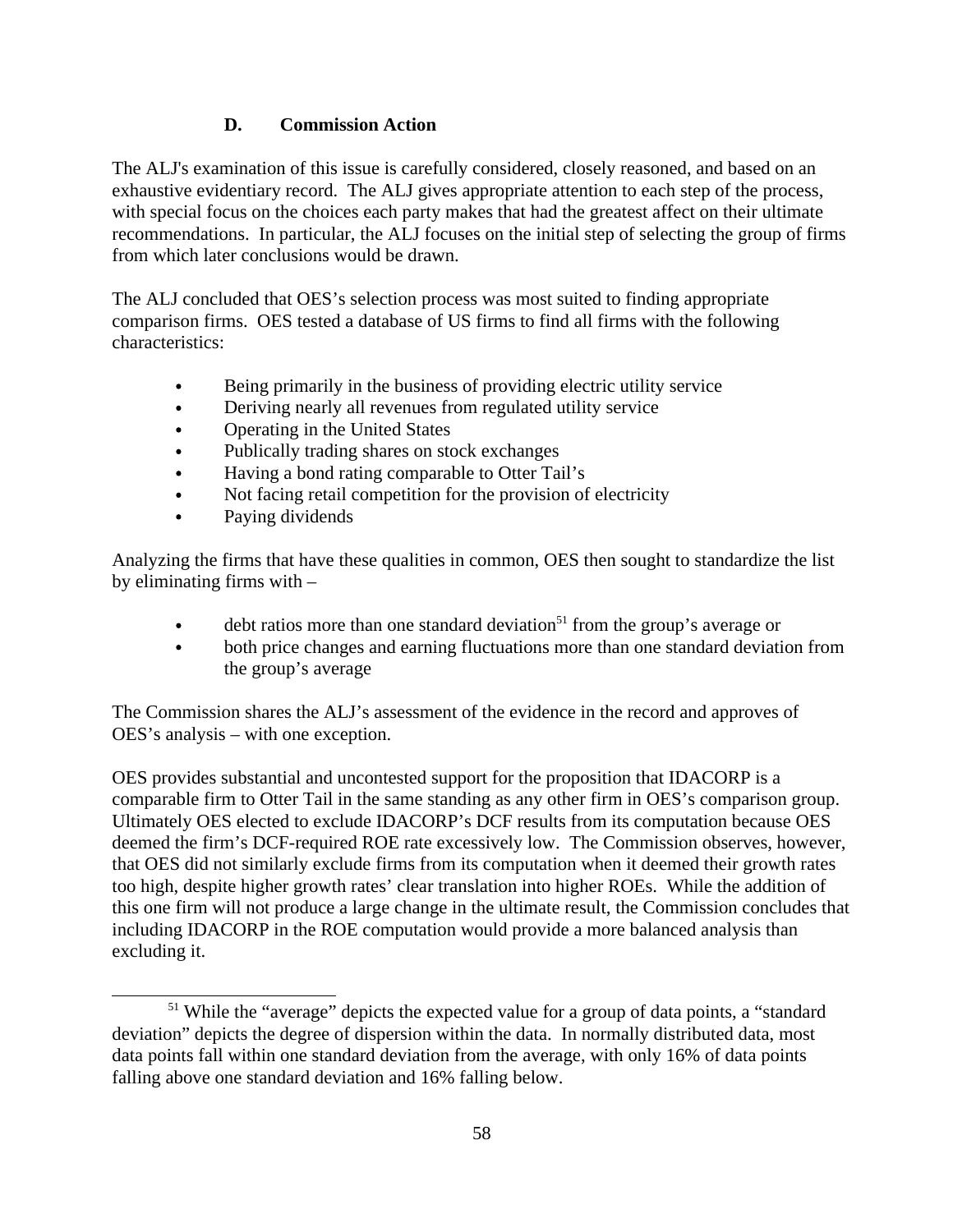### D. Commission Action

The ALJ's examination of this issue is carefully considered, closely reasoned, and based on an exhaustive evidentiary record. The ALJ gives appropriate attention to each step of the process, with special focus on the choices each party makes that had the greatest affect on their ultimate recommendations. In particular, the ALJ focuses on the initial step of selecting the group of firms from which later conclusions would be drawn.

The ALJ concluded that OES's selection process was most suited to finding appropriate comparison firms. OES tested a database of US firms to find all firms with the following characteristics:

- Being primarily in the business of providing electric utility service
- Deriving nearly all revenues from regulated utility service
- Operating in the United States
- Publically trading shares on stock exchanges
- Having a bond rating comparable to Otter Tail's
- Not facing retail competition for the provision of electricity
- Paying dividends

Analyzing the firms that have these qualities in common, OES then sought to standardize the list by eliminating firms with –

- debt ratios more than one standard deviation[51] from the group's average or
- both price changes and earning fluctuations more than one standard deviation from the group's average

The Commission shares the ALJ's assessment of the evidence in the record and approves of OES's analysis – with one exception.

OES provides substantial and uncontested support for the proposition that IDACORP is a comparable firm to Otter Tail in the same standing as any other firm in OES's comparison group. Ultimately OES elected to exclude IDACORP's DCF results from its computation because OES deemed the firm's DCF-required ROE rate excessively low. The Commission observes, however, that OES did not similarly exclude firms from its computation when it deemed their growth rates too high, despite higher growth rates' clear translation into higher ROEs. While the addition of this one firm will not produce a large change in the ultimate result, the Commission concludes that including IDACORP in the ROE computation would provide a more balanced analysis than excluding it.

[51] While the "average" depicts the expected value for a group of data points, a "standard deviation" depicts the degree of dispersion within the data. In normally distributed data, most data points fall within one standard deviation from the average, with only 16% of data points falling above one standard deviation and 16% falling below.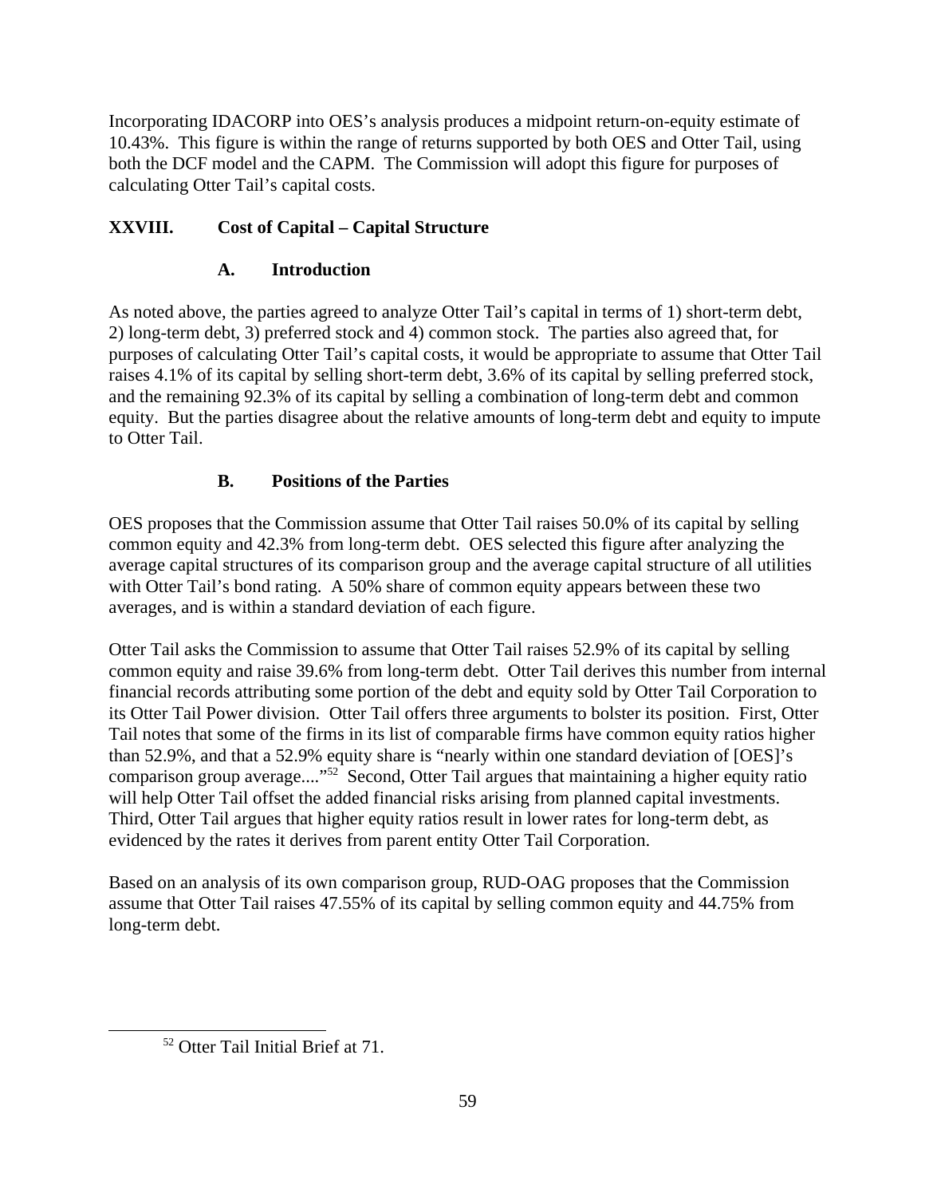Incorporating IDACORP into OES's analysis produces a midpoint return-on-equity estimate of 10.43%. This figure is within the range of returns supported by both OES and Otter Tail, using both the DCF model and the CAPM. The Commission will adopt this figure for purposes of calculating Otter Tail's capital costs.

## XXVIII. Cost of Capital – Capital Structure

### A. Introduction

As noted above, the parties agreed to analyze Otter Tail's capital in terms of 1) short-term debt, 2) long-term debt, 3) preferred stock and 4) common stock. The parties also agreed that, for purposes of calculating Otter Tail's capital costs, it would be appropriate to assume that Otter Tail raises 4.1% of its capital by selling short-term debt, 3.6% of its capital by selling preferred stock, and the remaining 92.3% of its capital by selling a combination of long-term debt and common equity. But the parties disagree about the relative amounts of long-term debt and equity to impute to Otter Tail.

### B. Positions of the Parties

OES proposes that the Commission assume that Otter Tail raises 50.0% of its capital by selling common equity and 42.3% from long-term debt. OES selected this figure after analyzing the average capital structures of its comparison group and the average capital structure of all utilities with Otter Tail's bond rating. A 50% share of common equity appears between these two averages, and is within a standard deviation of each figure.

Otter Tail asks the Commission to assume that Otter Tail raises 52.9% of its capital by selling common equity and raise 39.6% from long-term debt. Otter Tail derives this number from internal financial records attributing some portion of the debt and equity sold by Otter Tail Corporation to its Otter Tail Power division. Otter Tail offers three arguments to bolster its position. First, Otter Tail notes that some of the firms in its list of comparable firms have common equity ratios higher than 52.9%, and that a 52.9% equity share is "nearly within one standard deviation of [OES]'s comparison group average...."[52] Second, Otter Tail argues that maintaining a higher equity ratio will help Otter Tail offset the added financial risks arising from planned capital investments. Third, Otter Tail argues that higher equity ratios result in lower rates for long-term debt, as evidenced by the rates it derives from parent entity Otter Tail Corporation.

Based on an analysis of its own comparison group, RUD-OAG proposes that the Commission assume that Otter Tail raises 47.55% of its capital by selling common equity and 44.75% from long-term debt.

[52] Otter Tail Initial Brief at 71.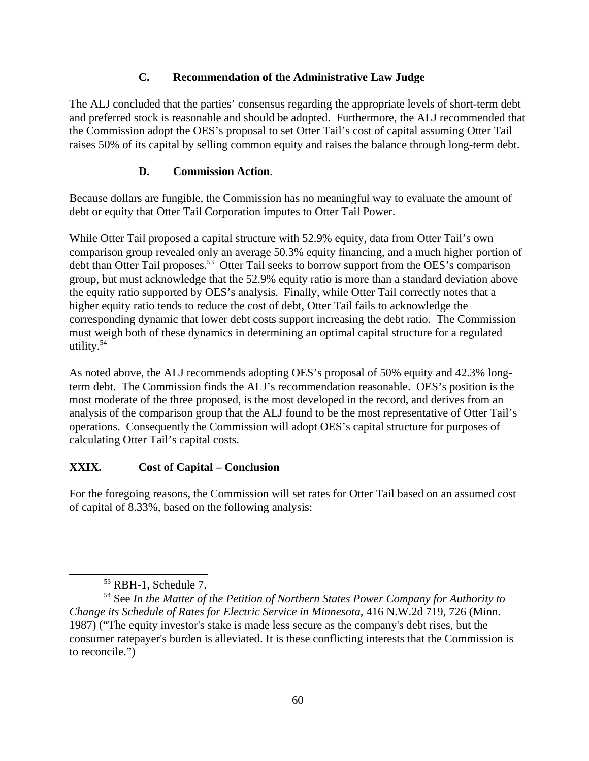### C. Recommendation of the Administrative Law Judge

The ALJ concluded that the parties' consensus regarding the appropriate levels of short-term debt and preferred stock is reasonable and should be adopted. Furthermore, the ALJ recommended that the Commission adopt the OES's proposal to set Otter Tail's cost of capital assuming Otter Tail raises 50% of its capital by selling common equity and raises the balance through long-term debt.

### D. Commission Action.

Because dollars are fungible, the Commission has no meaningful way to evaluate the amount of debt or equity that Otter Tail Corporation imputes to Otter Tail Power.

While Otter Tail proposed a capital structure with 52.9% equity, data from Otter Tail's own comparison group revealed only an average 50.3% equity financing, and a much higher portion of debt than Otter Tail proposes.[53] Otter Tail seeks to borrow support from the OES's comparison group, but must acknowledge that the 52.9% equity ratio is more than a standard deviation above the equity ratio supported by OES's analysis. Finally, while Otter Tail correctly notes that a higher equity ratio tends to reduce the cost of debt, Otter Tail fails to acknowledge the corresponding dynamic that lower debt costs support increasing the debt ratio. The Commission must weigh both of these dynamics in determining an optimal capital structure for a regulated utility.[54]

As noted above, the ALJ recommends adopting OES's proposal of 50% equity and 42.3% long-term debt. The Commission finds the ALJ's recommendation reasonable. OES's position is the most moderate of the three proposed, is the most developed in the record, and derives from an analysis of the comparison group that the ALJ found to be the most representative of Otter Tail's operations. Consequently the Commission will adopt OES's capital structure for purposes of calculating Otter Tail's capital costs.

## XXIX. Cost of Capital – Conclusion

For the foregoing reasons, the Commission will set rates for Otter Tail based on an assumed cost of capital of 8.33%, based on the following analysis:

---

[53] RBH-1, Schedule 7.

[54] See *In the Matter of the Petition of Northern States Power Company for Authority to Change its Schedule of Rates for Electric Service in Minnesota*, 416 N.W.2d 719, 726 (Minn. 1987) ("The equity investor's stake is made less secure as the company's debt rises, but the consumer ratepayer's burden is alleviated. It is these conflicting interests that the Commission is to reconcile.")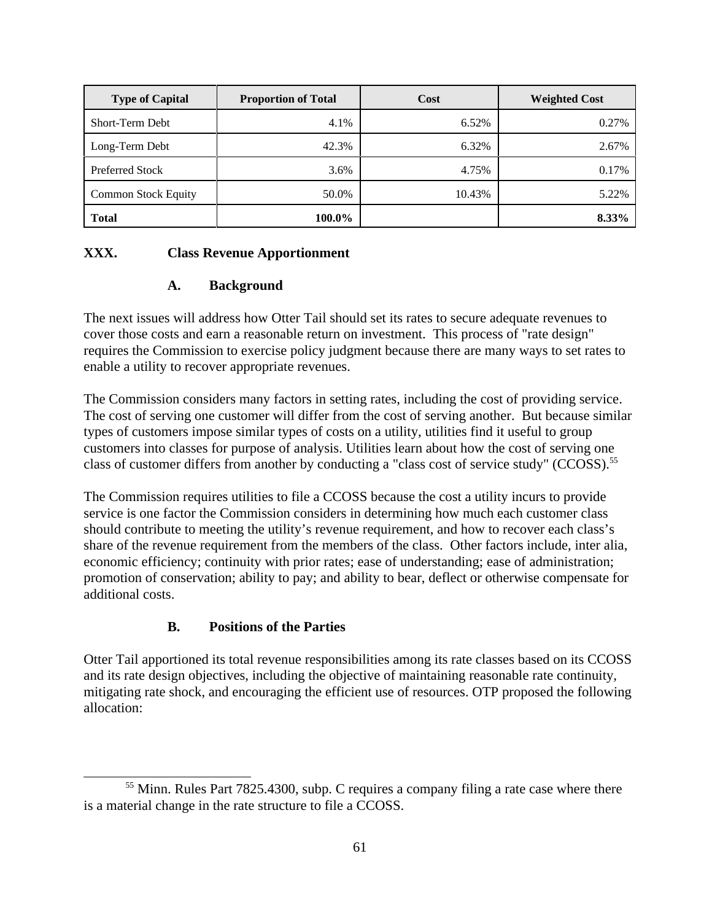| Type of Capital | Proportion of Total | Cost | Weighted Cost |
|---|---|---|---|
| Short-Term Debt | 4.1% | 6.52% | 0.27% |
| Long-Term Debt | 42.3% | 6.32% | 2.67% |
| Preferred Stock | 3.6% | 4.75% | 0.17% |
| Common Stock Equity | 50.0% | 10.43% | 5.22% |
| **Total** | **100.0%** | | **8.33%** |

## XXX. Class Revenue Apportionment

### A. Background

The next issues will address how Otter Tail should set its rates to secure adequate revenues to cover those costs and earn a reasonable return on investment. This process of "rate design" requires the Commission to exercise policy judgment because there are many ways to set rates to enable a utility to recover appropriate revenues.

The Commission considers many factors in setting rates, including the cost of providing service. The cost of serving one customer will differ from the cost of serving another. But because similar types of customers impose similar types of costs on a utility, utilities find it useful to group customers into classes for purpose of analysis. Utilities learn about how the cost of serving one class of customer differs from another by conducting a "class cost of service study" (CCOSS).[55]

The Commission requires utilities to file a CCOSS because the cost a utility incurs to provide service is one factor the Commission considers in determining how much each customer class should contribute to meeting the utility's revenue requirement, and how to recover each class's share of the revenue requirement from the members of the class. Other factors include, inter alia, economic efficiency; continuity with prior rates; ease of understanding; ease of administration; promotion of conservation; ability to pay; and ability to bear, deflect or otherwise compensate for additional costs.

### B. Positions of the Parties

Otter Tail apportioned its total revenue responsibilities among its rate classes based on its CCOSS and its rate design objectives, including the objective of maintaining reasonable rate continuity, mitigating rate shock, and encouraging the efficient use of resources. OTP proposed the following allocation:

[55] Minn. Rules Part 7825.4300, subp. C requires a company filing a rate case where there is a material change in the rate structure to file a CCOSS.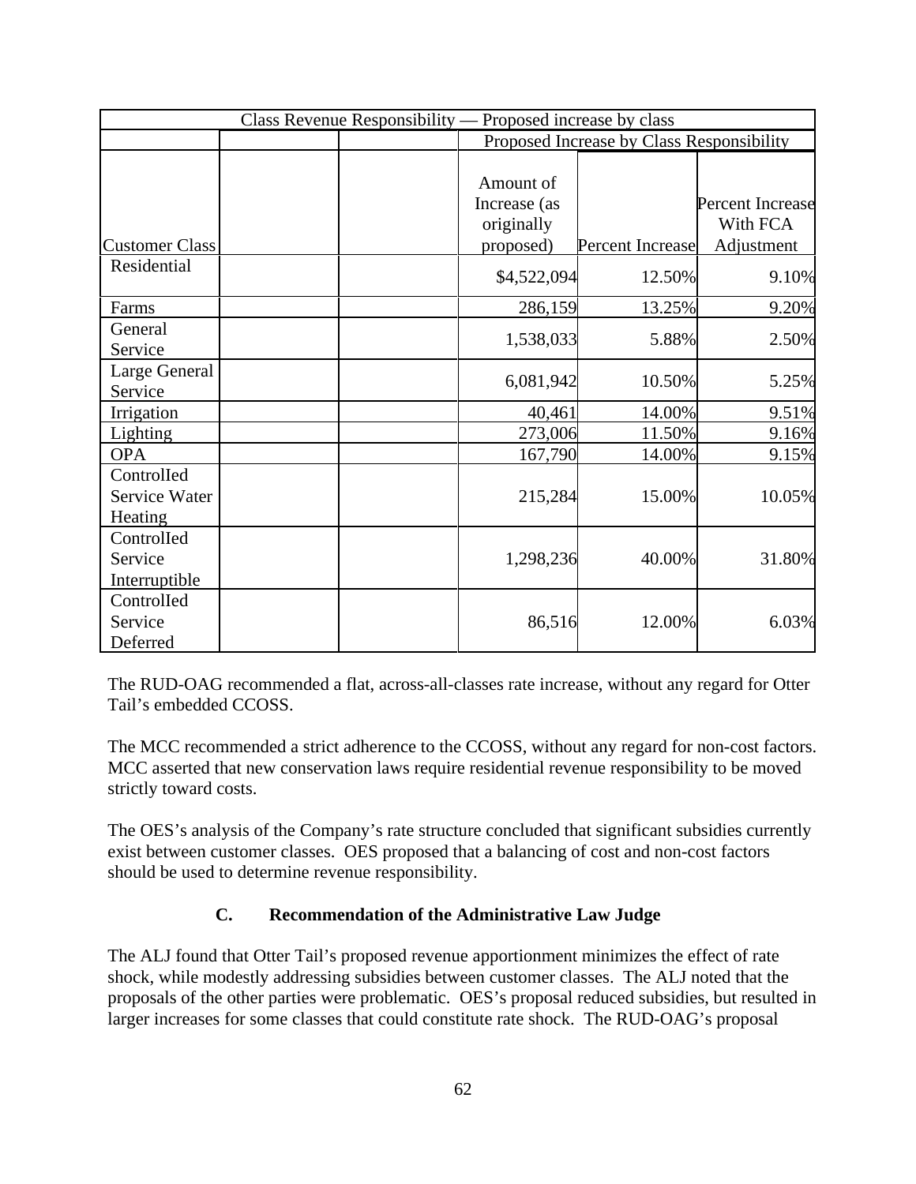| Class Revenue Responsibility — Proposed increase by class | | | | | |
|---|---|---|---|---|---|
| | | | Proposed Increase by Class Responsibility | | |
| Customer Class | | | Amount of Increase (as originally proposed) | Percent Increase | Percent Increase With FCA Adjustment |
| Residential | | | $4,522,094 | 12.50% | 9.10% |
| Farms | | | 286,159 | 13.25% | 9.20% |
| General Service | | | 1,538,033 | 5.88% | 2.50% |
| Large General Service | | | 6,081,942 | 10.50% | 5.25% |
| Irrigation | | | 40,461 | 14.00% | 9.51% |
| Lighting | | | 273,006 | 11.50% | 9.16% |
| OPA | | | 167,790 | 14.00% | 9.15% |
| Controlled Service Water Heating | | | 215,284 | 15.00% | 10.05% |
| Controlled Service Interruptible | | | 1,298,236 | 40.00% | 31.80% |
| Controlled Service Deferred | | | 86,516 | 12.00% | 6.03% |

The RUD-OAG recommended a flat, across-all-classes rate increase, without any regard for Otter Tail's embedded CCOSS.

The MCC recommended a strict adherence to the CCOSS, without any regard for non-cost factors. MCC asserted that new conservation laws require residential revenue responsibility to be moved strictly toward costs.

The OES's analysis of the Company's rate structure concluded that significant subsidies currently exist between customer classes. OES proposed that a balancing of cost and non-cost factors should be used to determine revenue responsibility.

### C. Recommendation of the Administrative Law Judge

The ALJ found that Otter Tail's proposed revenue apportionment minimizes the effect of rate shock, while modestly addressing subsidies between customer classes. The ALJ noted that the proposals of the other parties were problematic. OES's proposal reduced subsidies, but resulted in larger increases for some classes that could constitute rate shock. The RUD-OAG's proposal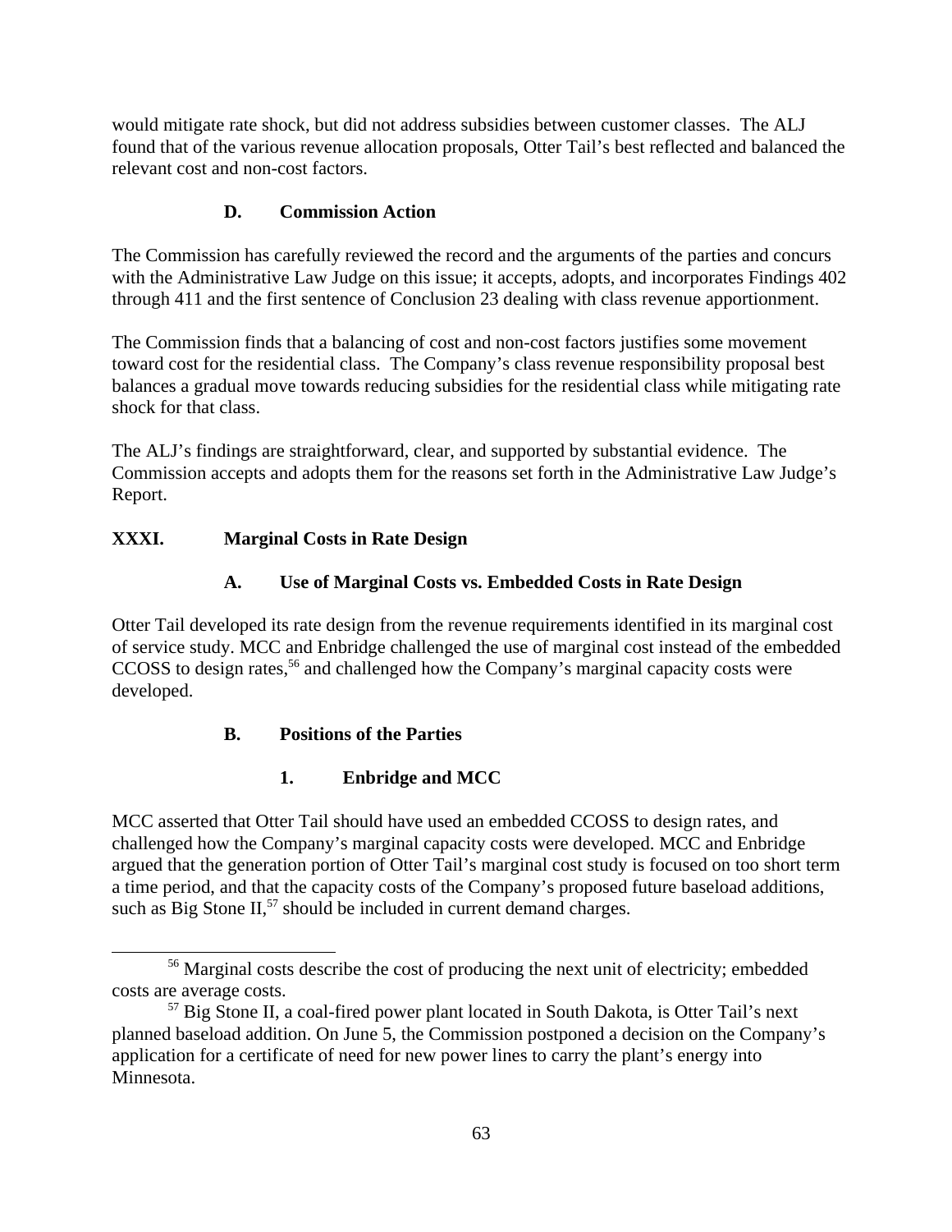would mitigate rate shock, but did not address subsidies between customer classes. The ALJ found that of the various revenue allocation proposals, Otter Tail's best reflected and balanced the relevant cost and non-cost factors.

### D. Commission Action

The Commission has carefully reviewed the record and the arguments of the parties and concurs with the Administrative Law Judge on this issue; it accepts, adopts, and incorporates Findings 402 through 411 and the first sentence of Conclusion 23 dealing with class revenue apportionment.

The Commission finds that a balancing of cost and non-cost factors justifies some movement toward cost for the residential class. The Company's class revenue responsibility proposal best balances a gradual move towards reducing subsidies for the residential class while mitigating rate shock for that class.

The ALJ's findings are straightforward, clear, and supported by substantial evidence. The Commission accepts and adopts them for the reasons set forth in the Administrative Law Judge's Report.

## XXXI. Marginal Costs in Rate Design

### A. Use of Marginal Costs vs. Embedded Costs in Rate Design

Otter Tail developed its rate design from the revenue requirements identified in its marginal cost of service study. MCC and Enbridge challenged the use of marginal cost instead of the embedded CCOSS to design rates,[56] and challenged how the Company's marginal capacity costs were developed.

### B. Positions of the Parties

#### 1. Enbridge and MCC

MCC asserted that Otter Tail should have used an embedded CCOSS to design rates, and challenged how the Company's marginal capacity costs were developed. MCC and Enbridge argued that the generation portion of Otter Tail's marginal cost study is focused on too short term a time period, and that the capacity costs of the Company's proposed future baseload additions, such as Big Stone II,[57] should be included in current demand charges.

[56] Marginal costs describe the cost of producing the next unit of electricity; embedded costs are average costs.

[57] Big Stone II, a coal-fired power plant located in South Dakota, is Otter Tail's next planned baseload addition. On June 5, the Commission postponed a decision on the Company's application for a certificate of need for new power lines to carry the plant's energy into Minnesota.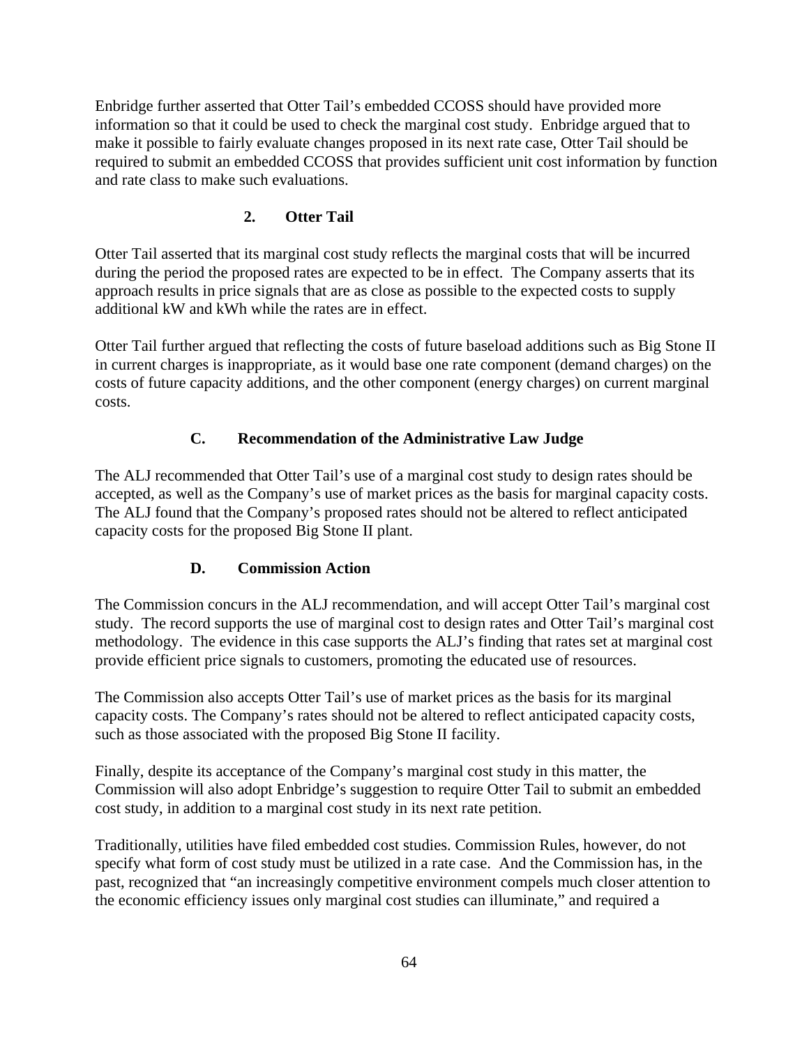Enbridge further asserted that Otter Tail's embedded CCOSS should have provided more information so that it could be used to check the marginal cost study. Enbridge argued that to make it possible to fairly evaluate changes proposed in its next rate case, Otter Tail should be required to submit an embedded CCOSS that provides sufficient unit cost information by function and rate class to make such evaluations.

### 2. Otter Tail

Otter Tail asserted that its marginal cost study reflects the marginal costs that will be incurred during the period the proposed rates are expected to be in effect. The Company asserts that its approach results in price signals that are as close as possible to the expected costs to supply additional kW and kWh while the rates are in effect.

Otter Tail further argued that reflecting the costs of future baseload additions such as Big Stone II in current charges is inappropriate, as it would base one rate component (demand charges) on the costs of future capacity additions, and the other component (energy charges) on current marginal costs.

## C. Recommendation of the Administrative Law Judge

The ALJ recommended that Otter Tail's use of a marginal cost study to design rates should be accepted, as well as the Company's use of market prices as the basis for marginal capacity costs. The ALJ found that the Company's proposed rates should not be altered to reflect anticipated capacity costs for the proposed Big Stone II plant.

## D. Commission Action

The Commission concurs in the ALJ recommendation, and will accept Otter Tail's marginal cost study. The record supports the use of marginal cost to design rates and Otter Tail's marginal cost methodology. The evidence in this case supports the ALJ's finding that rates set at marginal cost provide efficient price signals to customers, promoting the educated use of resources.

The Commission also accepts Otter Tail's use of market prices as the basis for its marginal capacity costs. The Company's rates should not be altered to reflect anticipated capacity costs, such as those associated with the proposed Big Stone II facility.

Finally, despite its acceptance of the Company's marginal cost study in this matter, the Commission will also adopt Enbridge's suggestion to require Otter Tail to submit an embedded cost study, in addition to a marginal cost study in its next rate petition.

Traditionally, utilities have filed embedded cost studies. Commission Rules, however, do not specify what form of cost study must be utilized in a rate case. And the Commission has, in the past, recognized that "an increasingly competitive environment compels much closer attention to the economic efficiency issues only marginal cost studies can illuminate," and required a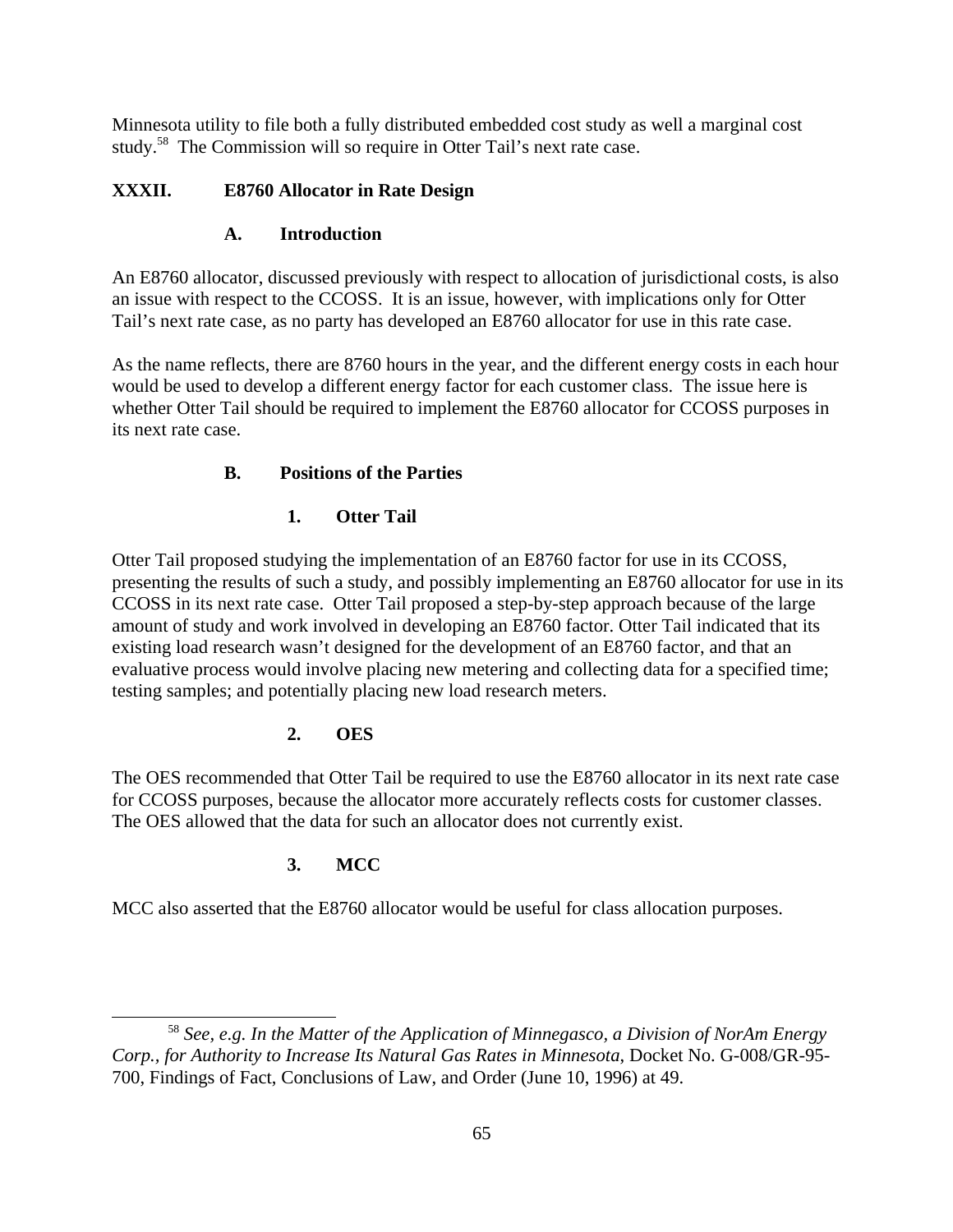Minnesota utility to file both a fully distributed embedded cost study as well a marginal cost study.[58] The Commission will so require in Otter Tail's next rate case.

## XXXII. E8760 Allocator in Rate Design

### A. Introduction

An E8760 allocator, discussed previously with respect to allocation of jurisdictional costs, is also an issue with respect to the CCOSS. It is an issue, however, with implications only for Otter Tail's next rate case, as no party has developed an E8760 allocator for use in this rate case.

As the name reflects, there are 8760 hours in the year, and the different energy costs in each hour would be used to develop a different energy factor for each customer class. The issue here is whether Otter Tail should be required to implement the E8760 allocator for CCOSS purposes in its next rate case.

### B. Positions of the Parties

#### 1. Otter Tail

Otter Tail proposed studying the implementation of an E8760 factor for use in its CCOSS, presenting the results of such a study, and possibly implementing an E8760 allocator for use in its CCOSS in its next rate case. Otter Tail proposed a step-by-step approach because of the large amount of study and work involved in developing an E8760 factor. Otter Tail indicated that its existing load research wasn't designed for the development of an E8760 factor, and that an evaluative process would involve placing new metering and collecting data for a specified time; testing samples; and potentially placing new load research meters.

#### 2. OES

The OES recommended that Otter Tail be required to use the E8760 allocator in its next rate case for CCOSS purposes, because the allocator more accurately reflects costs for customer classes. The OES allowed that the data for such an allocator does not currently exist.

#### 3. MCC

MCC also asserted that the E8760 allocator would be useful for class allocation purposes.

---

[58] *See, e.g. In the Matter of the Application of Minnegasco, a Division of NorAm Energy Corp., for Authority to Increase Its Natural Gas Rates in Minnesota*, Docket No. G-008/GR-95-700, Findings of Fact, Conclusions of Law, and Order (June 10, 1996) at 49.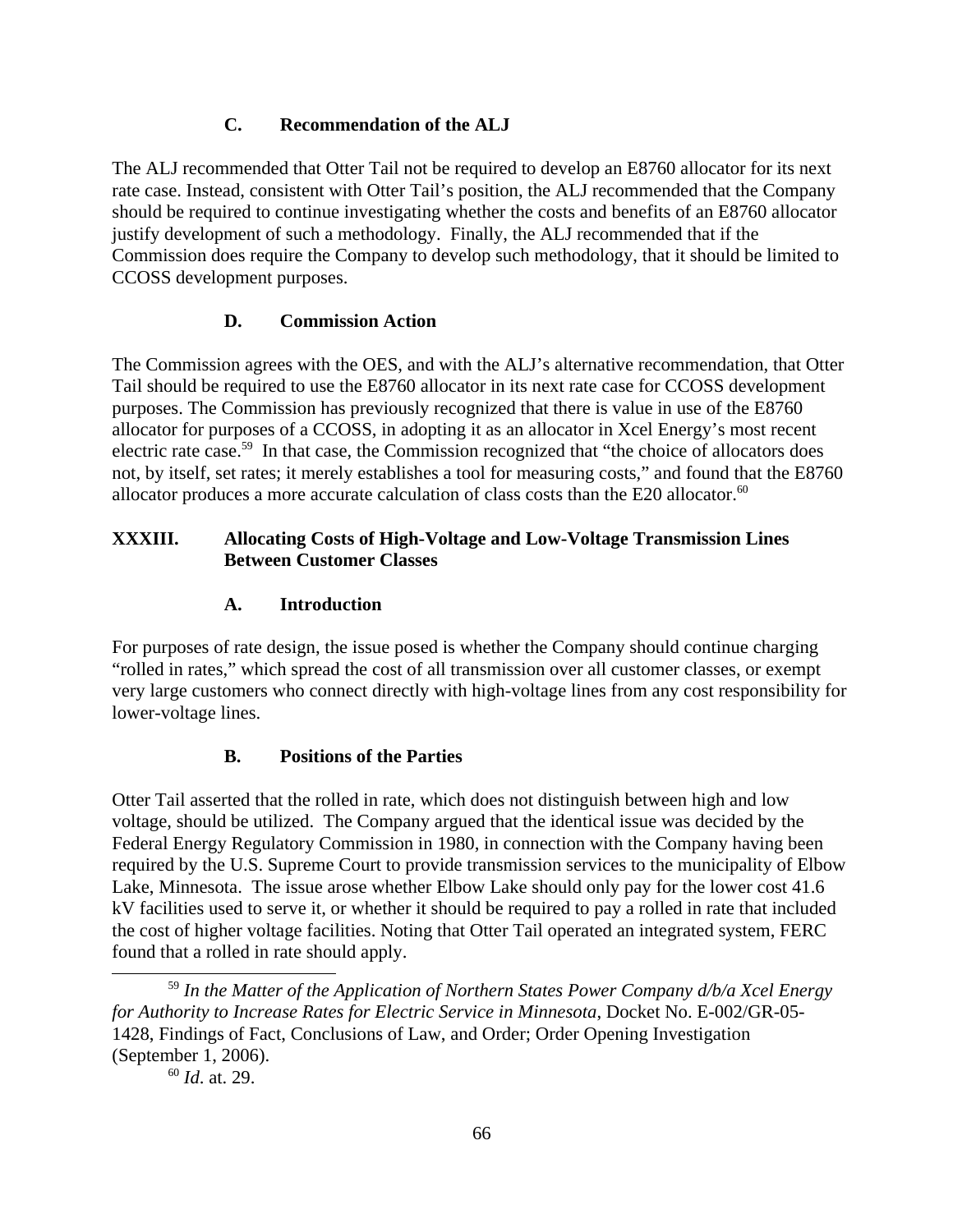### C. Recommendation of the ALJ

The ALJ recommended that Otter Tail not be required to develop an E8760 allocator for its next rate case. Instead, consistent with Otter Tail's position, the ALJ recommended that the Company should be required to continue investigating whether the costs and benefits of an E8760 allocator justify development of such a methodology. Finally, the ALJ recommended that if the Commission does require the Company to develop such methodology, that it should be limited to CCOSS development purposes.

### D. Commission Action

The Commission agrees with the OES, and with the ALJ's alternative recommendation, that Otter Tail should be required to use the E8760 allocator in its next rate case for CCOSS development purposes. The Commission has previously recognized that there is value in use of the E8760 allocator for purposes of a CCOSS, in adopting it as an allocator in Xcel Energy's most recent electric rate case.[59] In that case, the Commission recognized that "the choice of allocators does not, by itself, set rates; it merely establishes a tool for measuring costs," and found that the E8760 allocator produces a more accurate calculation of class costs than the E20 allocator.[60]

## XXXIII. Allocating Costs of High-Voltage and Low-Voltage Transmission Lines Between Customer Classes

### A. Introduction

For purposes of rate design, the issue posed is whether the Company should continue charging "rolled in rates," which spread the cost of all transmission over all customer classes, or exempt very large customers who connect directly with high-voltage lines from any cost responsibility for lower-voltage lines.

### B. Positions of the Parties

Otter Tail asserted that the rolled in rate, which does not distinguish between high and low voltage, should be utilized. The Company argued that the identical issue was decided by the Federal Energy Regulatory Commission in 1980, in connection with the Company having been required by the U.S. Supreme Court to provide transmission services to the municipality of Elbow Lake, Minnesota. The issue arose whether Elbow Lake should only pay for the lower cost 41.6 kV facilities used to serve it, or whether it should be required to pay a rolled in rate that included the cost of higher voltage facilities. Noting that Otter Tail operated an integrated system, FERC found that a rolled in rate should apply.

---

[59] *In the Matter of the Application of Northern States Power Company d/b/a Xcel Energy for Authority to Increase Rates for Electric Service in Minnesota*, Docket No. E-002/GR-05-1428, Findings of Fact, Conclusions of Law, and Order; Order Opening Investigation (September 1, 2006).

[60] *Id*. at. 29.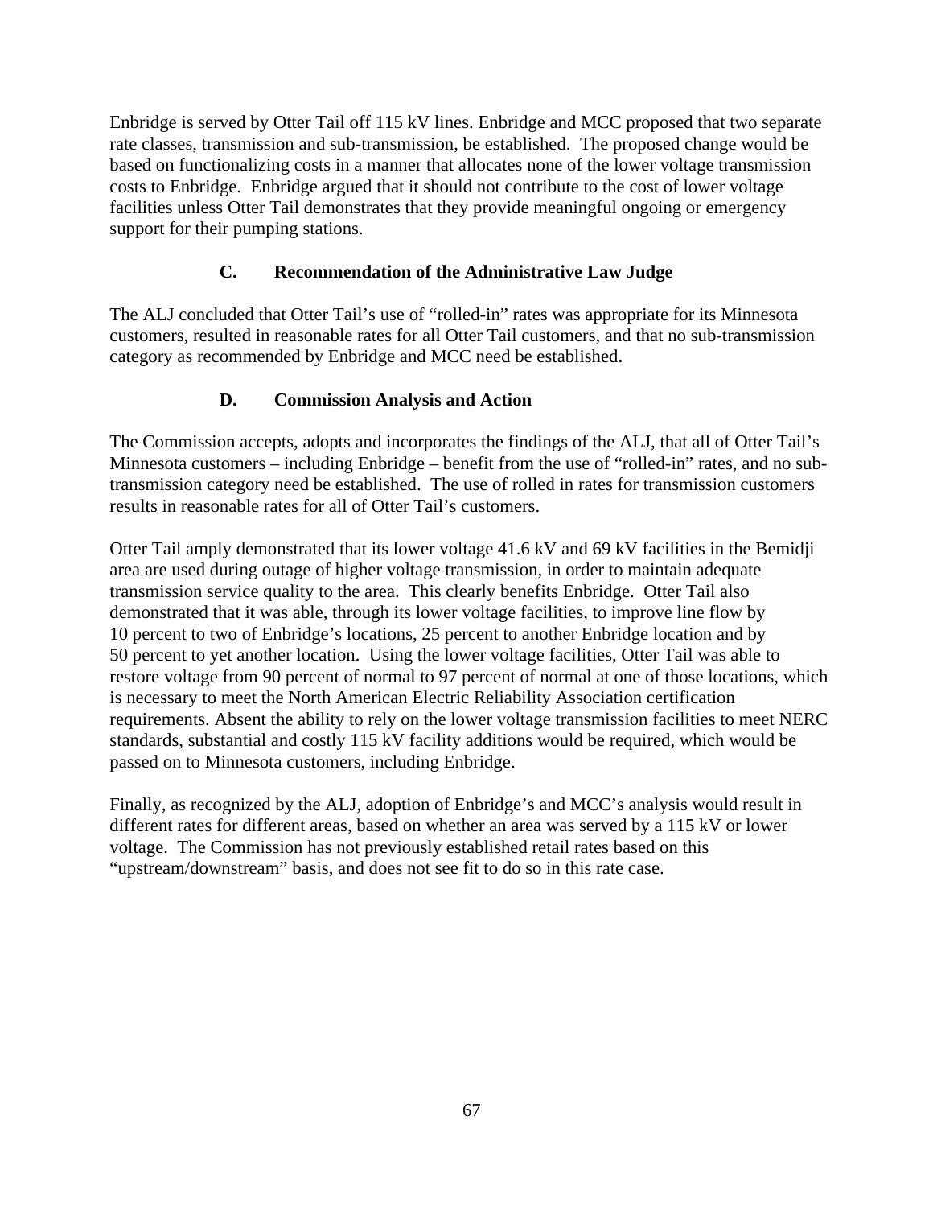Enbridge is served by Otter Tail off 115 kV lines. Enbridge and MCC proposed that two separate rate classes, transmission and sub-transmission, be established. The proposed change would be based on functionalizing costs in a manner that allocates none of the lower voltage transmission costs to Enbridge. Enbridge argued that it should not contribute to the cost of lower voltage facilities unless Otter Tail demonstrates that they provide meaningful ongoing or emergency support for their pumping stations.

### C. Recommendation of the Administrative Law Judge

The ALJ concluded that Otter Tail's use of "rolled-in" rates was appropriate for its Minnesota customers, resulted in reasonable rates for all Otter Tail customers, and that no sub-transmission category as recommended by Enbridge and MCC need be established.

### D. Commission Analysis and Action

The Commission accepts, adopts and incorporates the findings of the ALJ, that all of Otter Tail's Minnesota customers – including Enbridge – benefit from the use of "rolled-in" rates, and no sub-transmission category need be established. The use of rolled in rates for transmission customers results in reasonable rates for all of Otter Tail's customers.

Otter Tail amply demonstrated that its lower voltage 41.6 kV and 69 kV facilities in the Bemidji area are used during outage of higher voltage transmission, in order to maintain adequate transmission service quality to the area. This clearly benefits Enbridge. Otter Tail also demonstrated that it was able, through its lower voltage facilities, to improve line flow by 10 percent to two of Enbridge's locations, 25 percent to another Enbridge location and by 50 percent to yet another location. Using the lower voltage facilities, Otter Tail was able to restore voltage from 90 percent of normal to 97 percent of normal at one of those locations, which is necessary to meet the North American Electric Reliability Association certification requirements. Absent the ability to rely on the lower voltage transmission facilities to meet NERC standards, substantial and costly 115 kV facility additions would be required, which would be passed on to Minnesota customers, including Enbridge.

Finally, as recognized by the ALJ, adoption of Enbridge's and MCC's analysis would result in different rates for different areas, based on whether an area was served by a 115 kV or lower voltage. The Commission has not previously established retail rates based on this "upstream/downstream" basis, and does not see fit to do so in this rate case.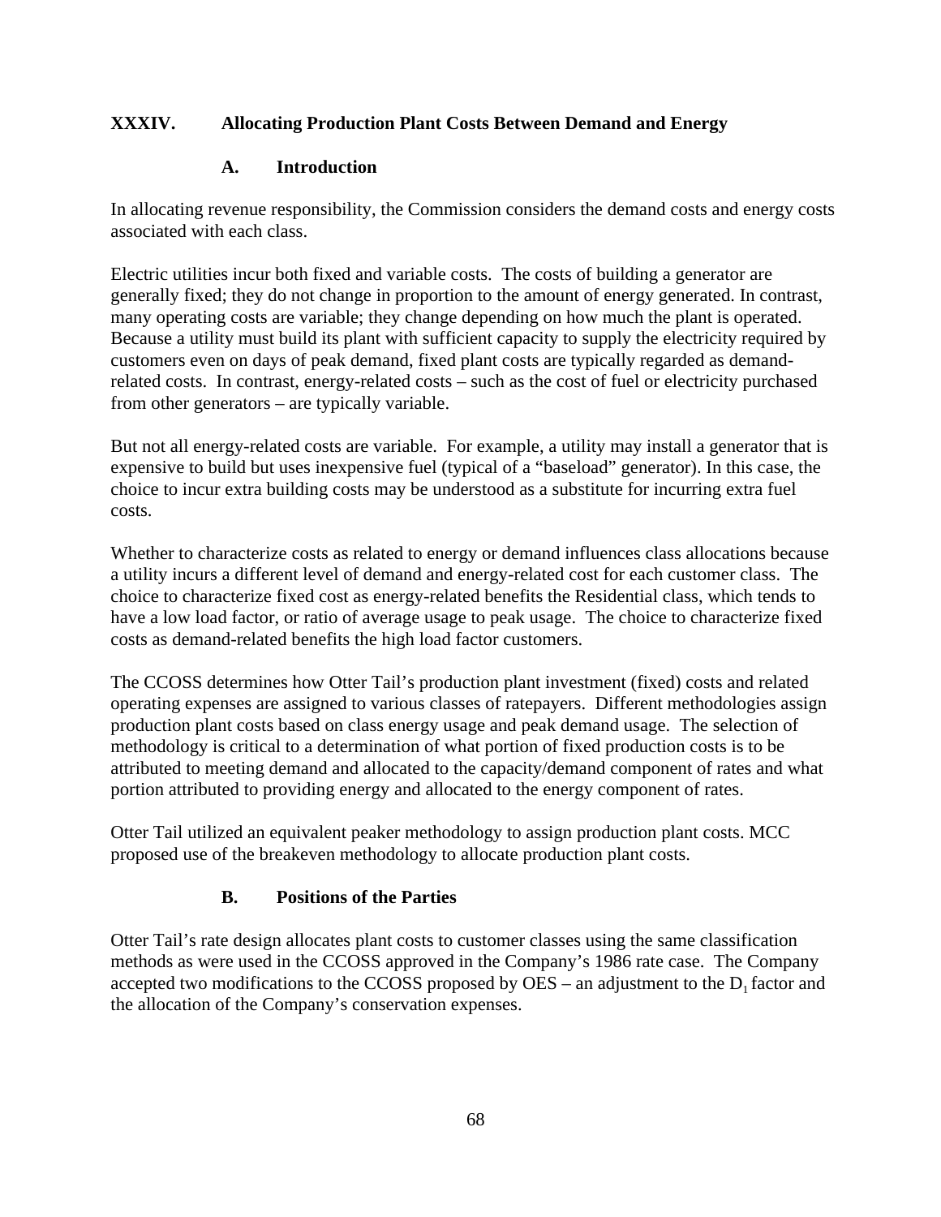## XXXIV. Allocating Production Plant Costs Between Demand and Energy

### A. Introduction

In allocating revenue responsibility, the Commission considers the demand costs and energy costs associated with each class.

Electric utilities incur both fixed and variable costs. The costs of building a generator are generally fixed; they do not change in proportion to the amount of energy generated. In contrast, many operating costs are variable; they change depending on how much the plant is operated. Because a utility must build its plant with sufficient capacity to supply the electricity required by customers even on days of peak demand, fixed plant costs are typically regarded as demand-related costs. In contrast, energy-related costs – such as the cost of fuel or electricity purchased from other generators – are typically variable.

But not all energy-related costs are variable. For example, a utility may install a generator that is expensive to build but uses inexpensive fuel (typical of a "baseload" generator). In this case, the choice to incur extra building costs may be understood as a substitute for incurring extra fuel costs.

Whether to characterize costs as related to energy or demand influences class allocations because a utility incurs a different level of demand and energy-related cost for each customer class. The choice to characterize fixed cost as energy-related benefits the Residential class, which tends to have a low load factor, or ratio of average usage to peak usage. The choice to characterize fixed costs as demand-related benefits the high load factor customers.

The CCOSS determines how Otter Tail's production plant investment (fixed) costs and related operating expenses are assigned to various classes of ratepayers. Different methodologies assign production plant costs based on class energy usage and peak demand usage. The selection of methodology is critical to a determination of what portion of fixed production costs is to be attributed to meeting demand and allocated to the capacity/demand component of rates and what portion attributed to providing energy and allocated to the energy component of rates.

Otter Tail utilized an equivalent peaker methodology to assign production plant costs. MCC proposed use of the breakeven methodology to allocate production plant costs.

### B. Positions of the Parties

Otter Tail's rate design allocates plant costs to customer classes using the same classification methods as were used in the CCOSS approved in the Company's 1986 rate case. The Company accepted two modifications to the CCOSS proposed by OES – an adjustment to the $D_1$ factor and the allocation of the Company's conservation expenses.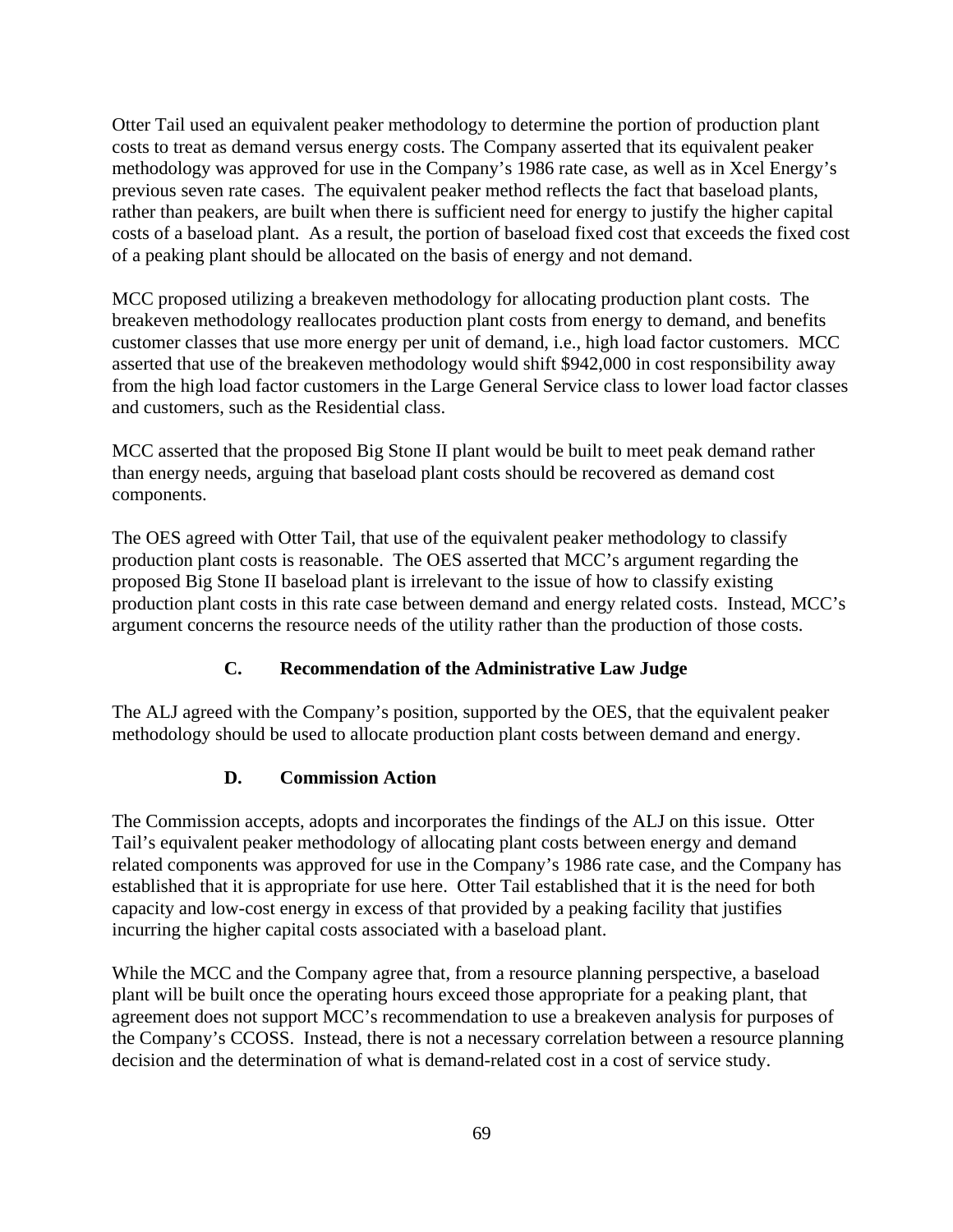Otter Tail used an equivalent peaker methodology to determine the portion of production plant costs to treat as demand versus energy costs. The Company asserted that its equivalent peaker methodology was approved for use in the Company's 1986 rate case, as well as in Xcel Energy's previous seven rate cases. The equivalent peaker method reflects the fact that baseload plants, rather than peakers, are built when there is sufficient need for energy to justify the higher capital costs of a baseload plant. As a result, the portion of baseload fixed cost that exceeds the fixed cost of a peaking plant should be allocated on the basis of energy and not demand.

MCC proposed utilizing a breakeven methodology for allocating production plant costs. The breakeven methodology reallocates production plant costs from energy to demand, and benefits customer classes that use more energy per unit of demand, i.e., high load factor customers. MCC asserted that use of the breakeven methodology would shift $942,000 in cost responsibility away from the high load factor customers in the Large General Service class to lower load factor classes and customers, such as the Residential class.

MCC asserted that the proposed Big Stone II plant would be built to meet peak demand rather than energy needs, arguing that baseload plant costs should be recovered as demand cost components.

The OES agreed with Otter Tail, that use of the equivalent peaker methodology to classify production plant costs is reasonable. The OES asserted that MCC's argument regarding the proposed Big Stone II baseload plant is irrelevant to the issue of how to classify existing production plant costs in this rate case between demand and energy related costs. Instead, MCC's argument concerns the resource needs of the utility rather than the production of those costs.

### C. Recommendation of the Administrative Law Judge

The ALJ agreed with the Company's position, supported by the OES, that the equivalent peaker methodology should be used to allocate production plant costs between demand and energy.

### D. Commission Action

The Commission accepts, adopts and incorporates the findings of the ALJ on this issue. Otter Tail's equivalent peaker methodology of allocating plant costs between energy and demand related components was approved for use in the Company's 1986 rate case, and the Company has established that it is appropriate for use here. Otter Tail established that it is the need for both capacity and low-cost energy in excess of that provided by a peaking facility that justifies incurring the higher capital costs associated with a baseload plant.

While the MCC and the Company agree that, from a resource planning perspective, a baseload plant will be built once the operating hours exceed those appropriate for a peaking plant, that agreement does not support MCC's recommendation to use a breakeven analysis for purposes of the Company's CCOSS. Instead, there is not a necessary correlation between a resource planning decision and the determination of what is demand-related cost in a cost of service study.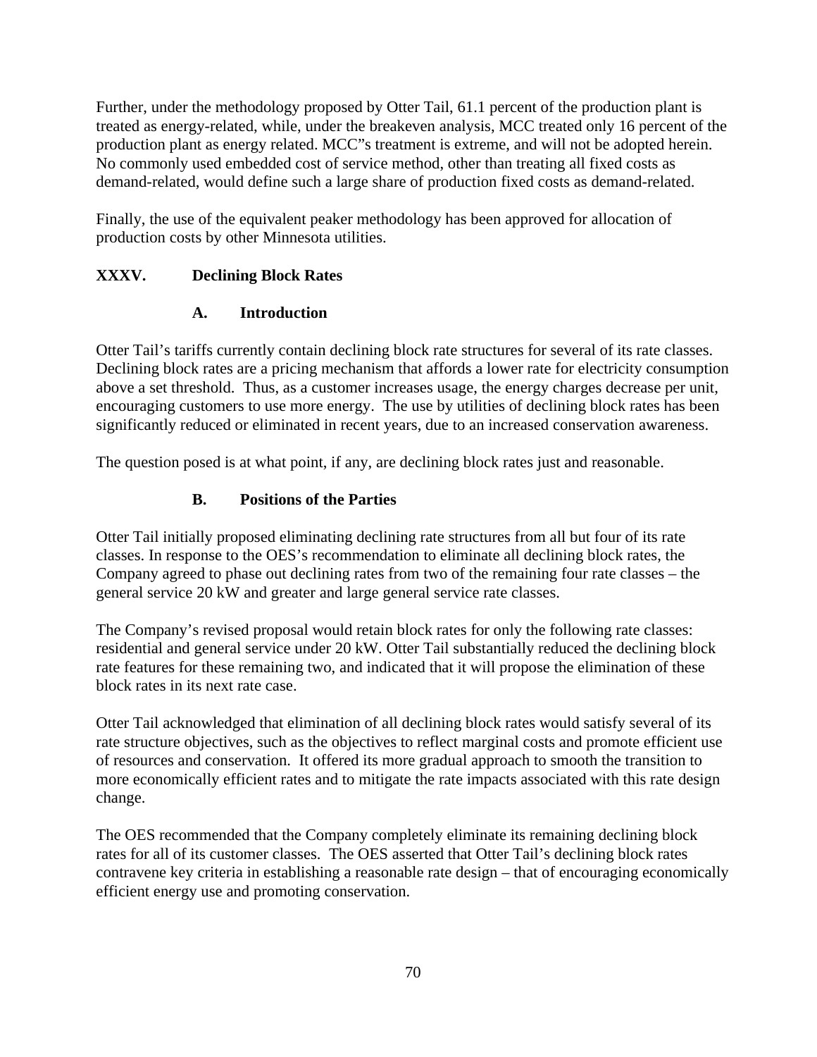Further, under the methodology proposed by Otter Tail, 61.1 percent of the production plant is treated as energy-related, while, under the breakeven analysis, MCC treated only 16 percent of the production plant as energy related. MCC"s treatment is extreme, and will not be adopted herein. No commonly used embedded cost of service method, other than treating all fixed costs as demand-related, would define such a large share of production fixed costs as demand-related.

Finally, the use of the equivalent peaker methodology has been approved for allocation of production costs by other Minnesota utilities.

## XXXV. Declining Block Rates

### A. Introduction

Otter Tail's tariffs currently contain declining block rate structures for several of its rate classes. Declining block rates are a pricing mechanism that affords a lower rate for electricity consumption above a set threshold. Thus, as a customer increases usage, the energy charges decrease per unit, encouraging customers to use more energy. The use by utilities of declining block rates has been significantly reduced or eliminated in recent years, due to an increased conservation awareness.

The question posed is at what point, if any, are declining block rates just and reasonable.

### B. Positions of the Parties

Otter Tail initially proposed eliminating declining rate structures from all but four of its rate classes. In response to the OES's recommendation to eliminate all declining block rates, the Company agreed to phase out declining rates from two of the remaining four rate classes – the general service 20 kW and greater and large general service rate classes.

The Company's revised proposal would retain block rates for only the following rate classes: residential and general service under 20 kW. Otter Tail substantially reduced the declining block rate features for these remaining two, and indicated that it will propose the elimination of these block rates in its next rate case.

Otter Tail acknowledged that elimination of all declining block rates would satisfy several of its rate structure objectives, such as the objectives to reflect marginal costs and promote efficient use of resources and conservation. It offered its more gradual approach to smooth the transition to more economically efficient rates and to mitigate the rate impacts associated with this rate design change.

The OES recommended that the Company completely eliminate its remaining declining block rates for all of its customer classes. The OES asserted that Otter Tail's declining block rates contravene key criteria in establishing a reasonable rate design – that of encouraging economically efficient energy use and promoting conservation.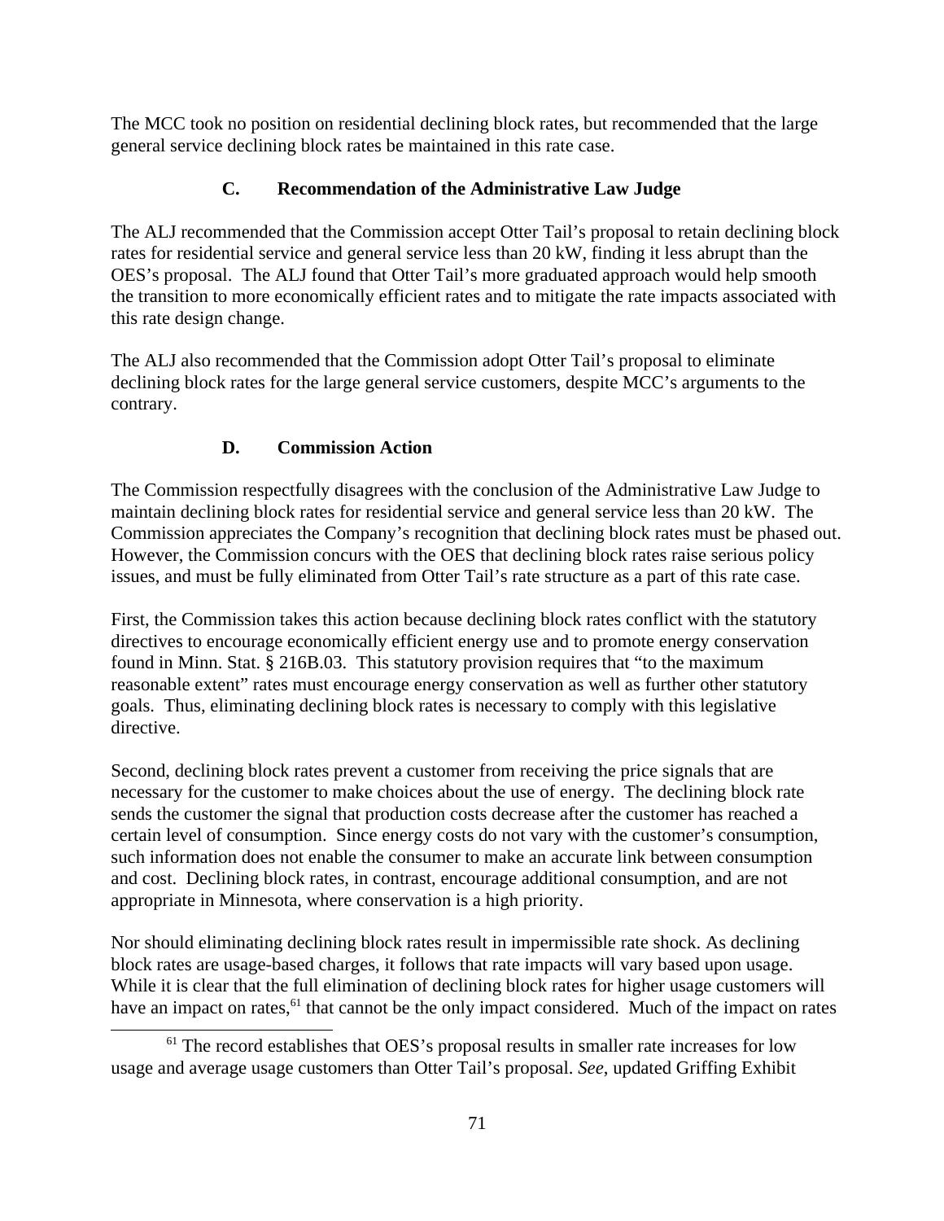The MCC took no position on residential declining block rates, but recommended that the large general service declining block rates be maintained in this rate case.

### C. Recommendation of the Administrative Law Judge

The ALJ recommended that the Commission accept Otter Tail's proposal to retain declining block rates for residential service and general service less than 20 kW, finding it less abrupt than the OES's proposal. The ALJ found that Otter Tail's more graduated approach would help smooth the transition to more economically efficient rates and to mitigate the rate impacts associated with this rate design change.

The ALJ also recommended that the Commission adopt Otter Tail's proposal to eliminate declining block rates for the large general service customers, despite MCC's arguments to the contrary.

### D. Commission Action

The Commission respectfully disagrees with the conclusion of the Administrative Law Judge to maintain declining block rates for residential service and general service less than 20 kW. The Commission appreciates the Company's recognition that declining block rates must be phased out. However, the Commission concurs with the OES that declining block rates raise serious policy issues, and must be fully eliminated from Otter Tail's rate structure as a part of this rate case.

First, the Commission takes this action because declining block rates conflict with the statutory directives to encourage economically efficient energy use and to promote energy conservation found in Minn. Stat. § 216B.03. This statutory provision requires that "to the maximum reasonable extent" rates must encourage energy conservation as well as further other statutory goals. Thus, eliminating declining block rates is necessary to comply with this legislative directive.

Second, declining block rates prevent a customer from receiving the price signals that are necessary for the customer to make choices about the use of energy. The declining block rate sends the customer the signal that production costs decrease after the customer has reached a certain level of consumption. Since energy costs do not vary with the customer's consumption, such information does not enable the consumer to make an accurate link between consumption and cost. Declining block rates, in contrast, encourage additional consumption, and are not appropriate in Minnesota, where conservation is a high priority.

Nor should eliminating declining block rates result in impermissible rate shock. As declining block rates are usage-based charges, it follows that rate impacts will vary based upon usage. While it is clear that the full elimination of declining block rates for higher usage customers will have an impact on rates,[61] that cannot be the only impact considered. Much of the impact on rates

[61] The record establishes that OES's proposal results in smaller rate increases for low usage and average usage customers than Otter Tail's proposal. *See*, updated Griffing Exhibit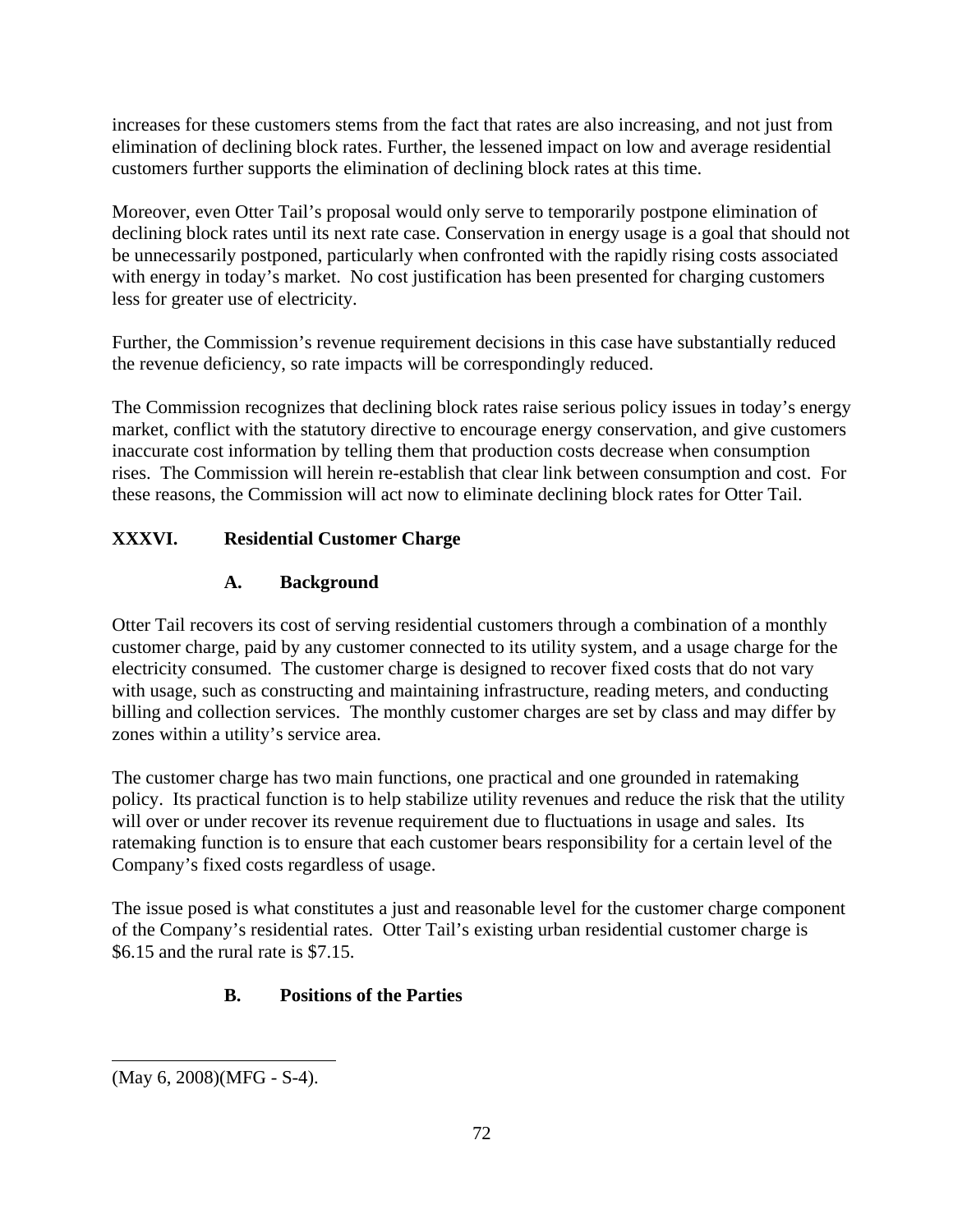increases for these customers stems from the fact that rates are also increasing, and not just from elimination of declining block rates. Further, the lessened impact on low and average residential customers further supports the elimination of declining block rates at this time.

Moreover, even Otter Tail's proposal would only serve to temporarily postpone elimination of declining block rates until its next rate case. Conservation in energy usage is a goal that should not be unnecessarily postponed, particularly when confronted with the rapidly rising costs associated with energy in today's market. No cost justification has been presented for charging customers less for greater use of electricity.

Further, the Commission's revenue requirement decisions in this case have substantially reduced the revenue deficiency, so rate impacts will be correspondingly reduced.

The Commission recognizes that declining block rates raise serious policy issues in today's energy market, conflict with the statutory directive to encourage energy conservation, and give customers inaccurate cost information by telling them that production costs decrease when consumption rises. The Commission will herein re-establish that clear link between consumption and cost. For these reasons, the Commission will act now to eliminate declining block rates for Otter Tail.

## XXXVI. Residential Customer Charge

### A. Background

Otter Tail recovers its cost of serving residential customers through a combination of a monthly customer charge, paid by any customer connected to its utility system, and a usage charge for the electricity consumed. The customer charge is designed to recover fixed costs that do not vary with usage, such as constructing and maintaining infrastructure, reading meters, and conducting billing and collection services. The monthly customer charges are set by class and may differ by zones within a utility's service area.

The customer charge has two main functions, one practical and one grounded in ratemaking policy. Its practical function is to help stabilize utility revenues and reduce the risk that the utility will over or under recover its revenue requirement due to fluctuations in usage and sales. Its ratemaking function is to ensure that each customer bears responsibility for a certain level of the Company's fixed costs regardless of usage.

The issue posed is what constitutes a just and reasonable level for the customer charge component of the Company's residential rates. Otter Tail's existing urban residential customer charge is $6.15 and the rural rate is $7.15.

### B. Positions of the Parties

---

(May 6, 2008)(MFG - S-4).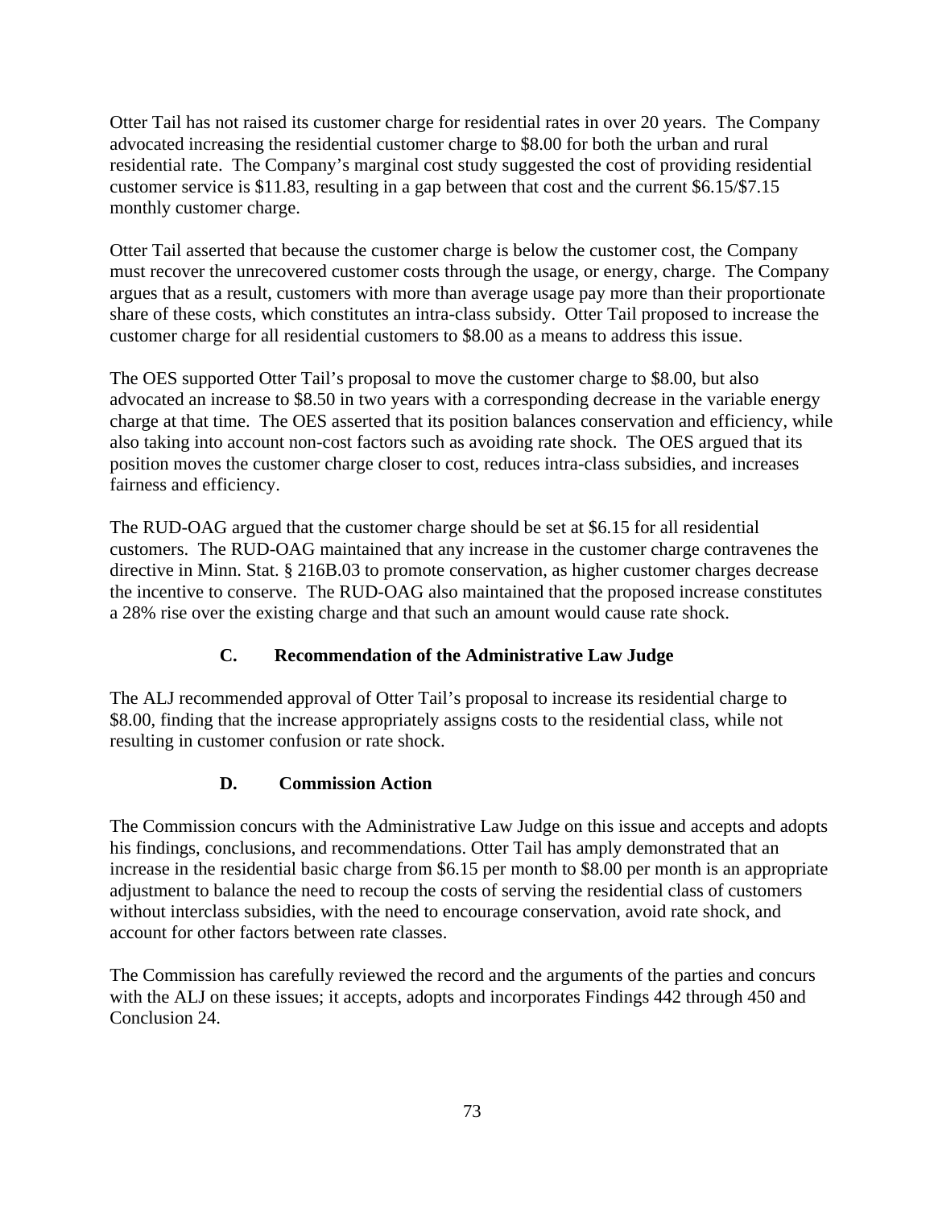Otter Tail has not raised its customer charge for residential rates in over 20 years. The Company advocated increasing the residential customer charge to $8.00 for both the urban and rural residential rate. The Company's marginal cost study suggested the cost of providing residential customer service is $11.83, resulting in a gap between that cost and the current $6.15/$7.15 monthly customer charge.

Otter Tail asserted that because the customer charge is below the customer cost, the Company must recover the unrecovered customer costs through the usage, or energy, charge. The Company argues that as a result, customers with more than average usage pay more than their proportionate share of these costs, which constitutes an intra-class subsidy. Otter Tail proposed to increase the customer charge for all residential customers to $8.00 as a means to address this issue.

The OES supported Otter Tail's proposal to move the customer charge to $8.00, but also advocated an increase to $8.50 in two years with a corresponding decrease in the variable energy charge at that time. The OES asserted that its position balances conservation and efficiency, while also taking into account non-cost factors such as avoiding rate shock. The OES argued that its position moves the customer charge closer to cost, reduces intra-class subsidies, and increases fairness and efficiency.

The RUD-OAG argued that the customer charge should be set at $6.15 for all residential customers. The RUD-OAG maintained that any increase in the customer charge contravenes the directive in Minn. Stat. § 216B.03 to promote conservation, as higher customer charges decrease the incentive to conserve. The RUD-OAG also maintained that the proposed increase constitutes a 28% rise over the existing charge and that such an amount would cause rate shock.

### C. Recommendation of the Administrative Law Judge

The ALJ recommended approval of Otter Tail's proposal to increase its residential charge to $8.00, finding that the increase appropriately assigns costs to the residential class, while not resulting in customer confusion or rate shock.

### D. Commission Action

The Commission concurs with the Administrative Law Judge on this issue and accepts and adopts his findings, conclusions, and recommendations. Otter Tail has amply demonstrated that an increase in the residential basic charge from $6.15 per month to $8.00 per month is an appropriate adjustment to balance the need to recoup the costs of serving the residential class of customers without interclass subsidies, with the need to encourage conservation, avoid rate shock, and account for other factors between rate classes.

The Commission has carefully reviewed the record and the arguments of the parties and concurs with the ALJ on these issues; it accepts, adopts and incorporates Findings 442 through 450 and Conclusion 24.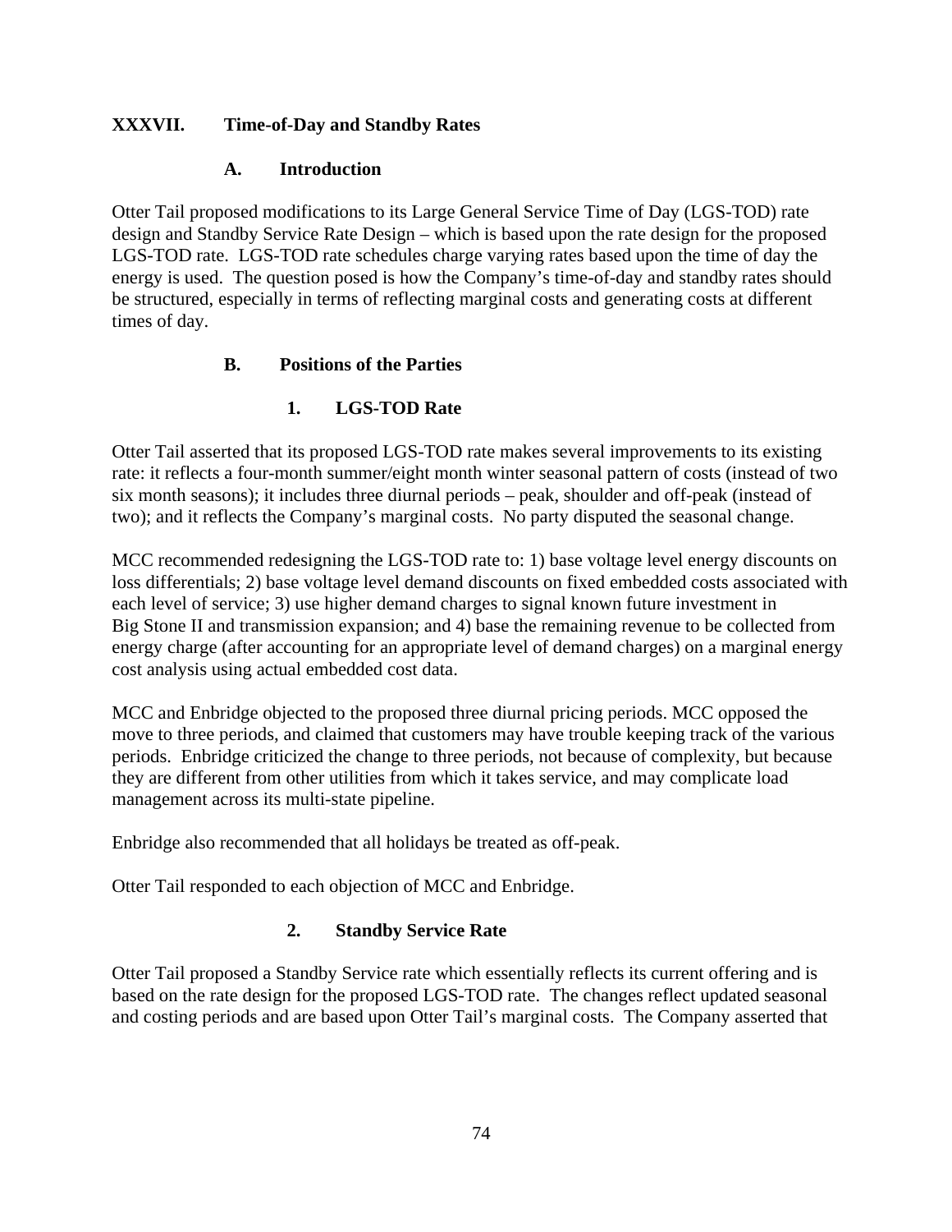## XXXVII. Time-of-Day and Standby Rates

### A. Introduction

Otter Tail proposed modifications to its Large General Service Time of Day (LGS-TOD) rate design and Standby Service Rate Design – which is based upon the rate design for the proposed LGS-TOD rate. LGS-TOD rate schedules charge varying rates based upon the time of day the energy is used. The question posed is how the Company's time-of-day and standby rates should be structured, especially in terms of reflecting marginal costs and generating costs at different times of day.

### B. Positions of the Parties

#### 1. LGS-TOD Rate

Otter Tail asserted that its proposed LGS-TOD rate makes several improvements to its existing rate: it reflects a four-month summer/eight month winter seasonal pattern of costs (instead of two six month seasons); it includes three diurnal periods – peak, shoulder and off-peak (instead of two); and it reflects the Company's marginal costs. No party disputed the seasonal change.

MCC recommended redesigning the LGS-TOD rate to: 1) base voltage level energy discounts on loss differentials; 2) base voltage level demand discounts on fixed embedded costs associated with each level of service; 3) use higher demand charges to signal known future investment in Big Stone II and transmission expansion; and 4) base the remaining revenue to be collected from energy charge (after accounting for an appropriate level of demand charges) on a marginal energy cost analysis using actual embedded cost data.

MCC and Enbridge objected to the proposed three diurnal pricing periods. MCC opposed the move to three periods, and claimed that customers may have trouble keeping track of the various periods. Enbridge criticized the change to three periods, not because of complexity, but because they are different from other utilities from which it takes service, and may complicate load management across its multi-state pipeline.

Enbridge also recommended that all holidays be treated as off-peak.

Otter Tail responded to each objection of MCC and Enbridge.

#### 2. Standby Service Rate

Otter Tail proposed a Standby Service rate which essentially reflects its current offering and is based on the rate design for the proposed LGS-TOD rate. The changes reflect updated seasonal and costing periods and are based upon Otter Tail's marginal costs. The Company asserted that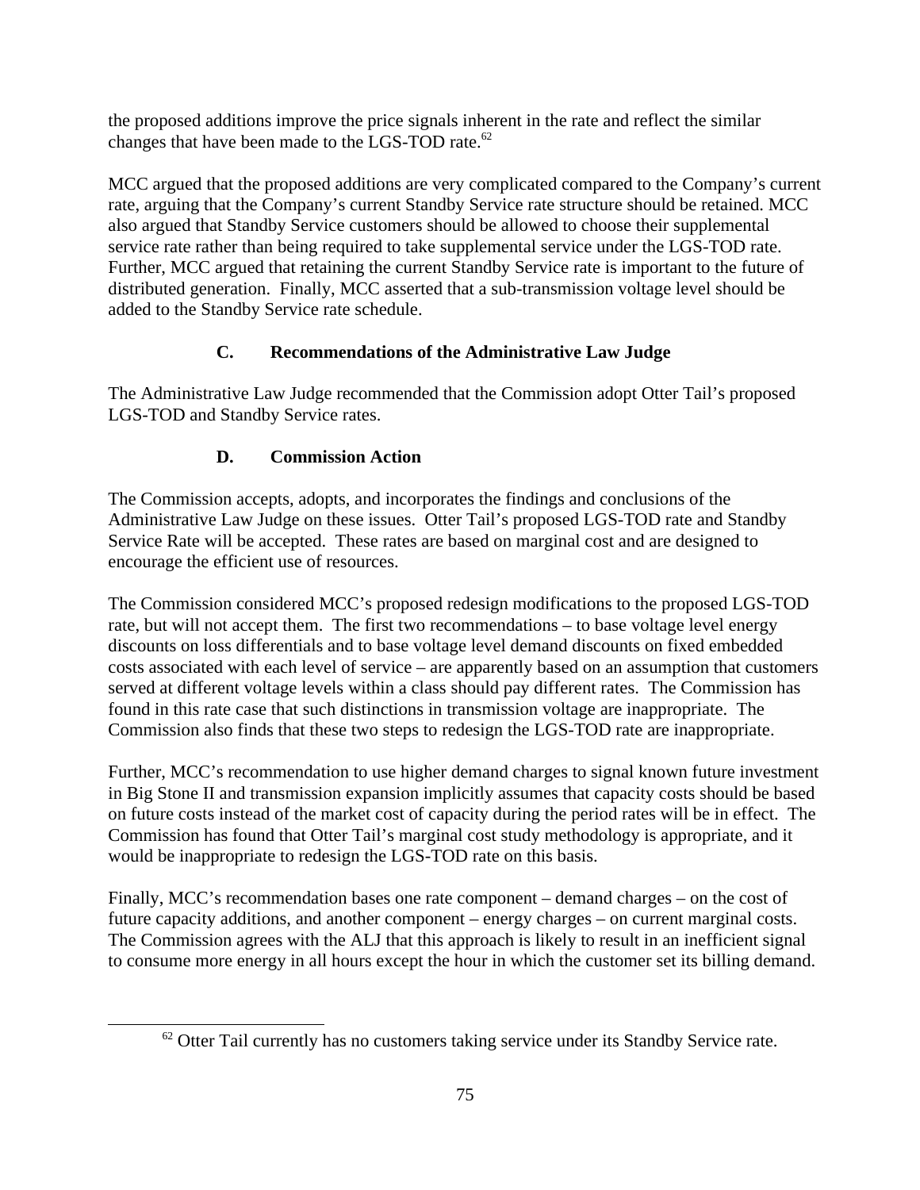the proposed additions improve the price signals inherent in the rate and reflect the similar changes that have been made to the LGS-TOD rate.[62]

MCC argued that the proposed additions are very complicated compared to the Company's current rate, arguing that the Company's current Standby Service rate structure should be retained. MCC also argued that Standby Service customers should be allowed to choose their supplemental service rate rather than being required to take supplemental service under the LGS-TOD rate. Further, MCC argued that retaining the current Standby Service rate is important to the future of distributed generation. Finally, MCC asserted that a sub-transmission voltage level should be added to the Standby Service rate schedule.

### C. Recommendations of the Administrative Law Judge

The Administrative Law Judge recommended that the Commission adopt Otter Tail's proposed LGS-TOD and Standby Service rates.

### D. Commission Action

The Commission accepts, adopts, and incorporates the findings and conclusions of the Administrative Law Judge on these issues. Otter Tail's proposed LGS-TOD rate and Standby Service Rate will be accepted. These rates are based on marginal cost and are designed to encourage the efficient use of resources.

The Commission considered MCC's proposed redesign modifications to the proposed LGS-TOD rate, but will not accept them. The first two recommendations – to base voltage level energy discounts on loss differentials and to base voltage level demand discounts on fixed embedded costs associated with each level of service – are apparently based on an assumption that customers served at different voltage levels within a class should pay different rates. The Commission has found in this rate case that such distinctions in transmission voltage are inappropriate. The Commission also finds that these two steps to redesign the LGS-TOD rate are inappropriate.

Further, MCC's recommendation to use higher demand charges to signal known future investment in Big Stone II and transmission expansion implicitly assumes that capacity costs should be based on future costs instead of the market cost of capacity during the period rates will be in effect. The Commission has found that Otter Tail's marginal cost study methodology is appropriate, and it would be inappropriate to redesign the LGS-TOD rate on this basis.

Finally, MCC's recommendation bases one rate component – demand charges – on the cost of future capacity additions, and another component – energy charges – on current marginal costs. The Commission agrees with the ALJ that this approach is likely to result in an inefficient signal to consume more energy in all hours except the hour in which the customer set its billing demand.

[62] Otter Tail currently has no customers taking service under its Standby Service rate.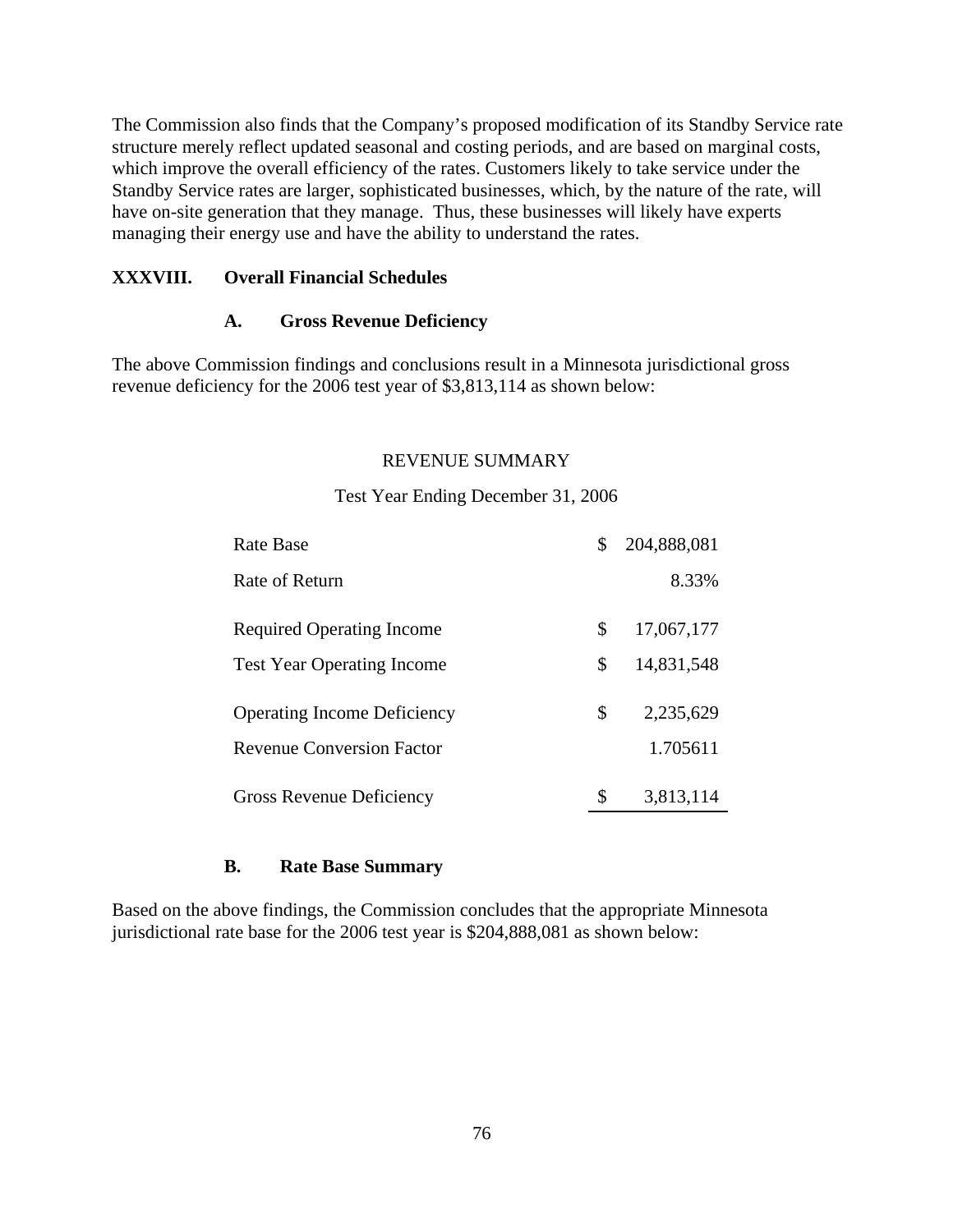The Commission also finds that the Company's proposed modification of its Standby Service rate structure merely reflect updated seasonal and costing periods, and are based on marginal costs, which improve the overall efficiency of the rates. Customers likely to take service under the Standby Service rates are larger, sophisticated businesses, which, by the nature of the rate, will have on-site generation that they manage. Thus, these businesses will likely have experts managing their energy use and have the ability to understand the rates.

## XXXVIII. Overall Financial Schedules

### A. Gross Revenue Deficiency

The above Commission findings and conclusions result in a Minnesota jurisdictional gross revenue deficiency for the 2006 test year of $3,813,114 as shown below:

REVENUE SUMMARY

Test Year Ending December 31, 2006

| | | |
|---|---|---|
| Rate Base | $ | 204,888,081 |
| Rate of Return | | 8.33% |
| Required Operating Income | $ | 17,067,177 |
| Test Year Operating Income | $ | 14,831,548 |
| Operating Income Deficiency | $ | 2,235,629 |
| Revenue Conversion Factor | | 1.705611 |
| Gross Revenue Deficiency | $ | 3,813,114 |

### B. Rate Base Summary

Based on the above findings, the Commission concludes that the appropriate Minnesota jurisdictional rate base for the 2006 test year is $204,888,081 as shown below: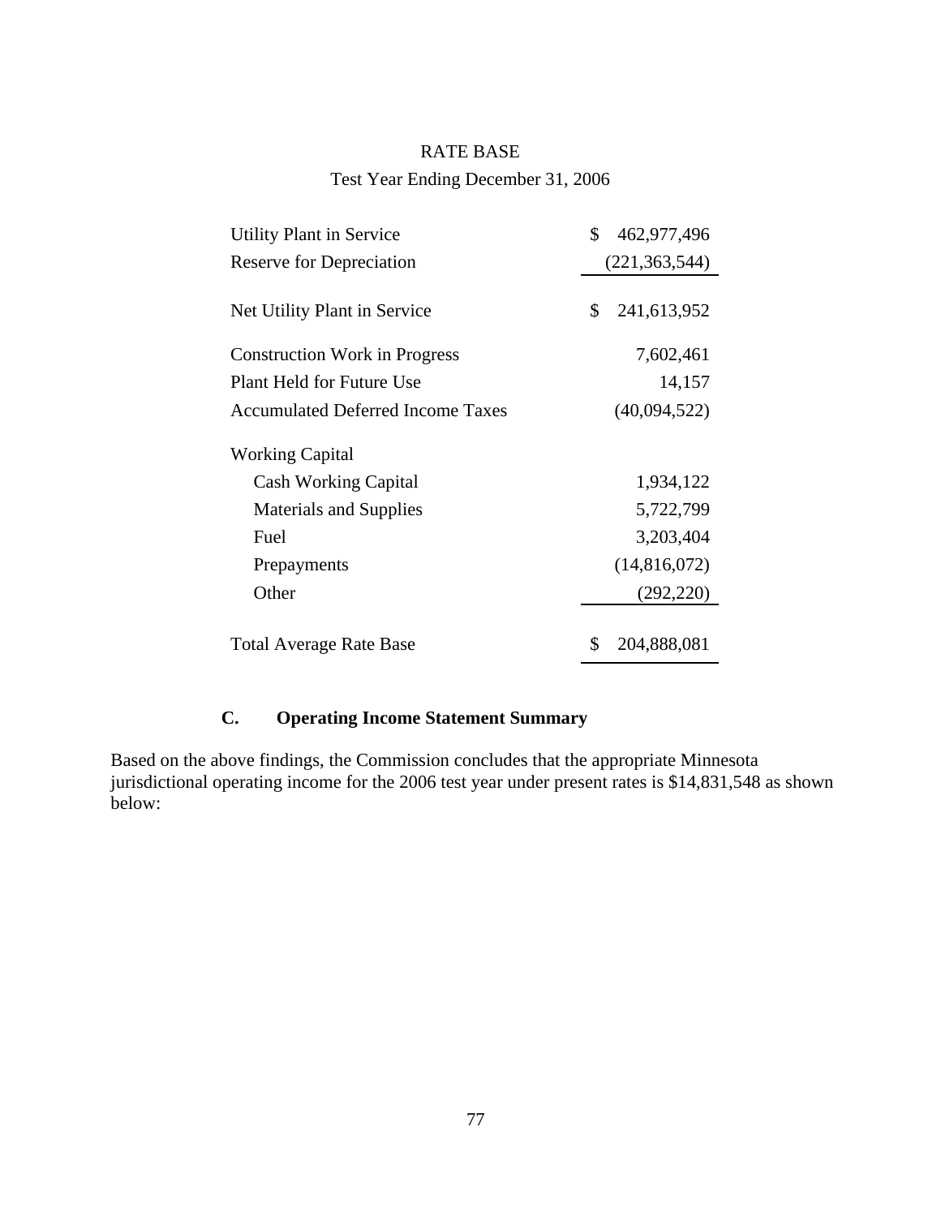RATE BASE

Test Year Ending December 31, 2006

| | |
|---|---|
| Utility Plant in Service | $ 462,977,496 |
| Reserve for Depreciation | (221,363,544) |
| Net Utility Plant in Service | $ 241,613,952 |
| Construction Work in Progress | 7,602,461 |
| Plant Held for Future Use | 14,157 |
| Accumulated Deferred Income Taxes | (40,094,522) |
| Working Capital | |
| Cash Working Capital | 1,934,122 |
| Materials and Supplies | 5,722,799 |
| Fuel | 3,203,404 |
| Prepayments | (14,816,072) |
| Other | (292,220) |
| Total Average Rate Base | $ 204,888,081 |

### C. Operating Income Statement Summary

Based on the above findings, the Commission concludes that the appropriate Minnesota jurisdictional operating income for the 2006 test year under present rates is $14,831,548 as shown below: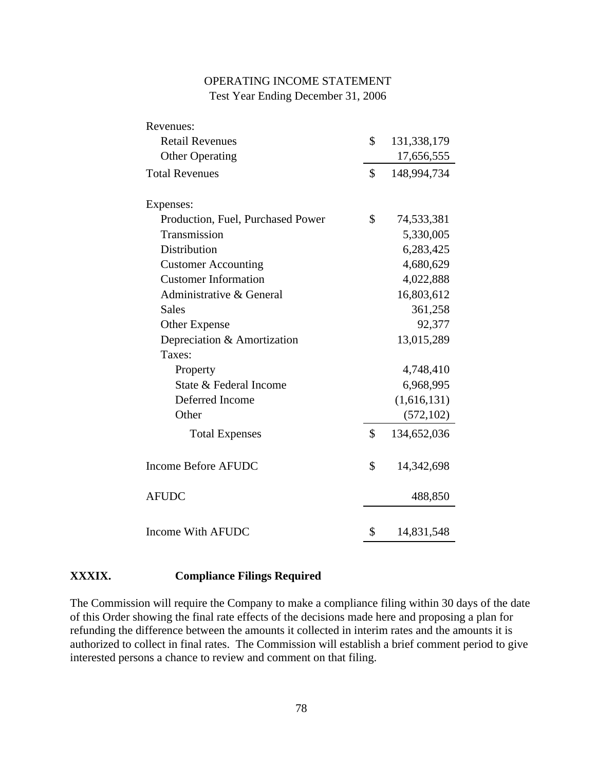OPERATING INCOME STATEMENT
Test Year Ending December 31, 2006

| | | |
|---|---|---|
| Revenues: | | |
| Retail Revenues | $ | 131,338,179 |
| Other Operating | | 17,656,555 |
| Total Revenues | $ | 148,994,734 |
| | | |
| Expenses: | | |
| Production, Fuel, Purchased Power | $ | 74,533,381 |
| Transmission | | 5,330,005 |
| Distribution | | 6,283,425 |
| Customer Accounting | | 4,680,629 |
| Customer Information | | 4,022,888 |
| Administrative & General | | 16,803,612 |
| Sales | | 361,258 |
| Other Expense | | 92,377 |
| Depreciation & Amortization | | 13,015,289 |
| Taxes: | | |
| Property | | 4,748,410 |
| State & Federal Income | | 6,968,995 |
| Deferred Income | | (1,616,131) |
| Other | | (572,102) |
| Total Expenses | $ | 134,652,036 |
| | | |
| Income Before AFUDC | $ | 14,342,698 |
| | | |
| AFUDC | | 488,850 |
| | | |
| Income With AFUDC | $ | 14,831,548 |

## XXXIX. Compliance Filings Required

The Commission will require the Company to make a compliance filing within 30 days of the date of this Order showing the final rate effects of the decisions made here and proposing a plan for refunding the difference between the amounts it collected in interim rates and the amounts it is authorized to collect in final rates. The Commission will establish a brief comment period to give interested persons a chance to review and comment on that filing.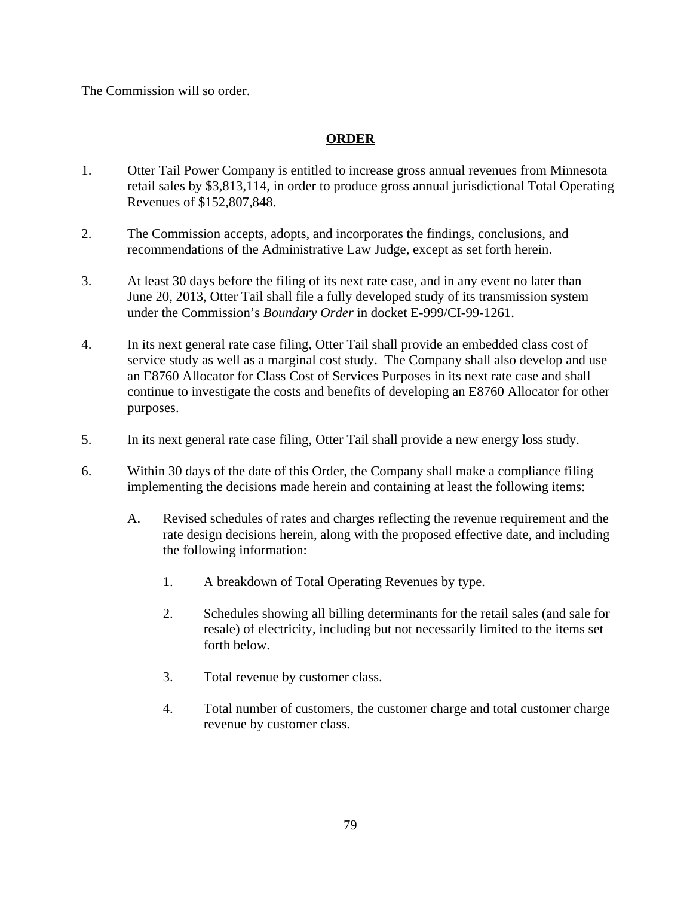The Commission will so order.

## ORDER

1. Otter Tail Power Company is entitled to increase gross annual revenues from Minnesota retail sales by $3,813,114, in order to produce gross annual jurisdictional Total Operating Revenues of $152,807,848.

2. The Commission accepts, adopts, and incorporates the findings, conclusions, and recommendations of the Administrative Law Judge, except as set forth herein.

3. At least 30 days before the filing of its next rate case, and in any event no later than June 20, 2013, Otter Tail shall file a fully developed study of its transmission system under the Commission's *Boundary Order* in docket E-999/CI-99-1261.

4. In its next general rate case filing, Otter Tail shall provide an embedded class cost of service study as well as a marginal cost study. The Company shall also develop and use an E8760 Allocator for Class Cost of Services Purposes in its next rate case and shall continue to investigate the costs and benefits of developing an E8760 Allocator for other purposes.

5. In its next general rate case filing, Otter Tail shall provide a new energy loss study.

6. Within 30 days of the date of this Order, the Company shall make a compliance filing implementing the decisions made herein and containing at least the following items:

   A. Revised schedules of rates and charges reflecting the revenue requirement and the rate design decisions herein, along with the proposed effective date, and including the following information:

      1. A breakdown of Total Operating Revenues by type.

      2. Schedules showing all billing determinants for the retail sales (and sale for resale) of electricity, including but not necessarily limited to the items set forth below.

      3. Total revenue by customer class.

      4. Total number of customers, the customer charge and total customer charge revenue by customer class.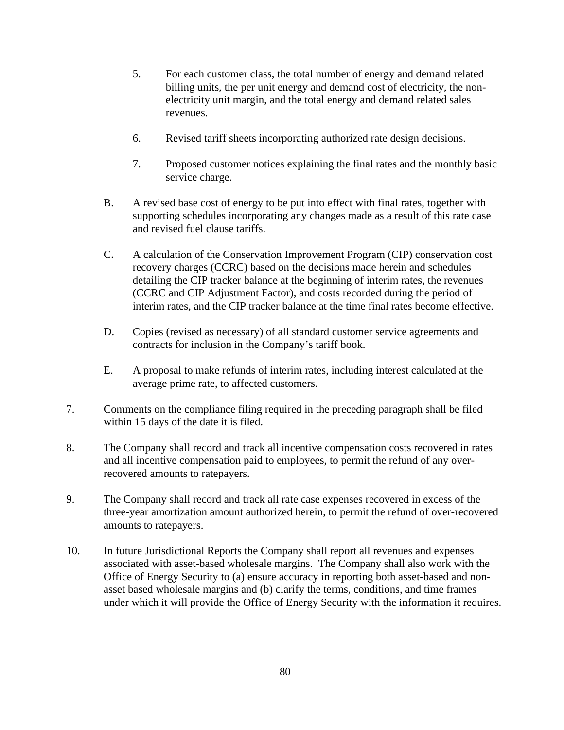5. For each customer class, the total number of energy and demand related billing units, the per unit energy and demand cost of electricity, the non-electricity unit margin, and the total energy and demand related sales revenues.

6. Revised tariff sheets incorporating authorized rate design decisions.

7. Proposed customer notices explaining the final rates and the monthly basic service charge.

B. A revised base cost of energy to be put into effect with final rates, together with supporting schedules incorporating any changes made as a result of this rate case and revised fuel clause tariffs.

C. A calculation of the Conservation Improvement Program (CIP) conservation cost recovery charges (CCRC) based on the decisions made herein and schedules detailing the CIP tracker balance at the beginning of interim rates, the revenues (CCRC and CIP Adjustment Factor), and costs recorded during the period of interim rates, and the CIP tracker balance at the time final rates become effective.

D. Copies (revised as necessary) of all standard customer service agreements and contracts for inclusion in the Company's tariff book.

E. A proposal to make refunds of interim rates, including interest calculated at the average prime rate, to affected customers.

7. Comments on the compliance filing required in the preceding paragraph shall be filed within 15 days of the date it is filed.

8. The Company shall record and track all incentive compensation costs recovered in rates and all incentive compensation paid to employees, to permit the refund of any over-recovered amounts to ratepayers.

9. The Company shall record and track all rate case expenses recovered in excess of the three-year amortization amount authorized herein, to permit the refund of over-recovered amounts to ratepayers.

10. In future Jurisdictional Reports the Company shall report all revenues and expenses associated with asset-based wholesale margins. The Company shall also work with the Office of Energy Security to (a) ensure accuracy in reporting both asset-based and non-asset based wholesale margins and (b) clarify the terms, conditions, and time frames under which it will provide the Office of Energy Security with the information it requires.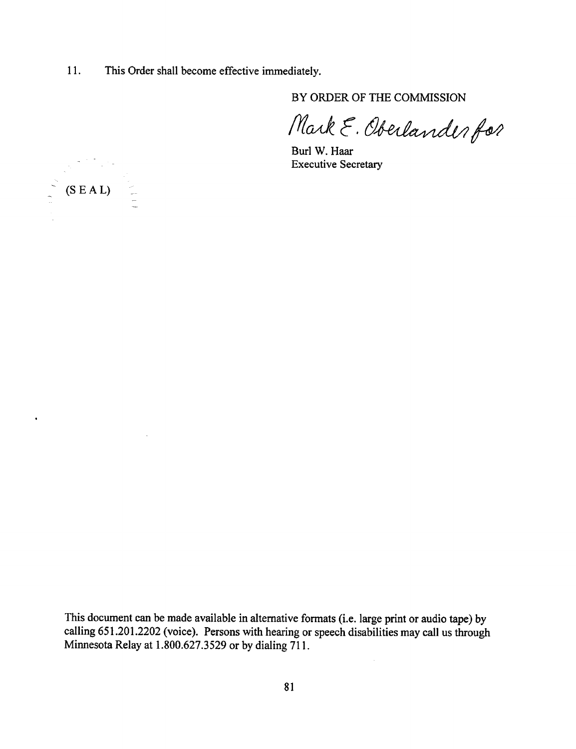11. This Order shall become effective immediately.

BY ORDER OF THE COMMISSION

Mark E. Oberlander for

Burl W. Haar
Executive Secretary

(S E A L)

This document can be made available in alternative formats (i.e. large print or audio tape) by calling 651.201.2202 (voice). Persons with hearing or speech disabilities may call us through Minnesota Relay at 1.800.627.3529 or by dialing 711.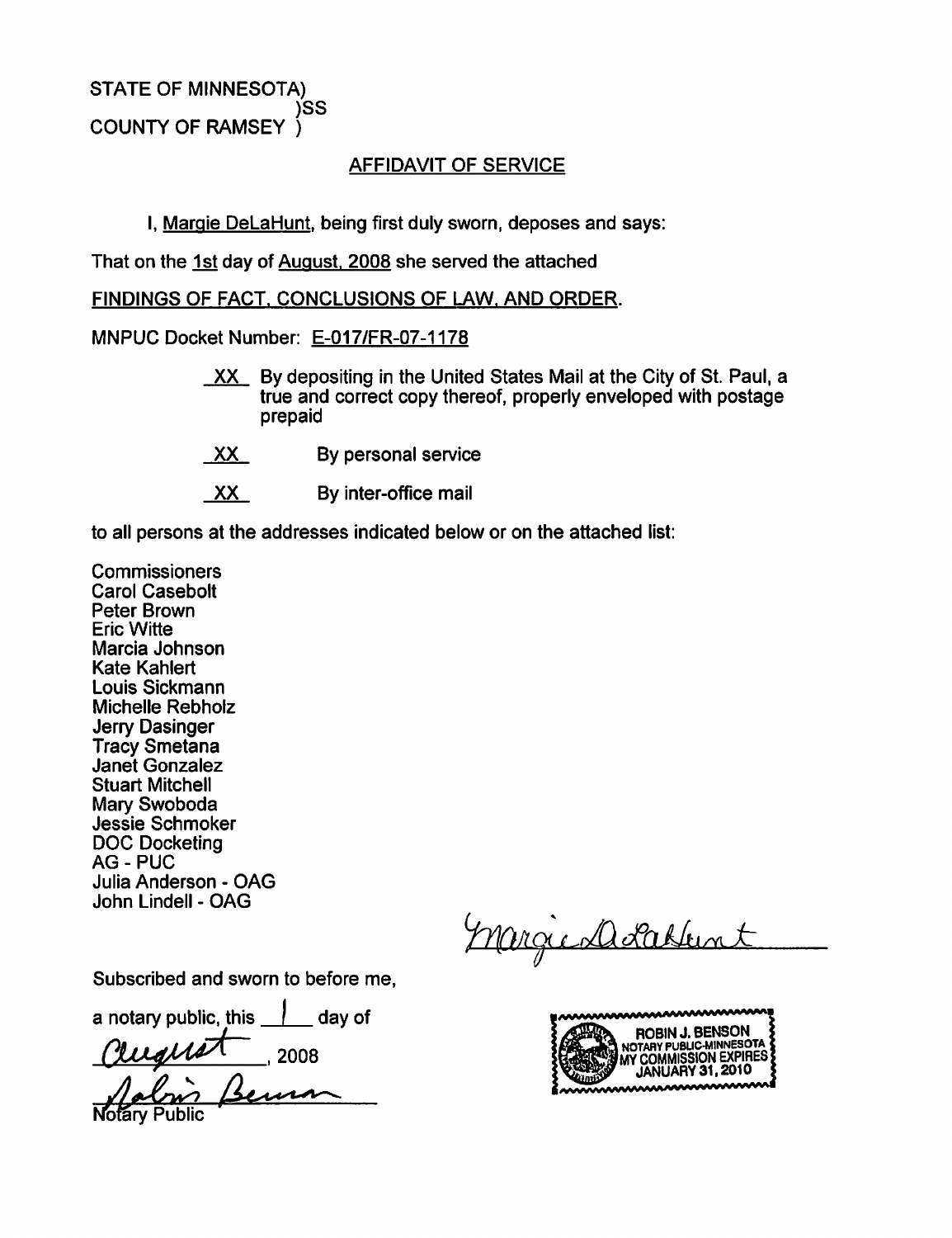STATE OF MINNESOTA)
)SS
COUNTY OF RAMSEY )

## AFFIDAVIT OF SERVICE

I, Margie DeLaHunt, being first duly sworn, deposes and says:

That on the 1st day of August, 2008 she served the attached

FINDINGS OF FACT, CONCLUSIONS OF LAW, AND ORDER.

MNPUC Docket Number: E-017/FR-07-1178

XX By depositing in the United States Mail at the City of St. Paul, a true and correct copy thereof, properly enveloped with postage prepaid

XX By personal service

XX By inter-office mail

to all persons at the addresses indicated below or on the attached list:

Commissioners
Carol Casebolt
Peter Brown
Eric Witte
Marcia Johnson
Kate Kahlert
Louis Sickmann
Michelle Rebholz
Jerry Dasinger
Tracy Smetana
Janet Gonzalez
Stuart Mitchell
Mary Swoboda
Jessie Schmoker
DOC Docketing
AG - PUC
Julia Anderson - OAG
John Lindell - OAG

Margie DeLaHunt

Subscribed and sworn to before me,

a notary public, this 1 day of

August, 2008

Robin Benson
Notary Public

ROBIN J. BENSON
NOTARY PUBLIC-MINNESOTA
MY COMMISSION EXPIRES
JANUARY 31, 2010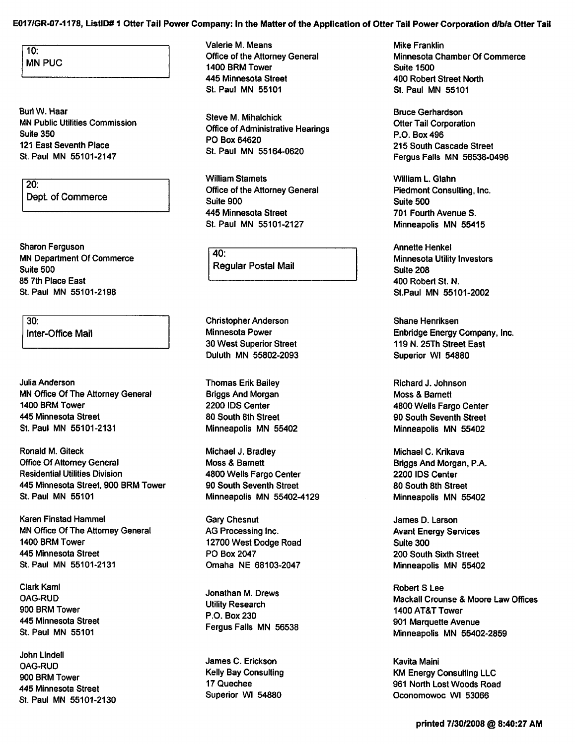**E017/GR-07-1178, ListID# 1 Otter Tail Power Company: In the Matter of the Application of Otter Tail Power Corporation d/b/a Otter Tail**

**10:**
**MN PUC**

Burl W. Haar
MN Public Utilities Commission
Suite 350
121 East Seventh Place
St. Paul MN 55101-2147

**20:**
**Dept. of Commerce**

Sharon Ferguson
MN Department Of Commerce
Suite 500
85 7th Place East
St. Paul MN 55101-2198

**30:**
**Inter-Office Mail**

Julia Anderson
MN Office Of The Attorney General
1400 BRM Tower
445 Minnesota Street
St. Paul MN 55101-2131

Ronald M. Giteck
Office Of Attorney General
Residential Utilities Division
445 Minnesota Street, 900 BRM Tower
St. Paul MN 55101

Karen Finstad Hammel
MN Office Of The Attorney General
1400 BRM Tower
445 Minnesota Street
St. Paul MN 55101-2131

Clark Kaml
OAG-RUD
900 BRM Tower
445 Minnesota Street
St. Paul MN 55101

John Lindell
OAG-RUD
900 BRM Tower
445 Minnesota Street
St. Paul MN 55101-2130

Valerie M. Means
Office of the Attorney General
1400 BRM Tower
445 Minnesota Street
St. Paul MN 55101

Steve M. Mihalchick
Office of Administrative Hearings
PO Box 64620
St. Paul MN 55164-0620

William Stamets
Office of the Attorney General
Suite 900
445 Minnesota Street
St. Paul MN 55101-2127

**40:**
**Regular Postal Mail**

Christopher Anderson
Minnesota Power
30 West Superior Street
Duluth MN 55802-2093

Thomas Erik Bailey
Briggs And Morgan
2200 IDS Center
80 South 8th Street
Minneapolis MN 55402

Michael J. Bradley
Moss & Barnett
4800 Wells Fargo Center
90 South Seventh Street
Minneapolis MN 55402-4129

Gary Chesnut
AG Processing Inc.
12700 West Dodge Road
PO Box 2047
Omaha NE 68103-2047

Jonathan M. Drews
Utility Research
P.O. Box 230
Fergus Falls MN 56538

James C. Erickson
Kelly Bay Consulting
17 Quechee
Superior WI 54880

Mike Franklin
Minnesota Chamber Of Commerce
Suite 1500
400 Robert Street North
St. Paul MN 55101

Bruce Gerhardson
Otter Tail Corporation
P.O. Box 496
215 South Cascade Street
Fergus Falls MN 56538-0496

William L. Glahn
Piedmont Consulting, Inc.
Suite 500
701 Fourth Avenue S.
Minneapolis MN 55415

Annette Henkel
Minnesota Utility Investors
Suite 208
400 Robert St. N.
St.Paul MN 55101-2002

Shane Henriksen
Enbridge Energy Company, Inc.
119 N. 25Th Street East
Superior WI 54880

Richard J. Johnson
Moss & Barnett
4800 Wells Fargo Center
90 South Seventh Street
Minneapolis MN 55402

Michael C. Krikava
Briggs And Morgan, P.A.
2200 IDS Center
80 South 8th Street
Minneapolis MN 55402

James D. Larson
Avant Energy Services
Suite 300
200 South Sixth Street
Minneapolis MN 55402

Robert S Lee
Mackall Crounse & Moore Law Offices
1400 AT&T Tower
901 Marquette Avenue
Minneapolis MN 55402-2859

Kavita Maini
KM Energy Consulting LLC
961 North Lost Woods Road
Oconomowoc WI 53066

**printed 7/30/2008 @ 8:40:27 AM**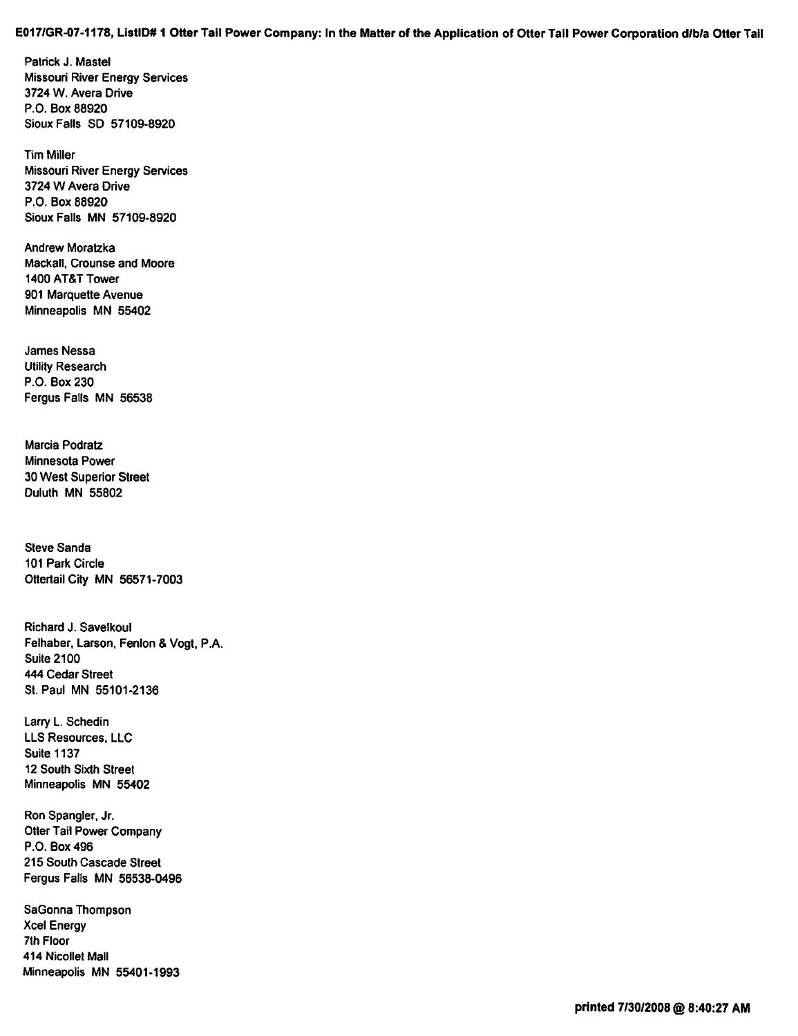**E017/GR-07-1178, ListID# 1 Otter Tail Power Company: In the Matter of the Application of Otter Tail Power Corporation d/b/a Otter Tail**

Patrick J. Mastel
Missouri River Energy Services
3724 W. Avera Drive
P.O. Box 88920
Sioux Falls SD 57109-8920

Tim Miller
Missouri River Energy Services
3724 W Avera Drive
P.O. Box 88920
Sioux Falls MN 57109-8920

Andrew Moratzka
Mackall, Crounse and Moore
1400 AT&T Tower
901 Marquette Avenue
Minneapolis MN 55402

James Nessa
Utility Research
P.O. Box 230
Fergus Falls MN 56538

Marcia Podratz
Minnesota Power
30 West Superior Street
Duluth MN 55802

Steve Sanda
101 Park Circle
Ottertail City MN 56571-7003

Richard J. Savelkoul
Felhaber, Larson, Fenlon & Vogt, P.A.
Suite 2100
444 Cedar Street
St. Paul MN 55101-2136

Larry L. Schedin
LLS Resources, LLC
Suite 1137
12 South Sixth Street
Minneapolis MN 55402

Ron Spangler, Jr.
Otter Tail Power Company
P.O. Box 496
215 South Cascade Street
Fergus Falls MN 56538-0496

SaGonna Thompson
Xcel Energy
7th Floor
414 Nicollet Mall
Minneapolis MN 55401-1993

**printed 7/30/2008 @ 8:40:27 AM**